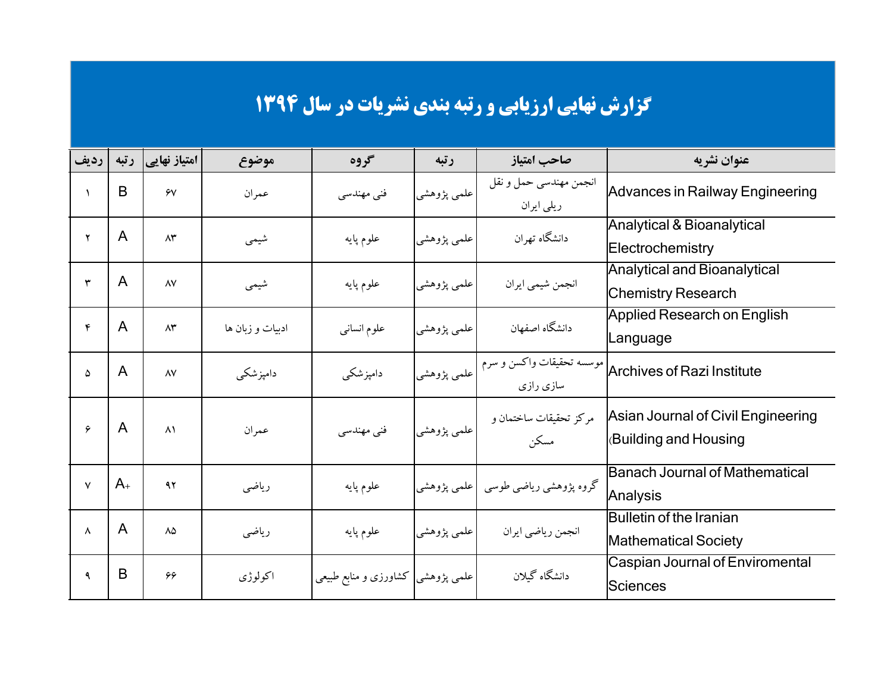# گزارش نهایی ارزیابی و رتبه بندی نشریات در سال ۱۳۹۴

| ردیف | رتبه | امتیاز نهایی | موضوع | گروه | رتبه | صاحب امتیاز | عنوان نشریه |
|---|---|---|---|---|---|---|---|
| ۱ | B | ۶۷ | عمران | فنی مهندسی | علمی پژوهشی | انجمن مهندسی حمل و نقل ریلی ایران | Advances in Railway Engineering |
| ۲ | A | ۸۳ | شیمی | علوم پایه | علمی پژوهشی | دانشگاه تهران | Analytical & Bioanalytical Electrochemistry |
| ۳ | A | ۸۷ | شیمی | علوم پایه | علمی پژوهشی | انجمن شیمی ایران | Analytical and Bioanalytical Chemistry Research |
| ۴ | A | ۸۳ | ادبیات و زبان ها | علوم انسانی | علمی پژوهشی | دانشگاه اصفهان | Applied Research on English Language |
| ۵ | A | ۸۷ | دامپزشکی | دامپزشکی | علمی پژوهشی | موسسه تحقیقات واکسن و سرم سازی رازی | Archives of Razi Institute |
| ۶ | A | ۸۱ | عمران | فنی مهندسی | علمی پژوهشی | مرکز تحقیقات ساختمان و مسکن | Asian Journal of Civil Engineering (Building and Housing |
| ۷ | A+ | ۹۲ | ریاضی | علوم پایه | علمی پژوهشی | گروه پژوهشی ریاضی طوسی | Banach Journal of Mathematical Analysis |
| ۸ | A | ۸۵ | ریاضی | علوم پایه | علمی پژوهشی | انجمن ریاضی ایران | Bulletin of the Iranian Mathematical Society |
| ۹ | B | ۶۶ | اکولوژی | کشاورزی و منابع طبیعی | علمی پژوهشی | دانشگاه گیلان | Caspian Journal of Enviromental Sciences |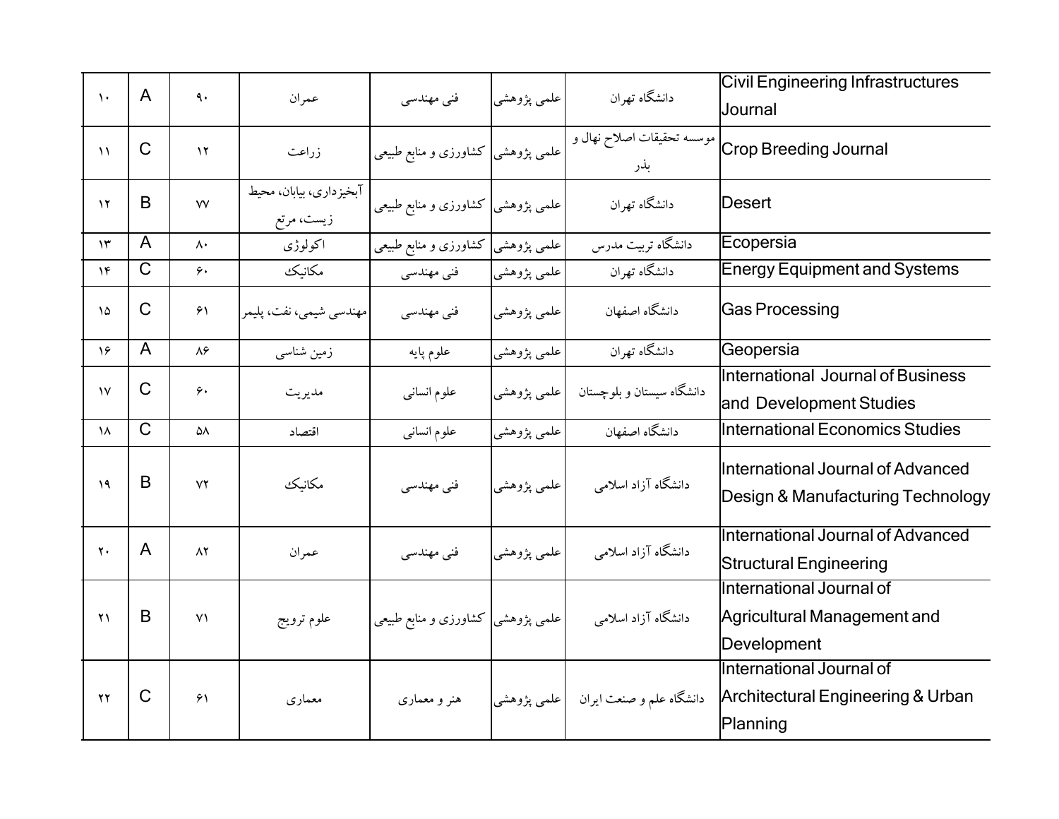| ۱۰ | A | ۹۰ | عمران | فنی مهندسی | علمی پژوهشی | دانشگاه تهران | Civil Engineering Infrastructures Journal |
|---|---|---|---|---|---|---|---|
| ۱۱ | C | ۱۲ | زراعت | کشاورزی و منابع طبیعی | علمی پژوهشی | موسسه تحقیقات اصلاح نهال و بذر | Crop Breeding Journal |
| ۱۲ | B | ۷۷ | آبخیزداری، بیابان، محیط زیست، مرتع | کشاورزی و منابع طبیعی | علمی پژوهشی | دانشگاه تهران | Desert |
| ۱۳ | A | ۸۰ | اکولوژی | کشاورزی و منابع طبیعی | علمی پژوهشی | دانشگاه تربیت مدرس | Ecopersia |
| ۱۴ | C | ۶۰ | مکانیک | فنی مهندسی | علمی پژوهشی | دانشگاه تهران | Energy Equipment and Systems |
| ۱۵ | C | ۶۱ | مهندسی شیمی، نفت، پلیمر | فنی مهندسی | علمی پژوهشی | دانشگاه اصفهان | Gas Processing |
| ۱۶ | A | ۸۶ | زمین شناسی | علوم پایه | علمی پژوهشی | دانشگاه تهران | Geopersia |
| ۱۷ | C | ۶۰ | مدیریت | علوم انسانی | علمی پژوهشی | دانشگاه سیستان و بلوچستان | International Journal of Business and Development Studies |
| ۱۸ | C | ۵۸ | اقتصاد | علوم انسانی | علمی پژوهشی | دانشگاه اصفهان | International Economics Studies |
| ۱۹ | B | ۷۲ | مکانیک | فنی مهندسی | علمی پژوهشی | دانشگاه آزاد اسلامی | International Journal of Advanced Design & Manufacturing Technology |
| ۲۰ | A | ۸۲ | عمران | فنی مهندسی | علمی پژوهشی | دانشگاه آزاد اسلامی | International Journal of Advanced Structural Engineering |
| ۲۱ | B | ۷۱ | علوم ترویج | کشاورزی و منابع طبیعی | علمی پژوهشی | دانشگاه آزاد اسلامی | International Journal of Agricultural Management and Development |
| ۲۲ | C | ۶۱ | معماری | هنر و معماری | علمی پژوهشی | دانشگاه علم و صنعت ایران | International Journal of Architectural Engineering & Urban Planning |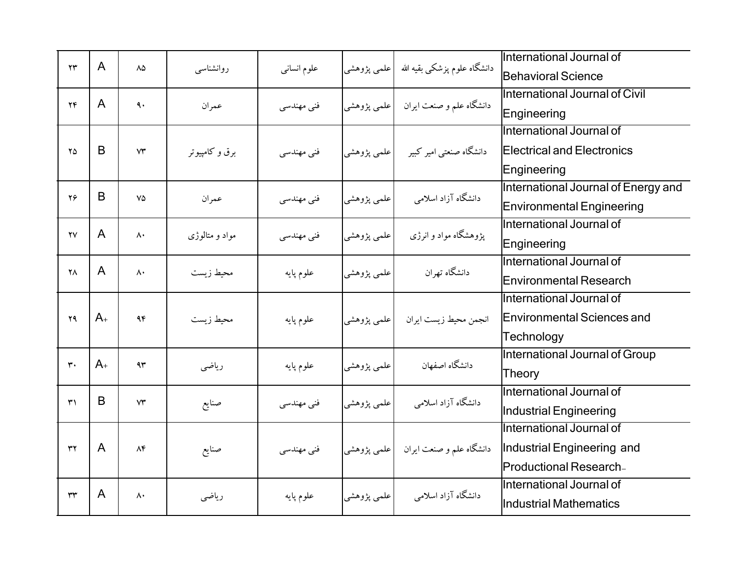| | | | | | | | |
|---|---|---|---|---|---|---|---|
| ۲۳ | A | ۸۵ | روانشناسی | علوم انسانی | علمی پژوهشی | دانشگاه علوم پزشکی بقیه الله | International Journal of Behavioral Science |
| ۲۴ | A | ۹۰ | عمران | فنی مهندسی | علمی پژوهشی | دانشگاه علم و صنعت ایران | International Journal of Civil Engineering |
| ۲۵ | B | ۷۳ | برق و کامپیوتر | فنی مهندسی | علمی پژوهشی | دانشگاه صنعتی امیر کبیر | International Journal of Electrical and Electronics Engineering |
| ۲۶ | B | ۷۵ | عمران | فنی مهندسی | علمی پژوهشی | دانشگاه آزاد اسلامی | International Journal of Energy and Environmental Engineering |
| ۲۷ | A | ۸۰ | مواد و متالوژی | فنی مهندسی | علمی پژوهشی | پژوهشگاه مواد و انرژی | International Journal of Engineering |
| ۲۸ | A | ۸۰ | محیط زیست | علوم پایه | علمی پژوهشی | دانشگاه تهران | International Journal of Environmental Research |
| ۲۹ | A+ | ۹۴ | محیط زیست | علوم پایه | علمی پژوهشی | انجمن محیط زیست ایران | International Journal of Environmental Sciences and Technology |
| ۳۰ | A+ | ۹۳ | ریاضی | علوم پایه | علمی پژوهشی | دانشگاه اصفهان | International Journal of Group Theory |
| ۳۱ | B | ۷۳ | صنایع | فنی مهندسی | علمی پژوهشی | دانشگاه آزاد اسلامی | International Journal of Industrial Engineering |
| ۳۲ | A | ۸۴ | صنایع | فنی مهندسی | علمی پژوهشی | دانشگاه علم و صنعت ایران | International Journal of Industrial Engineering and Productional Research |
| ۳۳ | A | ۸۰ | ریاضی | علوم پایه | علمی پژوهشی | دانشگاه آزاد اسلامی | International Journal of Industrial Mathematics |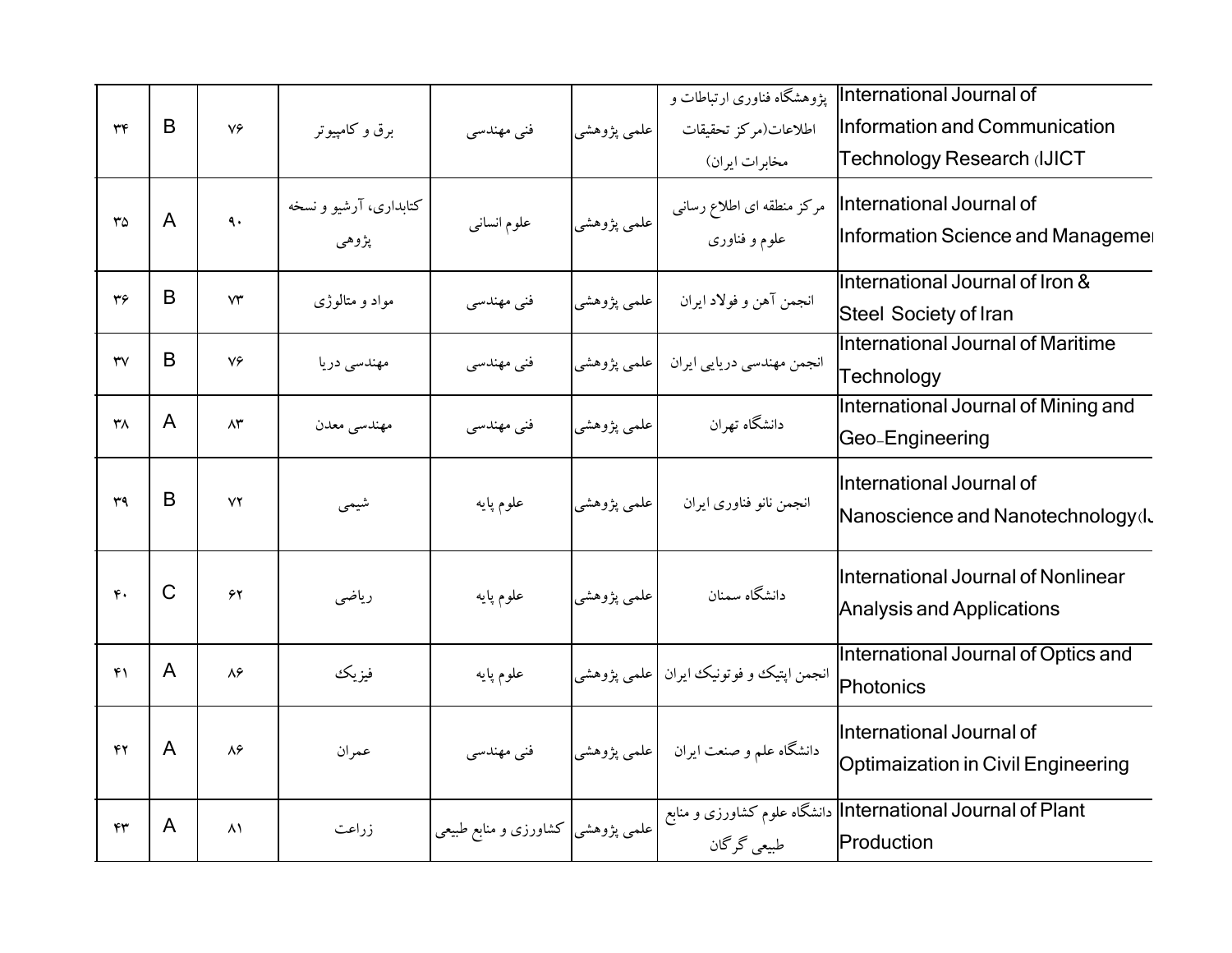| ۳۴ | B | ۷۶ | برق و کامپیوتر | فنی مهندسی | علمی پژوهشی | پژوهشگاه فناوری ارتباطات و اطلاعات(مرکز تحقیقات مخابرات ایران) | International Journal of Information and Communication Technology Research (IJICT |
|---|---|---|---|---|---|---|---|
| ۳۵ | A | ۹۰ | کتابداری، آرشیو و نسخه پژوهی | علوم انسانی | علمی پژوهشی | مرکز منطقه ای اطلاع رسانی علوم و فناوری | International Journal of Information Science and Managemer |
| ۳۶ | B | ۷۳ | مواد و متالوژی | فنی مهندسی | علمی پژوهشی | انجمن آهن و فولاد ایران | International Journal of Iron & Steel Society of Iran |
| ۳۷ | B | ۷۶ | مهندسی دریا | فنی مهندسی | علمی پژوهشی | انجمن مهندسی دریایی ایران | International Journal of Maritime Technology |
| ۳۸ | A | ۸۳ | مهندسی معدن | فنی مهندسی | علمی پژوهشی | دانشگاه تهران | International Journal of Mining and Geo-Engineering |
| ۳۹ | B | ۷۲ | شیمی | علوم پایه | علمی پژوهشی | انجمن نانو فناوری ایران | International Journal of Nanoscience and Nanotechnology(IJ |
| ۴۰ | C | ۶۲ | ریاضی | علوم پایه | علمی پژوهشی | دانشگاه سمنان | International Journal of Nonlinear Analysis and Applications |
| ۴۱ | A | ۸۶ | فیزیک | علوم پایه | علمی پژوهشی | انجمن اپتیک و فوتونیک ایران | International Journal of Optics and Photonics |
| ۴۲ | A | ۸۶ | عمران | فنی مهندسی | علمی پژوهشی | دانشگاه علم و صنعت ایران | International Journal of Optimaization in Civil Engineering |
| ۴۳ | A | ۸۱ | زراعت | کشاورزی و منابع طبیعی | علمی پژوهشی | دانشگاه علوم کشاورزی و منابع طبیعی گرگان | International Journal of Plant Production |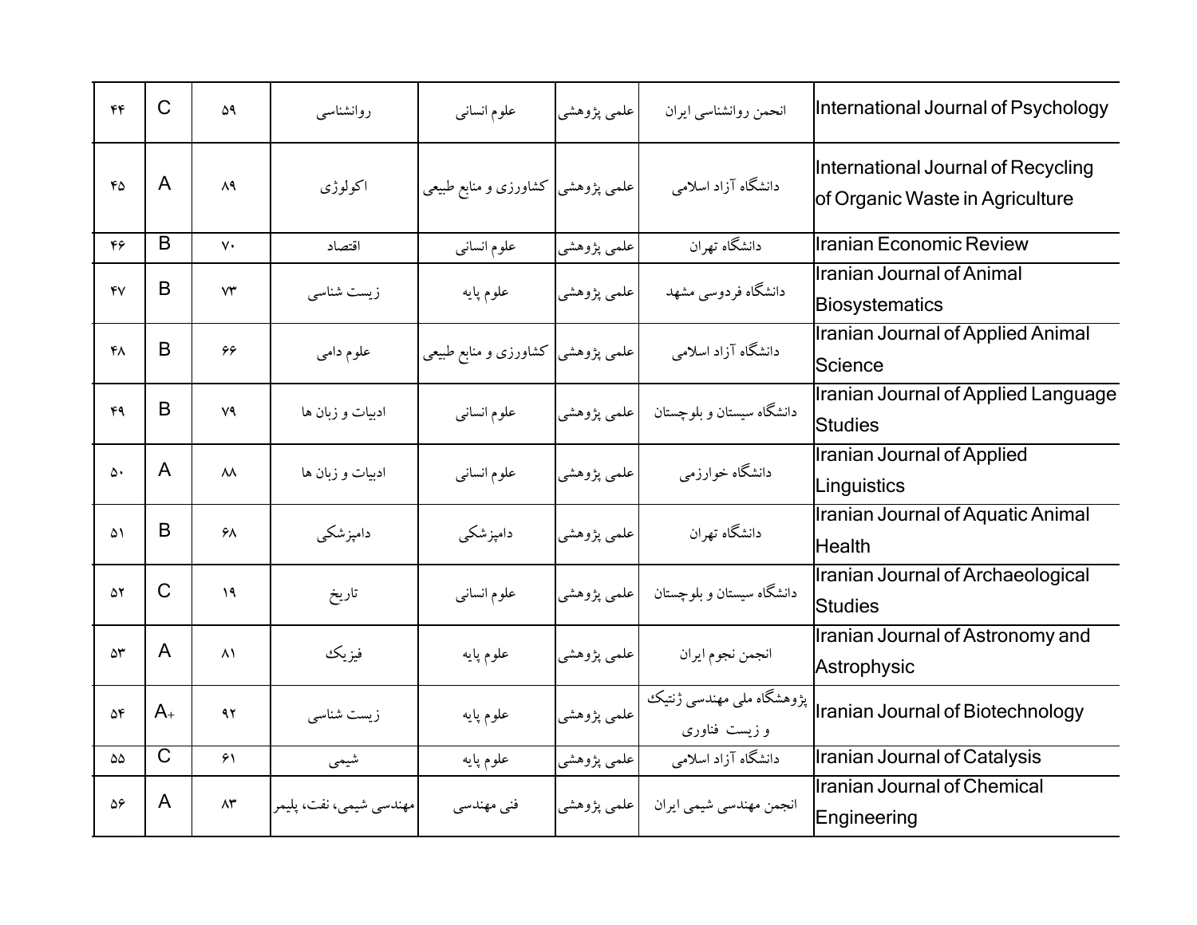| ۴۴ | C | ۵۹ | روانشناسی | علوم انسانی | علمی پژوهشی | انحمن روانشناسی ایران | International Journal of Psychology |
|---|---|---|---|---|---|---|---|
| ۴۵ | A | ۸۹ | اکولوژی | کشاورزی و منابع طبیعی | علمی پژوهشی | دانشگاه آزاد اسلامی | International Journal of Recycling of Organic Waste in Agriculture |
| ۴۶ | B | ۷۰ | اقتصاد | علوم انسانی | علمی پژوهشی | دانشگاه تهران | Iranian Economic Review |
| ۴۷ | B | ۷۳ | زیست شناسی | علوم پایه | علمی پژوهشی | دانشگاه فردوسی مشهد | Iranian Journal of Animal Biosystematics |
| ۴۸ | B | ۶۶ | علوم دامی | کشاورزی و منابع طبیعی | علمی پژوهشی | دانشگاه آزاد اسلامی | Iranian Journal of Applied Animal Science |
| ۴۹ | B | ۷۹ | ادبیات و زبان ها | علوم انسانی | علمی پژوهشی | دانشگاه سیستان و بلوچستان | Iranian Journal of Applied Language Studies |
| ۵۰ | A | ۸۸ | ادبیات و زبان ها | علوم انسانی | علمی پژوهشی | دانشگاه خوارزمی | Iranian Journal of Applied Linguistics |
| ۵۱ | B | ۶۸ | دامپزشکی | دامپزشکی | علمی پژوهشی | دانشگاه تهران | Iranian Journal of Aquatic Animal Health |
| ۵۲ | C | ۱۹ | تاریخ | علوم انسانی | علمی پژوهشی | دانشگاه سیستان و بلوچستان | Iranian Journal of Archaeological Studies |
| ۵۳ | A | ۸۱ | فیزیک | علوم پایه | علمی پژوهشی | انجمن نجوم ایران | Iranian Journal of Astronomy and Astrophysic |
| ۵۴ | A+ | ۹۲ | زیست شناسی | علوم پایه | علمی پژوهشی | پژوهشگاه ملی مهندسی ژنتیک و زیست فناوری | Iranian Journal of Biotechnology |
| ۵۵ | C | ۶۱ | شیمی | علوم پایه | علمی پژوهشی | دانشگاه آزاد اسلامی | Iranian Journal of Catalysis |
| ۵۶ | A | ۸۳ | مهندسی شیمی، نفت، پلیمر | فنی مهندسی | علمی پژوهشی | انجمن مهندسی شیمی ایران | Iranian Journal of Chemical Engineering |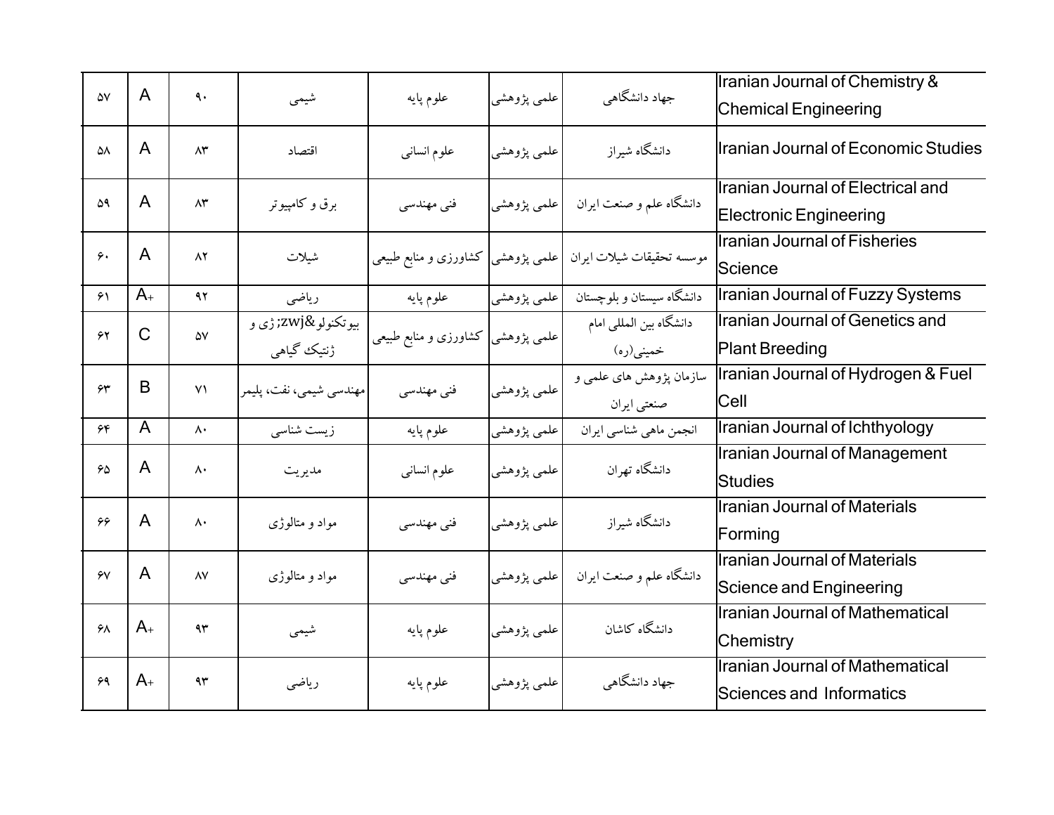| ۵۷ | A | ۹۰ | شیمی | علوم پایه | علمی پژوهشی | جهاد دانشگاهی | Iranian Journal of Chemistry & Chemical Engineering |
|---|---|---|---|---|---|---|---|
| ۵۸ | A | ۸۳ | اقتصاد | علوم انسانی | علمی پژوهشی | دانشگاه شیراز | Iranian Journal of Economic Studies |
| ۵۹ | A | ۸۳ | برق و کامپیوتر | فنی مهندسی | علمی پژوهشی | دانشگاه علم و صنعت ایران | Iranian Journal of Electrical and Electronic Engineering |
| ۶۰ | A | ۸۲ | شیلات | کشاورزی و منابع طبیعی | علمی پژوهشی | موسسه تحقیقات شیلات ایران | Iranian Journal of Fisheries Science |
| ۶۱ | A+ | ۹۲ | ریاضی | علوم پایه | علمی پژوهشی | دانشگاه سیستان و بلوچستان | Iranian Journal of Fuzzy Systems |
| ۶۲ | C | ۵۷ | بیوتکنولو&zwj; ژی و ژنتیک گیاهی | کشاورزی و منابع طبیعی | علمی پژوهشی | دانشگاه بین المللی امام خمینی(ره) | Iranian Journal of Genetics and Plant Breeding |
| ۶۳ | B | ۷۱ | مهندسی شیمی، نفت، پلیمر | فنی مهندسی | علمی پژوهشی | سازمان پژوهش های علمی و صنعتی ایران | Iranian Journal of Hydrogen & Fuel Cell |
| ۶۴ | A | ۸۰ | زیست شناسی | علوم پایه | علمی پژوهشی | انجمن ماهی شناسی ایران | Iranian Journal of Ichthyology |
| ۶۵ | A | ۸۰ | مدیریت | علوم انسانی | علمی پژوهشی | دانشگاه تهران | Iranian Journal of Management Studies |
| ۶۶ | A | ۸۰ | مواد و متالوژی | فنی مهندسی | علمی پژوهشی | دانشگاه شیراز | Iranian Journal of Materials Forming |
| ۶۷ | A | ۸۷ | مواد و متالوژی | فنی مهندسی | علمی پژوهشی | دانشگاه علم و صنعت ایران | Iranian Journal of Materials Science and Engineering |
| ۶۸ | A+ | ۹۳ | شیمی | علوم پایه | علمی پژوهشی | دانشگاه کاشان | Iranian Journal of Mathematical Chemistry |
| ۶۹ | A+ | ۹۳ | ریاضی | علوم پایه | علمی پژوهشی | جهاد دانشگاهی | Iranian Journal of Mathematical Sciences and Informatics |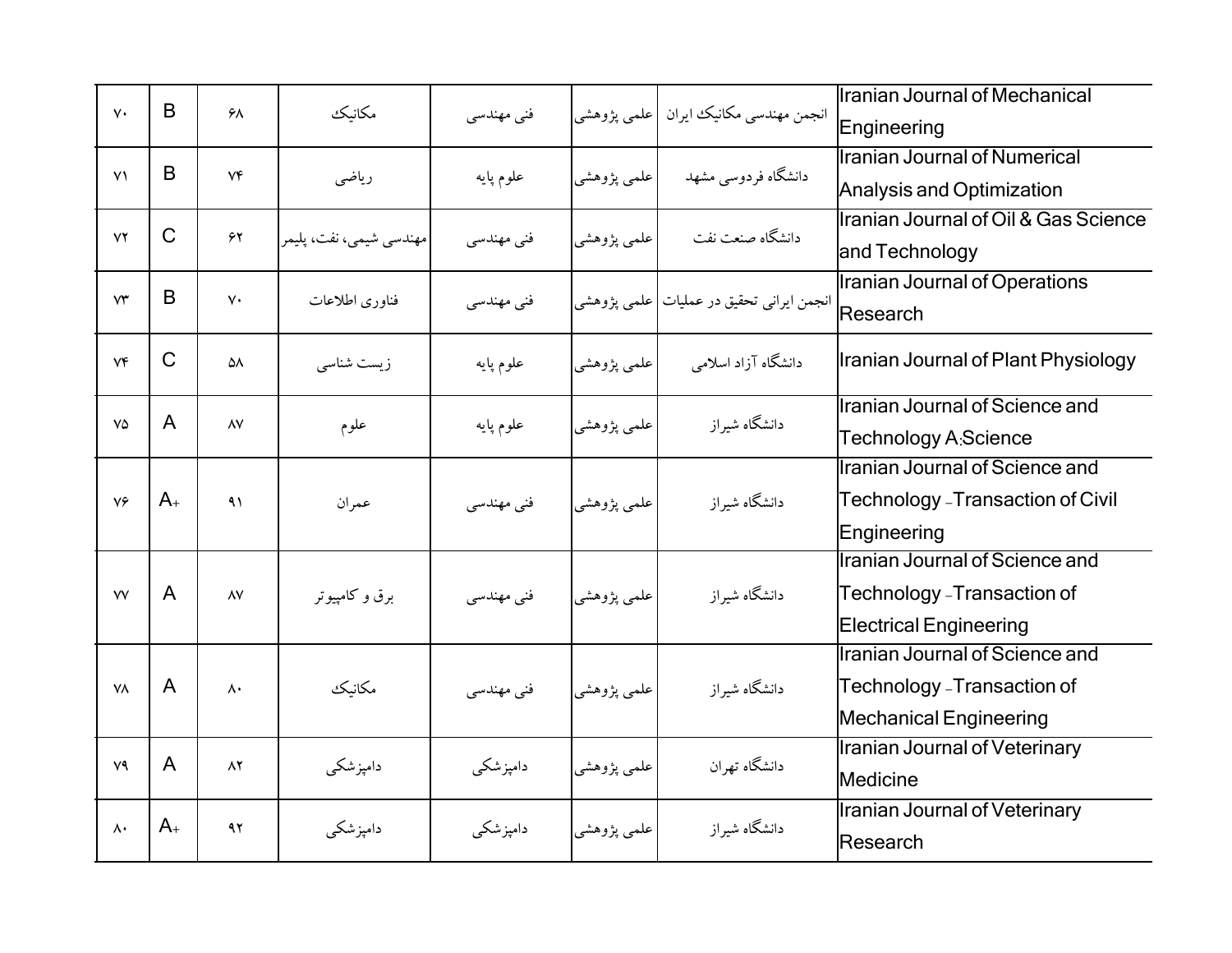| ۷۰ | B | ۶۸ | مکانیک | فنی مهندسی | علمی پژوهشی | انجمن مهندسی مکانیک ایران | Iranian Journal of Mechanical Engineering |
|---|---|---|---|---|---|---|---|
| ۷۱ | B | ۷۴ | ریاضی | علوم پایه | علمی پژوهشی | دانشگاه فردوسی مشهد | Iranian Journal of Numerical Analysis and Optimization |
| ۷۲ | C | ۶۲ | مهندسی شیمی، نفت، پلیمر | فنی مهندسی | علمی پژوهشی | دانشگاه صنعت نفت | Iranian Journal of Oil & Gas Science and Technology |
| ۷۳ | B | ۷۰ | فناوری اطلاعات | فنی مهندسی | علمی پژوهشی | انجمن ایرانی تحقیق در عملیات | Iranian Journal of Operations Research |
| ۷۴ | C | ۵۸ | زیست شناسی | علوم پایه | علمی پژوهشی | دانشگاه آزاد اسلامی | Iranian Journal of Plant Physiology |
| ۷۵ | A | ۸۷ | علوم | علوم پایه | علمی پژوهشی | دانشگاه شیراز | Iranian Journal of Science and Technology A:Science |
| ۷۶ | A+ | ۹۱ | عمران | فنی مهندسی | علمی پژوهشی | دانشگاه شیراز | Iranian Journal of Science and Technology - Transaction of Civil Engineering |
| ۷۷ | A | ۸۷ | برق و کامپیوتر | فنی مهندسی | علمی پژوهشی | دانشگاه شیراز | Iranian Journal of Science and Technology - Transaction of Electrical Engineering |
| ۷۸ | A | ۸۰ | مکانیک | فنی مهندسی | علمی پژوهشی | دانشگاه شیراز | Iranian Journal of Science and Technology - Transaction of Mechanical Engineering |
| ۷۹ | A | ۸۲ | دامپزشکی | دامپزشکی | علمی پژوهشی | دانشگاه تهران | Iranian Journal of Veterinary Medicine |
| ۸۰ | A+ | ۹۲ | دامپزشکی | دامپزشکی | علمی پژوهشی | دانشگاه شیراز | Iranian Journal of Veterinary Research |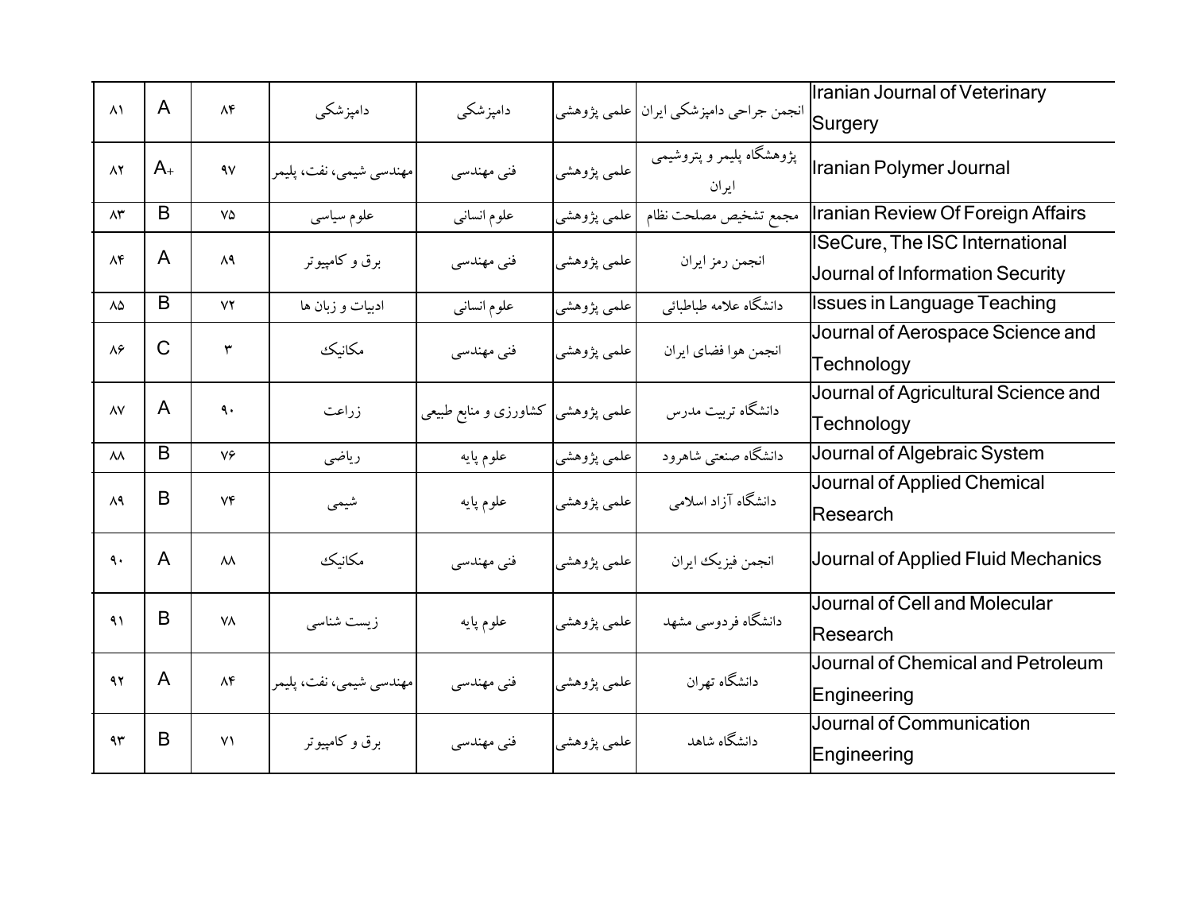| ۸۱ | A | ۸۴ | دامپزشکی | دامپزشکی | علمی پژوهشی | انجمن جراحی دامپزشکی ایران | Iranian Journal of Veterinary Surgery |
|---|---|---|---|---|---|---|---|
| ۸۲ | A+ | ۹۷ | مهندسی شیمی، نفت، پلیمر | فنی مهندسی | علمی پژوهشی | پژوهشگاه پلیمر و پتروشیمی ایران | Iranian Polymer Journal |
| ۸۳ | B | ۷۵ | علوم سیاسی | علوم انسانی | علمی پژوهشی | مجمع تشخیص مصلحت نظام | Iranian Review Of Foreign Affairs |
| ۸۴ | A | ۸۹ | برق و کامپیوتر | فنی مهندسی | علمی پژوهشی | انجمن رمز ایران | ISeCure, The ISC International Journal of Information Security |
| ۸۵ | B | ۷۲ | ادبیات و زبان ها | علوم انسانی | علمی پژوهشی | دانشگاه علامه طباطبائی | Issues in Language Teaching |
| ۸۶ | C | ۳ | مکانیک | فنی مهندسی | علمی پژوهشی | انجمن هوا فضای ایران | Journal of Aerospace Science and Technology |
| ۸۷ | A | ۹۰ | زراعت | کشاورزی و منابع طبیعی | علمی پژوهشی | دانشگاه تربیت مدرس | Journal of Agricultural Science and Technology |
| ۸۸ | B | ۷۶ | ریاضی | علوم پایه | علمی پژوهشی | دانشگاه صنعتی شاهرود | Journal of Algebraic System |
| ۸۹ | B | ۷۴ | شیمی | علوم پایه | علمی پژوهشی | دانشگاه آزاد اسلامی | Journal of Applied Chemical Research |
| ۹۰ | A | ۸۸ | مکانیک | فنی مهندسی | علمی پژوهشی | انجمن فیزیک ایران | Journal of Applied Fluid Mechanics |
| ۹۱ | B | ۷۸ | زیست شناسی | علوم پایه | علمی پژوهشی | دانشگاه فردوسی مشهد | Journal of Cell and Molecular Research |
| ۹۲ | A | ۸۴ | مهندسی شیمی، نفت، پلیمر | فنی مهندسی | علمی پژوهشی | دانشگاه تهران | Journal of Chemical and Petroleum Engineering |
| ۹۳ | B | ۷۱ | برق و کامپیوتر | فنی مهندسی | علمی پژوهشی | دانشگاه شاهد | Journal of Communication Engineering |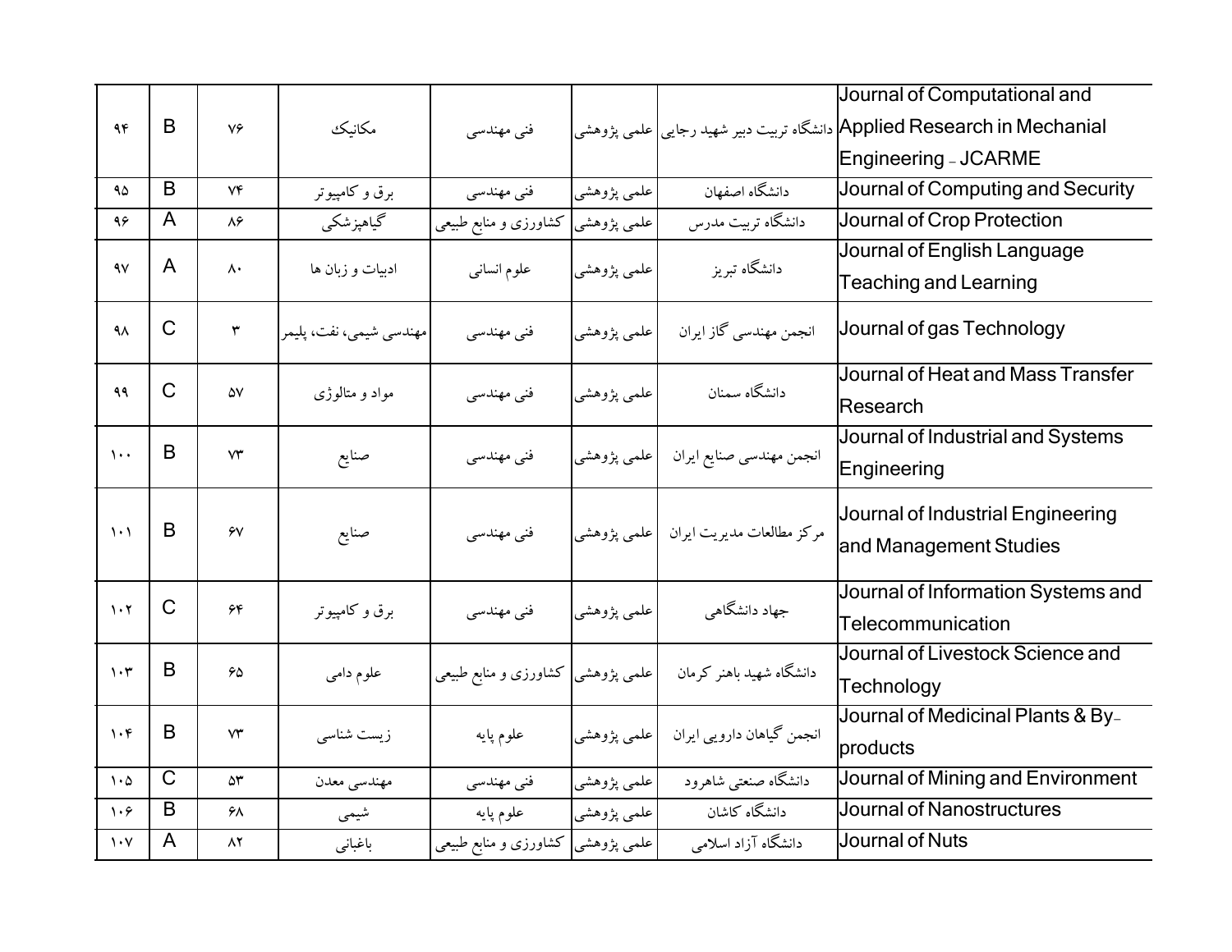| ۹۴ | B | ۷۶ | مکانیک | فنی مهندسی | علمی پژوهشی | دانشگاه تربیت دبیر شهید رجایی | Journal of Computational and Applied Research in Mechanial Engineering - JCARME |
|---|---|---|---|---|---|---|---|
| ۹۵ | B | ۷۴ | برق و کامپیوتر | فنی مهندسی | علمی پژوهشی | دانشگاه اصفهان | Journal of Computing and Security |
| ۹۶ | A | ۸۶ | گیاهپزشکی | کشاورزی و منابع طبیعی | علمی پژوهشی | دانشگاه تربیت مدرس | Journal of Crop Protection |
| ۹۷ | A | ۸۰ | ادبیات و زبان ها | علوم انسانی | علمی پژوهشی | دانشگاه تبریز | Journal of English Language Teaching and Learning |
| ۹۸ | C | ۳ | مهندسی شیمی، نفت، پلیمر | فنی مهندسی | علمی پژوهشی | انجمن مهندسی گاز ایران | Journal of gas Technology |
| ۹۹ | C | ۵۷ | مواد و متالوژی | فنی مهندسی | علمی پژوهشی | دانشگاه سمنان | Journal of Heat and Mass Transfer Research |
| ۱۰۰ | B | ۷۳ | صنایع | فنی مهندسی | علمی پژوهشی | انجمن مهندسی صنایع ایران | Journal of Industrial and Systems Engineering |
| ۱۰۱ | B | ۶۷ | صنایع | فنی مهندسی | علمی پژوهشی | مرکز مطالعات مدیریت ایران | Journal of Industrial Engineering and Management Studies |
| ۱۰۲ | C | ۶۴ | برق و کامپیوتر | فنی مهندسی | علمی پژوهشی | جهاد دانشگاهی | Journal of Information Systems and Telecommunication |
| ۱۰۳ | B | ۶۵ | علوم دامی | کشاورزی و منابع طبیعی | علمی پژوهشی | دانشگاه شهید باهنر کرمان | Journal of Livestock Science and Technology |
| ۱۰۴ | B | ۷۳ | زیست شناسی | علوم پایه | علمی پژوهشی | انجمن گیاهان دارویی ایران | Journal of Medicinal Plants & By-products |
| ۱۰۵ | C | ۵۳ | مهندسی معدن | فنی مهندسی | علمی پژوهشی | دانشگاه صنعتی شاهرود | Journal of Mining and Environment |
| ۱۰۶ | B | ۶۸ | شیمی | علوم پایه | علمی پژوهشی | دانشگاه کاشان | Journal of Nanostructures |
| ۱۰۷ | A | ۸۲ | باغبانی | کشاورزی و منابع طبیعی | علمی پژوهشی | دانشگاه آزاد اسلامی | Journal of Nuts |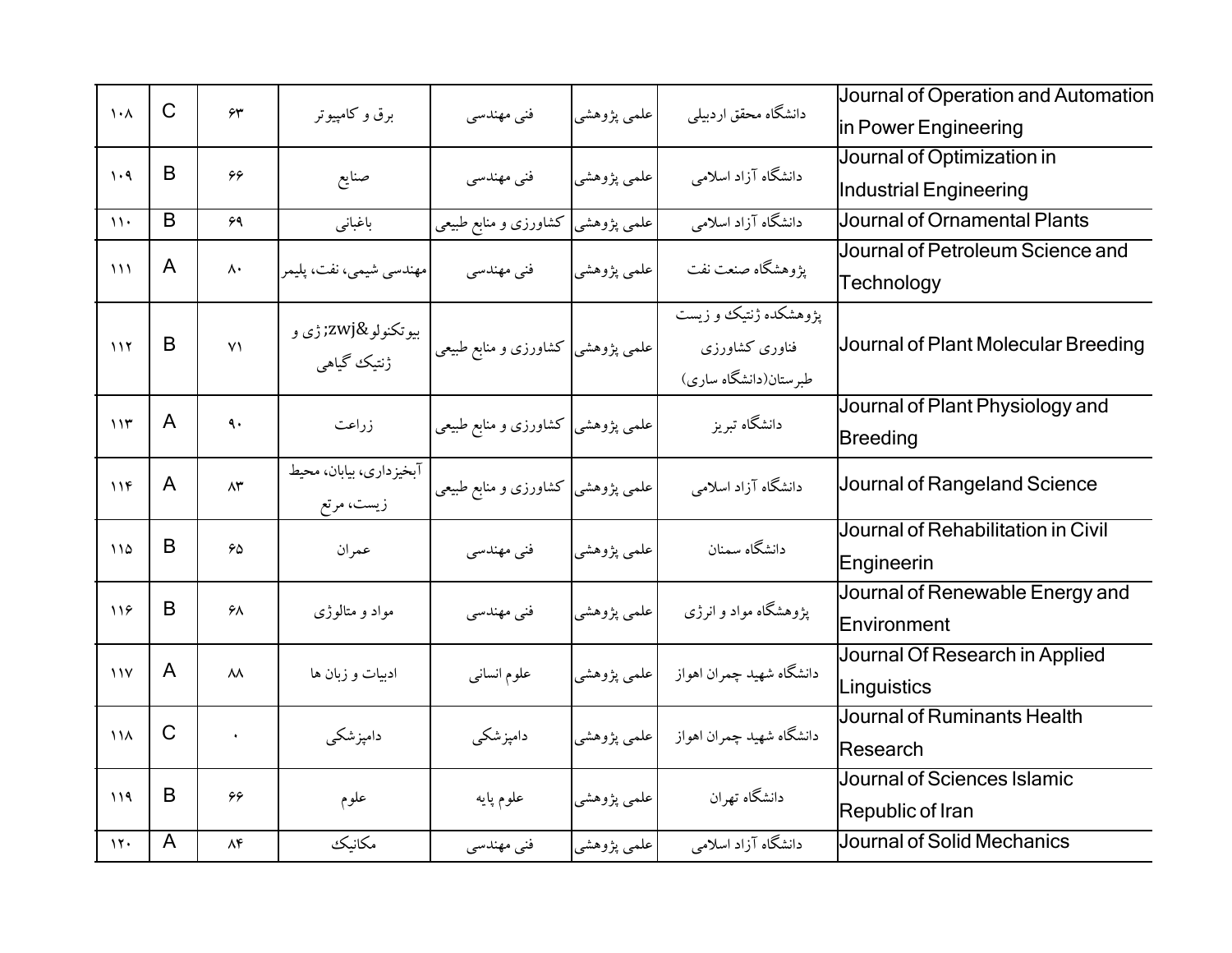| ۱۰۸ | C | ۶۳ | برق و کامپیوتر | فنی مهندسی | علمی پژوهشی | دانشگاه محقق اردبیلی | Journal of Operation and Automation in Power Engineering |
|---|---|---|---|---|---|---|---|
| ۱۰۹ | B | ۶۶ | صنایع | فنی مهندسی | علمی پژوهشی | دانشگاه آزاد اسلامی | Journal of Optimization in Industrial Engineering |
| ۱۱۰ | B | ۶۹ | باغبانی | کشاورزی و منابع طبیعی | علمی پژوهشی | دانشگاه آزاد اسلامی | Journal of Ornamental Plants |
| ۱۱۱ | A | ۸۰ | مهندسی شیمی، نفت، پلیمر | فنی مهندسی | علمی پژوهشی | پژوهشگاه صنعت نفت | Journal of Petroleum Science and Technology |
| ۱۱۲ | B | ۷۱ | بیوتکنولو&zwj;ژی و ژنتیک گیاهی | کشاورزی و منابع طبیعی | علمی پژوهشی | پژوهشکده ژنتیک و زیست فناوری کشاورزی طبرستان(دانشگاه ساری) | Journal of Plant Molecular Breeding |
| ۱۱۳ | A | ۹۰ | زراعت | کشاورزی و منابع طبیعی | علمی پژوهشی | دانشگاه تبریز | Journal of Plant Physiology and Breeding |
| ۱۱۴ | A | ۸۳ | آبخیزداری، بیابان، محیط زیست، مرتع | کشاورزی و منابع طبیعی | علمی پژوهشی | دانشگاه آزاد اسلامی | Journal of Rangeland Science |
| ۱۱۵ | B | ۶۵ | عمران | فنی مهندسی | علمی پژوهشی | دانشگاه سمنان | Journal of Rehabilitation in Civil Engineerin |
| ۱۱۶ | B | ۶۸ | مواد و متالوژی | فنی مهندسی | علمی پژوهشی | پژوهشگاه مواد و انرژی | Journal of Renewable Energy and Environment |
| ۱۱۷ | A | ۸۸ | ادبیات و زبان ها | علوم انسانی | علمی پژوهشی | دانشگاه شهید چمران اهواز | Journal Of Research in Applied Linguistics |
| ۱۱۸ | C | ۰ | دامپزشکی | دامپزشکی | علمی پژوهشی | دانشگاه شهید چمران اهواز | Journal of Ruminants Health Research |
| ۱۱۹ | B | ۶۶ | علوم | علوم پایه | علمی پژوهشی | دانشگاه تهران | Journal of Sciences Islamic Republic of Iran |
| ۱۲۰ | A | ۸۴ | مکانیک | فنی مهندسی | علمی پژوهشی | دانشگاه آزاد اسلامی | Journal of Solid Mechanics |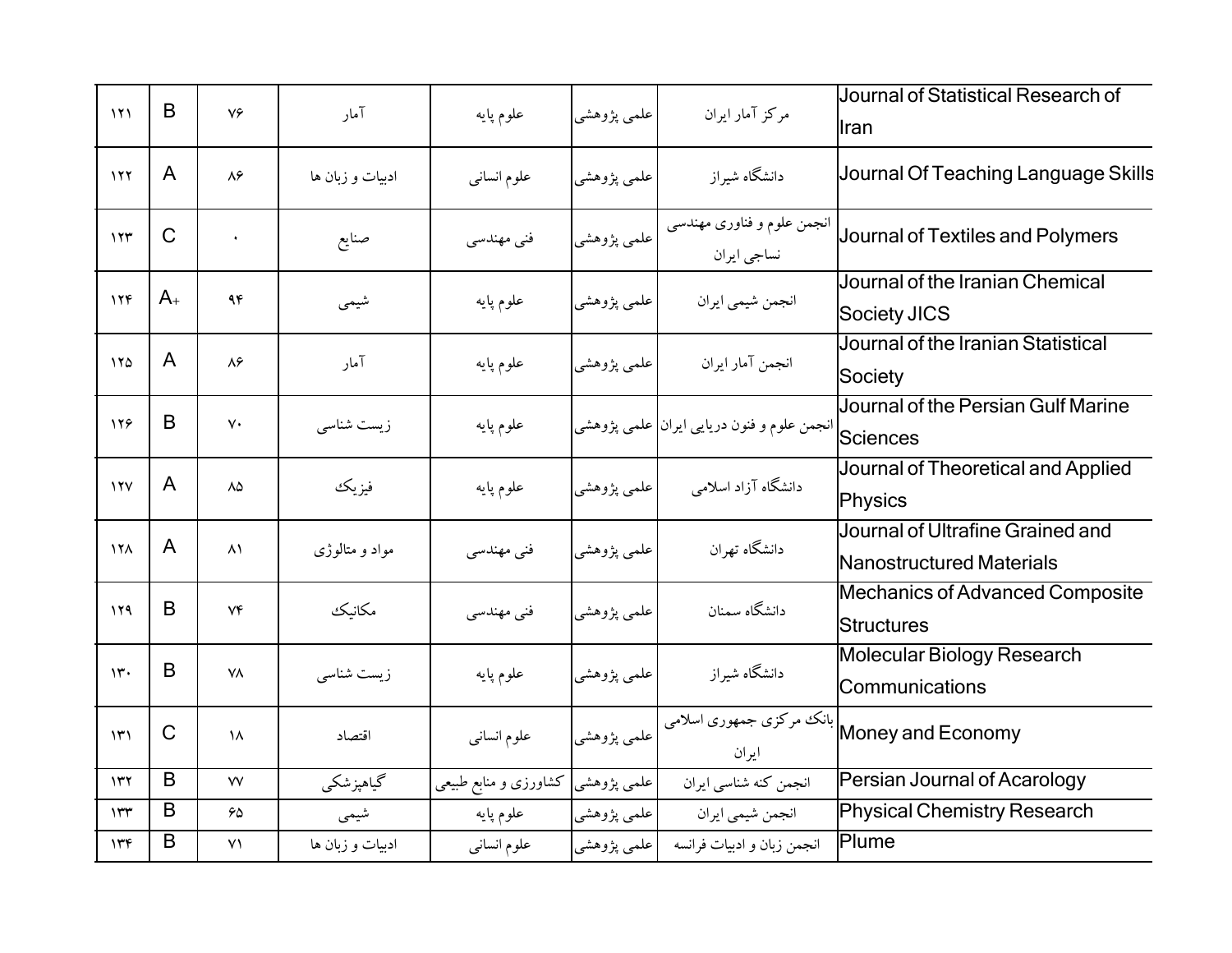| ۱۲۱ | B | ۷۶ | آمار | علوم پایه | علمی پژوهشی | مرکز آمار ایران | Journal of Statistical Research of Iran |
|---|---|---|---|---|---|---|---|
| ۱۲۲ | A | ۸۶ | ادبیات و زبان ها | علوم انسانی | علمی پژوهشی | دانشگاه شیراز | Journal Of Teaching Language Skills |
| ۱۲۳ | C | ۰ | صنایع | فنی مهندسی | علمی پژوهشی | انجمن علوم و فناوری مهندسی نساجی ایران | Journal of Textiles and Polymers |
| ۱۲۴ | A+ | ۹۴ | شیمی | علوم پایه | علمی پژوهشی | انجمن شیمی ایران | Journal of the Iranian Chemical Society JICS |
| ۱۲۵ | A | ۸۶ | آمار | علوم پایه | علمی پژوهشی | انجمن آمار ایران | Journal of the Iranian Statistical Society |
| ۱۲۶ | B | ۷۰ | زیست شناسی | علوم پایه | علمی پژوهشی | انجمن علوم و فنون دریایی ایران | Journal of the Persian Gulf Marine Sciences |
| ۱۲۷ | A | ۸۵ | فیزیک | علوم پایه | علمی پژوهشی | دانشگاه آزاد اسلامی | Journal of Theoretical and Applied Physics |
| ۱۲۸ | A | ۸۱ | مواد و متالوژی | فنی مهندسی | علمی پژوهشی | دانشگاه تهران | Journal of Ultrafine Grained and Nanostructured Materials |
| ۱۲۹ | B | ۷۴ | مکانیک | فنی مهندسی | علمی پژوهشی | دانشگاه سمنان | Mechanics of Advanced Composite Structures |
| ۱۳۰ | B | ۷۸ | زیست شناسی | علوم پایه | علمی پژوهشی | دانشگاه شیراز | Molecular Biology Research Communications |
| ۱۳۱ | C | ۱۸ | اقتصاد | علوم انسانی | علمی پژوهشی | بانک مرکزی جمهوری اسلامی ایران | Money and Economy |
| ۱۳۲ | B | ۷۷ | گیاهپزشکی | کشاورزی و منابع طبیعی | علمی پژوهشی | انجمن کنه شناسی ایران | Persian Journal of Acarology |
| ۱۳۳ | B | ۶۵ | شیمی | علوم پایه | علمی پژوهشی | انجمن شیمی ایران | Physical Chemistry Research |
| ۱۳۴ | B | ۷۱ | ادبیات و زبان ها | علوم انسانی | علمی پژوهشی | انجمن زبان و ادبیات فرانسه | Plume |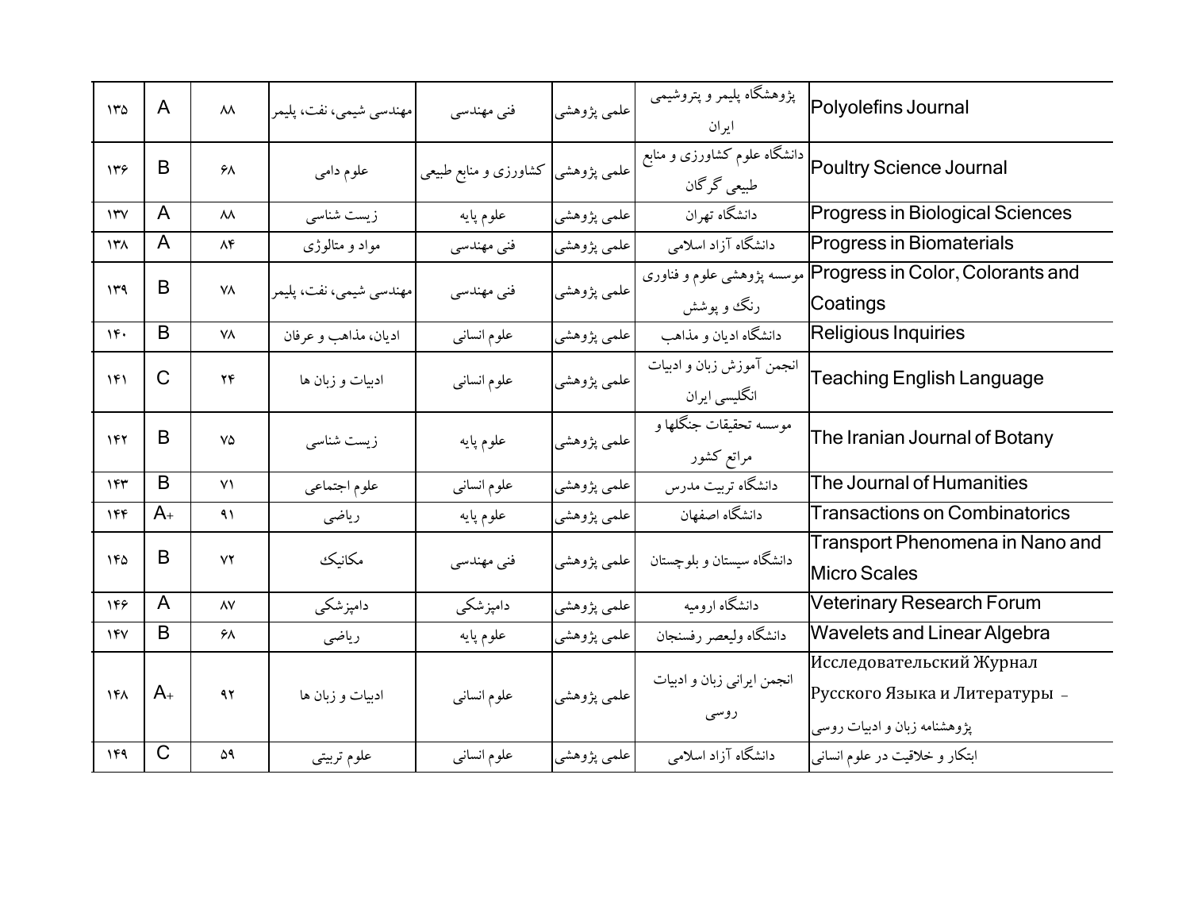| | | | | | | | |
|---|---|---|---|---|---|---|---|
| ۱۳۵ | A | ۸۸ | مهندسی شیمی، نفت، پلیمر | فنی مهندسی | علمی پژوهشی | پژوهشگاه پلیمر و پتروشیمی ایران | Polyolefins Journal |
| ۱۳۶ | B | ۶۸ | علوم دامی | کشاورزی و منابع طبیعی | علمی پژوهشی | دانشگاه علوم کشاورزی و منابع طبیعی گرگان | Poultry Science Journal |
| ۱۳۷ | A | ۸۸ | زیست شناسی | علوم پایه | علمی پژوهشی | دانشگاه تهران | Progress in Biological Sciences |
| ۱۳۸ | A | ۸۴ | مواد و متالوژی | فنی مهندسی | علمی پژوهشی | دانشگاه آزاد اسلامی | Progress in Biomaterials |
| ۱۳۹ | B | ۷۸ | مهندسی شیمی، نفت، پلیمر | فنی مهندسی | علمی پژوهشی | موسسه پژوهشی علوم و فناوری رنگ و پوشش | Progress in Color, Colorants and Coatings |
| ۱۴۰ | B | ۷۸ | ادیان، مذاهب و عرفان | علوم انسانی | علمی پژوهشی | دانشگاه ادیان و مذاهب | Religious Inquiries |
| ۱۴۱ | C | ۲۴ | ادبیات و زبان ها | علوم انسانی | علمی پژوهشی | انجمن آموزش زبان و ادبیات انگلیسی ایران | Teaching English Language |
| ۱۴۲ | B | ۷۵ | زیست شناسی | علوم پایه | علمی پژوهشی | موسسه تحقیقات جنگلها و مراتع کشور | The Iranian Journal of Botany |
| ۱۴۳ | B | ۷۱ | علوم اجتماعی | علوم انسانی | علمی پژوهشی | دانشگاه تربیت مدرس | The Journal of Humanities |
| ۱۴۴ | A+ | ۹۱ | ریاضی | علوم پایه | علمی پژوهشی | دانشگاه اصفهان | Transactions on Combinatorics |
| ۱۴۵ | B | ۷۲ | مکانیک | فنی مهندسی | علمی پژوهشی | دانشگاه سیستان و بلوچستان | Transport Phenomena in Nano and Micro Scales |
| ۱۴۶ | A | ۸۷ | دامپزشکی | دامپزشکی | علمی پژوهشی | دانشگاه ارومیه | Veterinary Research Forum |
| ۱۴۷ | B | ۶۸ | ریاضی | علوم پایه | علمی پژوهشی | دانشگاه ولیعصر رفسنجان | Wavelets and Linear Algebra |
| ۱۴۸ | A+ | ۹۲ | ادبیات و زبان ها | علوم انسانی | علمی پژوهشی | انجمن ایرانی زبان و ادبیات روسی | Исследовательский Журнал Русского Языка и Литературы – پژوهشنامه زبان و ادبیات روسی |
| ۱۴۹ | C | ۵۹ | علوم تربیتی | علوم انسانی | علمی پژوهشی | دانشگاه آزاد اسلامی | ابتکار و خلاقیت در علوم انسانی |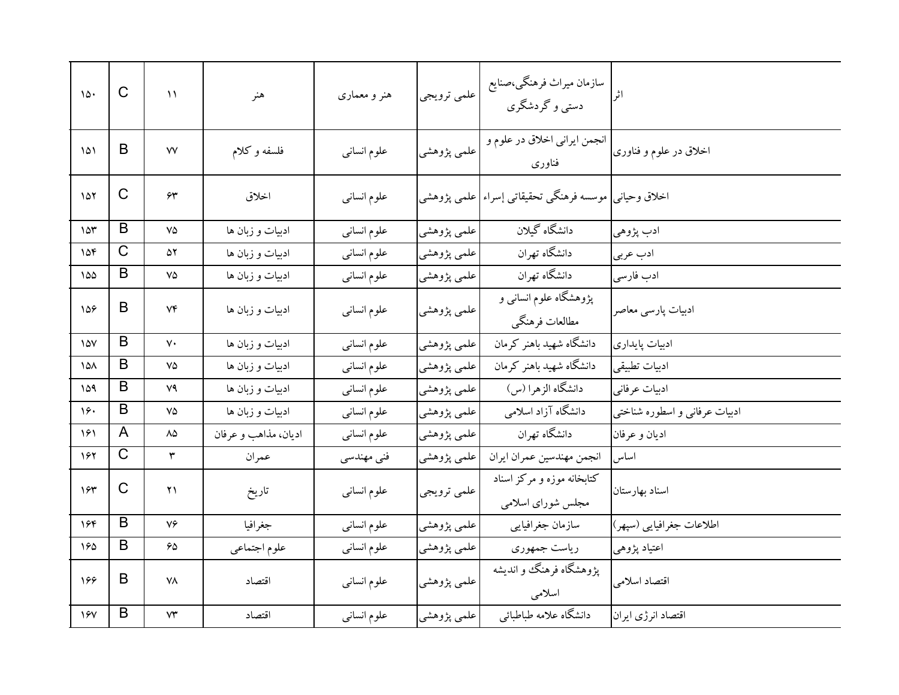| اثر | سازمان میراث فرهنگی،صنایع دستی و گردشگری | علمی ترویجی | هنر و معماری | هنر | ۱۱ | C | ۱۵۰ |
|---|---|---|---|---|---|---|---|
| اخلاق در علوم و فناوری | انجمن ایرانی اخلاق در علوم و فناوری | علمی پژوهشی | علوم انسانی | فلسفه و کلام | ۷۷ | B | ۱۵۱ |
| اخلاق وحیانی | موسسه فرهنگی تحقیقاتی إسراء | علمی پژوهشی | علوم انسانی | اخلاق | ۶۳ | C | ۱۵۲ |
| ادب پژوهی | دانشگاه گیلان | علمی پژوهشی | علوم انسانی | ادبیات و زبان ها | ۷۵ | B | ۱۵۳ |
| ادب عربی | دانشگاه تهران | علمی پژوهشی | علوم انسانی | ادبیات و زبان ها | ۵۲ | C | ۱۵۴ |
| ادب فارسی | دانشگاه تهران | علمی پژوهشی | علوم انسانی | ادبیات و زبان ها | ۷۵ | B | ۱۵۵ |
| ادبیات پارسی معاصر | پژوهشگاه علوم انسانی و مطالعات فرهنگی | علمی پژوهشی | علوم انسانی | ادبیات و زبان ها | ۷۴ | B | ۱۵۶ |
| ادبیات پایداری | دانشگاه شهید باهنر کرمان | علمی پژوهشی | علوم انسانی | ادبیات و زبان ها | ۷۰ | B | ۱۵۷ |
| ادبیات تطبیقی | دانشگاه شهید باهنر کرمان | علمی پژوهشی | علوم انسانی | ادبیات و زبان ها | ۷۵ | B | ۱۵۸ |
| ادبیات عرفانی | دانشگاه الزهرا (س) | علمی پژوهشی | علوم انسانی | ادبیات و زبان ها | ۷۹ | B | ۱۵۹ |
| ادبیات عرفانی و اسطوره شناختی | دانشگاه آزاد اسلامی | علمی پژوهشی | علوم انسانی | ادبیات و زبان ها | ۷۵ | B | ۱۶۰ |
| ادیان و عرفان | دانشگاه تهران | علمی پژوهشی | علوم انسانی | ادیان، مذاهب و عرفان | ۸۵ | A | ۱۶۱ |
| اساس | انجمن مهندسین عمران ایران | علمی پژوهشی | فنی مهندسی | عمران | ۳ | C | ۱۶۲ |
| اسناد بهارستان | کتابخانه موزه و مرکز اسناد مجلس شورای اسلامی | علمی ترویجی | علوم انسانی | تاریخ | ۲۱ | C | ۱۶۳ |
| اطلاعات جغرافیایی (سپهر) | سازمان جغرافیایی | علمی پژوهشی | علوم انسانی | جغرافیا | ۷۶ | B | ۱۶۴ |
| اعتیاد پژوهی | ریاست جمهوری | علمی پژوهشی | علوم انسانی | علوم اجتماعی | ۶۵ | B | ۱۶۵ |
| اقتصاد اسلامی | پژوهشگاه فرهنگ و اندیشه اسلامی | علمی پژوهشی | علوم انسانی | اقتصاد | ۷۸ | B | ۱۶۶ |
| اقتصاد انرژی ایران | دانشگاه علامه طباطبائی | علمی پژوهشی | علوم انسانی | اقتصاد | ۷۳ | B | ۱۶۷ |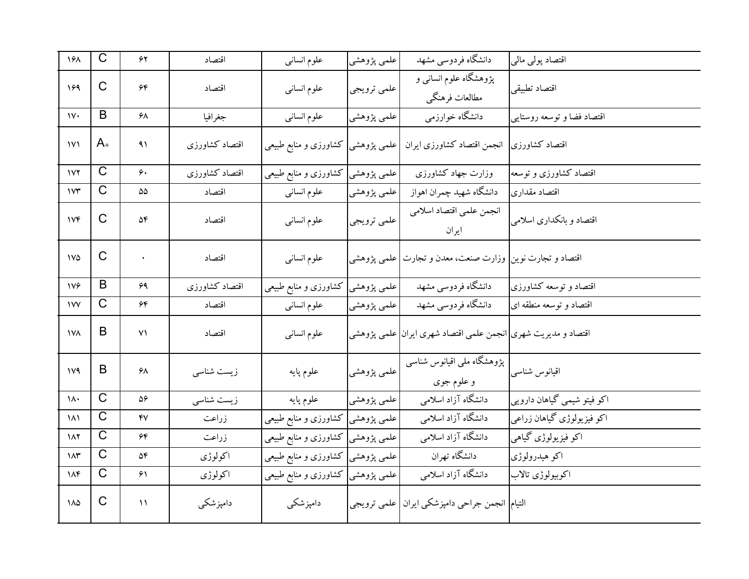| اقتصاد پولی مالی | دانشگاه فردوسی مشهد | علمی پژوهشی | علوم انسانی | اقتصاد | ۶۲ | C | ۱۶۸ |
|---|---|---|---|---|---|---|---|
| اقتصاد تطبیقی | پژوهشگاه علوم انسانی و مطالعات فرهنگی | علمی ترویجی | علوم انسانی | اقتصاد | ۶۴ | C | ۱۶۹ |
| اقتصاد فضا و توسعه روستایی | دانشگاه خوارزمی | علمی پژوهشی | علوم انسانی | جغرافیا | ۶۸ | B | ۱۷۰ |
| اقتصاد کشاورزی | انجمن اقتصاد کشاورزی ایران | علمی پژوهشی | کشاورزی و منابع طبیعی | اقتصاد کشاورزی | ۹۱ | A+ | ۱۷۱ |
| اقتصاد کشاورزی و توسعه | وزارت جهاد کشاورزی | علمی پژوهشی | کشاورزی و منابع طبیعی | اقتصاد کشاورزی | ۶۰ | C | ۱۷۲ |
| اقتصاد مقداری | دانشگاه شهید چمران اهواز | علمی پژوهشی | علوم انسانی | اقتصاد | ۵۵ | C | ۱۷۳ |
| اقتصاد و بانکداری اسلامی | انجمن علمی اقتصاد اسلامی ایران | علمی ترویجی | علوم انسانی | اقتصاد | ۵۴ | C | ۱۷۴ |
| اقتصاد و تجارت نوین | وزارت صنعت، معدن و تجارت | علمی پژوهشی | علوم انسانی | اقتصاد | ۰ | C | ۱۷۵ |
| اقتصاد و توسعه کشاورزی | دانشگاه فردوسی مشهد | علمی پژوهشی | کشاورزی و منابع طبیعی | اقتصاد کشاورزی | ۶۹ | B | ۱۷۶ |
| اقتصاد و توسعه منطقه ای | دانشگاه فردوسی مشهد | علمی پژوهشی | علوم انسانی | اقتصاد | ۶۴ | C | ۱۷۷ |
| اقتصاد و مدیریت شهری | انجمن علمی اقتصاد شهری ایران | علمی پژوهشی | علوم انسانی | اقتصاد | ۷۱ | B | ۱۷۸ |
| اقیانوس شناسی | پژوهشگاه ملی اقیانوس شناسی و علوم جوی | علمی پژوهشی | علوم پایه | زیست شناسی | ۶۸ | B | ۱۷۹ |
| اکو فیتو شیمی گیاهان دارویی | دانشگاه آزاد اسلامی | علمی پژوهشی | علوم پایه | زیست شناسی | ۵۶ | C | ۱۸۰ |
| اکو فیزیولوژی گیاهان زراعی | دانشگاه آزاد اسلامی | علمی پژوهشی | کشاورزی و منابع طبیعی | زراعت | ۴۷ | C | ۱۸۱ |
| اکو فیزیولوژی گیاهی | دانشگاه آزاد اسلامی | علمی پژوهشی | کشاورزی و منابع طبیعی | زراعت | ۶۴ | C | ۱۸۲ |
| اکو هیدرولوژی | دانشگاه تهران | علمی پژوهشی | کشاورزی و منابع طبیعی | اکولوژی | ۵۴ | C | ۱۸۳ |
| اکوبیولوژی تالاب | دانشگاه آزاد اسلامی | علمی پژوهشی | کشاورزی و منابع طبیعی | اکولوژی | ۶۱ | C | ۱۸۴ |
| التیام | انجمن جراحی دامپزشکی ایران | علمی ترویجی | دامپزشکی | دامپزشکی | ۱۱ | C | ۱۸۵ |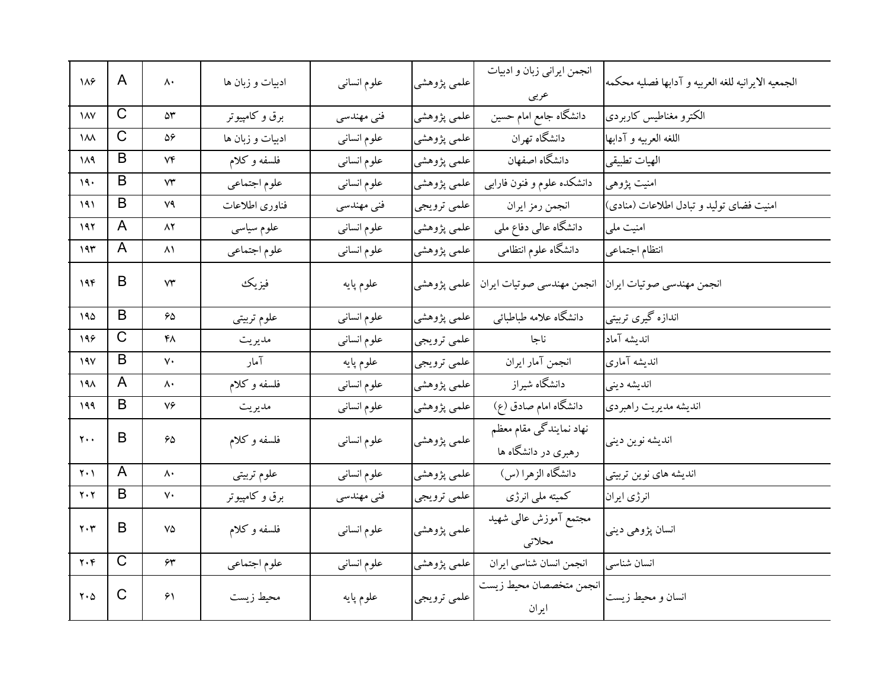| ۱۸۶ | A | ۸۰ | ادبیات و زبان ها | علوم انسانی | علمی پژوهشی | انجمن ایرانی زبان و ادبیات عربی | الجمعیه الایرانیه للغه العربیه و آدابها فصلیه محکمه |
|---|---|---|---|---|---|---|---|
| ۱۸۷ | C | ۵۳ | برق و کامپیوتر | فنی مهندسی | علمی پژوهشی | دانشگاه جامع امام حسین | الکترو مغناطیس کاربردی |
| ۱۸۸ | C | ۵۶ | ادبیات و زبان ها | علوم انسانی | علمی پژوهشی | دانشگاه تهران | اللغه العربیه و آدابها |
| ۱۸۹ | B | ۷۴ | فلسفه و کلام | علوم انسانی | علمی پژوهشی | دانشگاه اصفهان | الهیات تطبیقی |
| ۱۹۰ | B | ۷۳ | علوم اجتماعی | علوم انسانی | علمی پژوهشی | دانشکده علوم و فنون فارابی | امنیت پژوهی |
| ۱۹۱ | B | ۷۹ | فناوری اطلاعات | فنی مهندسی | علمی ترویجی | انجمن رمز ایران | امنیت فضای تولید و تبادل اطلاعات (منادی) |
| ۱۹۲ | A | ۸۲ | علوم سیاسی | علوم انسانی | علمی پژوهشی | دانشگاه عالی دفاع ملی | امنیت ملی |
| ۱۹۳ | A | ۸۱ | علوم اجتماعی | علوم انسانی | علمی پژوهشی | دانشگاه علوم انتظامی | انتظام اجتماعی |
| ۱۹۴ | B | ۷۳ | فیزیک | علوم پایه | علمی پژوهشی | انجمن مهندسی صوتیات ایران | انجمن مهندسی صوتیات ایران |
| ۱۹۵ | B | ۶۵ | علوم تربیتی | علوم انسانی | علمی پژوهشی | دانشگاه علامه طباطبائی | اندازه گیری تربیتی |
| ۱۹۶ | C | ۴۸ | مدیریت | علوم انسانی | علمی ترویجی | ناجا | اندیشه آماد |
| ۱۹۷ | B | ۷۰ | آمار | علوم پایه | علمی ترویجی | انجمن آمار ایران | اندیشه آماری |
| ۱۹۸ | A | ۸۰ | فلسفه و کلام | علوم انسانی | علمی پژوهشی | دانشگاه شیراز | اندیشه دینی |
| ۱۹۹ | B | ۷۶ | مدیریت | علوم انسانی | علمی پژوهشی | دانشگاه امام صادق (ع) | اندیشه مدیریت راهبردی |
| ۲۰۰ | B | ۶۵ | فلسفه و کلام | علوم انسانی | علمی پژوهشی | نهاد نمایندگی مقام معظم رهبری در دانشگاه ها | اندیشه نوین دینی |
| ۲۰۱ | A | ۸۰ | علوم تربیتی | علوم انسانی | علمی پژوهشی | دانشگاه الزهرا (س) | اندیشه های نوین تربیتی |
| ۲۰۲ | B | ۷۰ | برق و کامپیوتر | فنی مهندسی | علمی ترویجی | کمیته ملی انرژی | انرژی ایران |
| ۲۰۳ | B | ۷۵ | فلسفه و کلام | علوم انسانی | علمی پژوهشی | مجتمع آموزش عالی شهید محلاتی | انسان پژوهی دینی |
| ۲۰۴ | C | ۶۳ | علوم اجتماعی | علوم انسانی | علمی پژوهشی | انجمن انسان شناسی ایران | انسان شناسی |
| ۲۰۵ | C | ۶۱ | محیط زیست | علوم پایه | علمی ترویجی | انجمن متخصصان محیط زیست ایران | انسان و محیط زیست |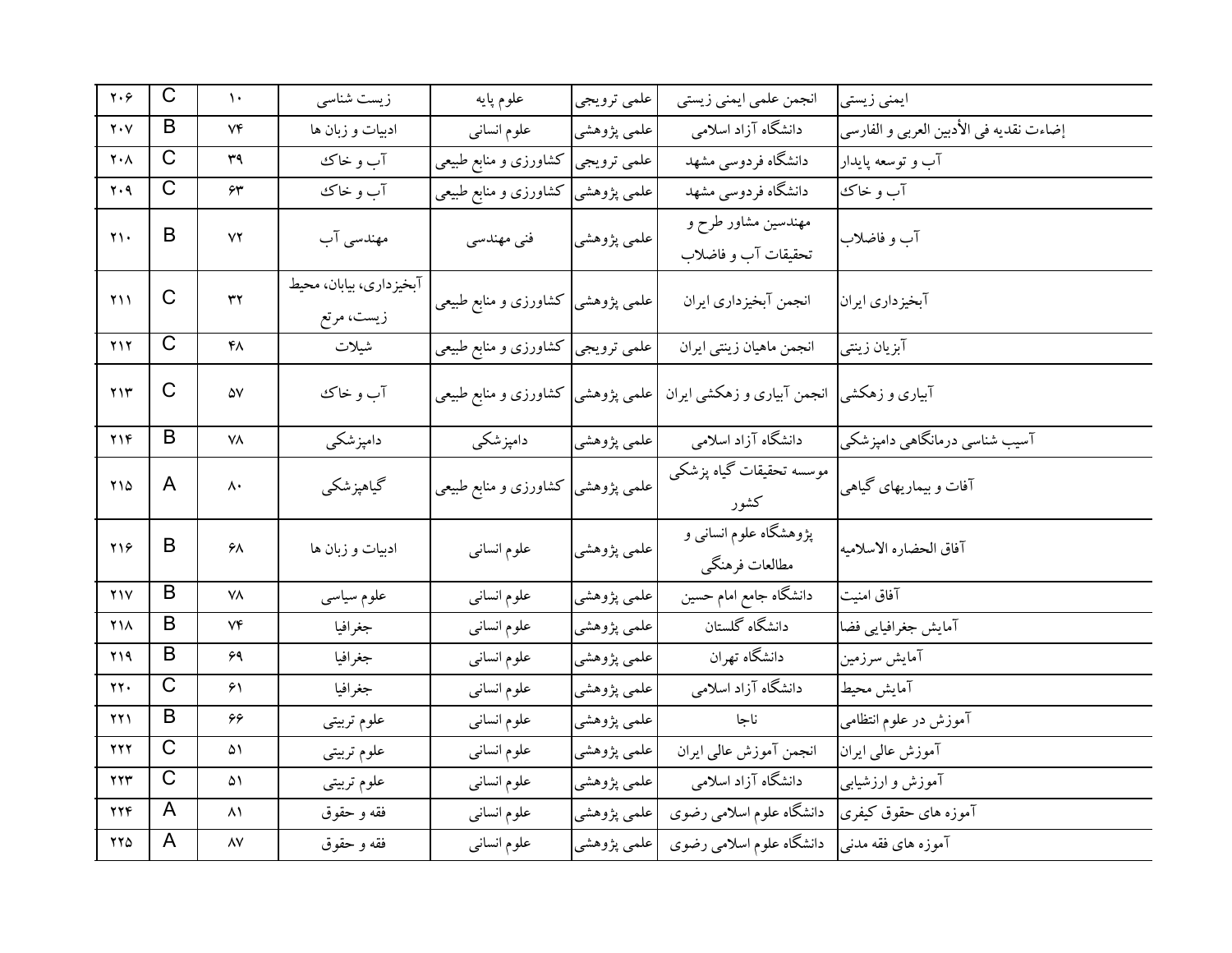| ۲۰۶ | C | ۱۰ | زیست شناسی | علوم پایه | علمی ترویجی | انجمن علمی ایمنی زیستی | ایمنی زیستی |
|---|---|---|---|---|---|---|---|
| ۲۰۷ | B | ۷۴ | ادبیات و زبان ها | علوم انسانی | علمی پژوهشی | دانشگاه آزاد اسلامی | إضاءت نقدیه فی الأدبین العربی و الفارسی |
| ۲۰۸ | C | ۳۹ | آب و خاک | کشاورزی و منابع طبیعی | علمی ترویجی | دانشگاه فردوسی مشهد | آب و توسعه پایدار |
| ۲۰۹ | C | ۶۳ | آب و خاک | کشاورزی و منابع طبیعی | علمی پژوهشی | دانشگاه فردوسی مشهد | آب و خاک |
| ۲۱۰ | B | ۷۲ | مهندسی آب | فنی مهندسی | علمی پژوهشی | مهندسین مشاور طرح و تحقیقات آب و فاضلاب | آب و فاضلاب |
| ۲۱۱ | C | ۳۲ | آبخیزداری، بیابان، محیط زیست، مرتع | کشاورزی و منابع طبیعی | علمی پژوهشی | انجمن آبخیزداری ایران | آبخیزداری ایران |
| ۲۱۲ | C | ۴۸ | شیلات | کشاورزی و منابع طبیعی | علمی ترویجی | انجمن ماهیان زینتی ایران | آبزیان زینتی |
| ۲۱۳ | C | ۵۷ | آب و خاک | کشاورزی و منابع طبیعی | علمی پژوهشی | انجمن آبیاری و زهکشی ایران | آبیاری و زهکشی |
| ۲۱۴ | B | ۷۸ | دامپزشکی | دامپزشکی | علمی پژوهشی | دانشگاه آزاد اسلامی | آسیب شناسی درمانگاهی دامپزشکی |
| ۲۱۵ | A | ۸۰ | گیاهپزشکی | کشاورزی و منابع طبیعی | علمی پژوهشی | موسسه تحقیقات گیاه پزشکی کشور | آفات و بیماریهای گیاهی |
| ۲۱۶ | B | ۶۸ | ادبیات و زبان ها | علوم انسانی | علمی پژوهشی | پژوهشگاه علوم انسانی و مطالعات فرهنگی | آفاق الحضاره الاسلامیه |
| ۲۱۷ | B | ۷۸ | علوم سیاسی | علوم انسانی | علمی پژوهشی | دانشگاه جامع امام حسین | آفاق امنیت |
| ۲۱۸ | B | ۷۴ | جغرافیا | علوم انسانی | علمی پژوهشی | دانشگاه گلستان | آمایش جغرافیایی فضا |
| ۲۱۹ | B | ۶۹ | جغرافیا | علوم انسانی | علمی پژوهشی | دانشگاه تهران | آمایش سرزمین |
| ۲۲۰ | C | ۶۱ | جغرافیا | علوم انسانی | علمی پژوهشی | دانشگاه آزاد اسلامی | آمایش محیط |
| ۲۲۱ | B | ۶۶ | علوم تربیتی | علوم انسانی | علمی پژوهشی | ناجا | آموزش در علوم انتظامی |
| ۲۲۲ | C | ۵۱ | علوم تربیتی | علوم انسانی | علمی پژوهشی | انجمن آموزش عالی ایران | آموزش عالی ایران |
| ۲۲۳ | C | ۵۱ | علوم تربیتی | علوم انسانی | علمی پژوهشی | دانشگاه آزاد اسلامی | آموزش و ارزشیابی |
| ۲۲۴ | A | ۸۱ | فقه و حقوق | علوم انسانی | علمی پژوهشی | دانشگاه علوم اسلامی رضوی | آموزه های حقوق کیفری |
| ۲۲۵ | A | ۸۷ | فقه و حقوق | علوم انسانی | علمی پژوهشی | دانشگاه علوم اسلامی رضوی | آموزه های فقه مدنی |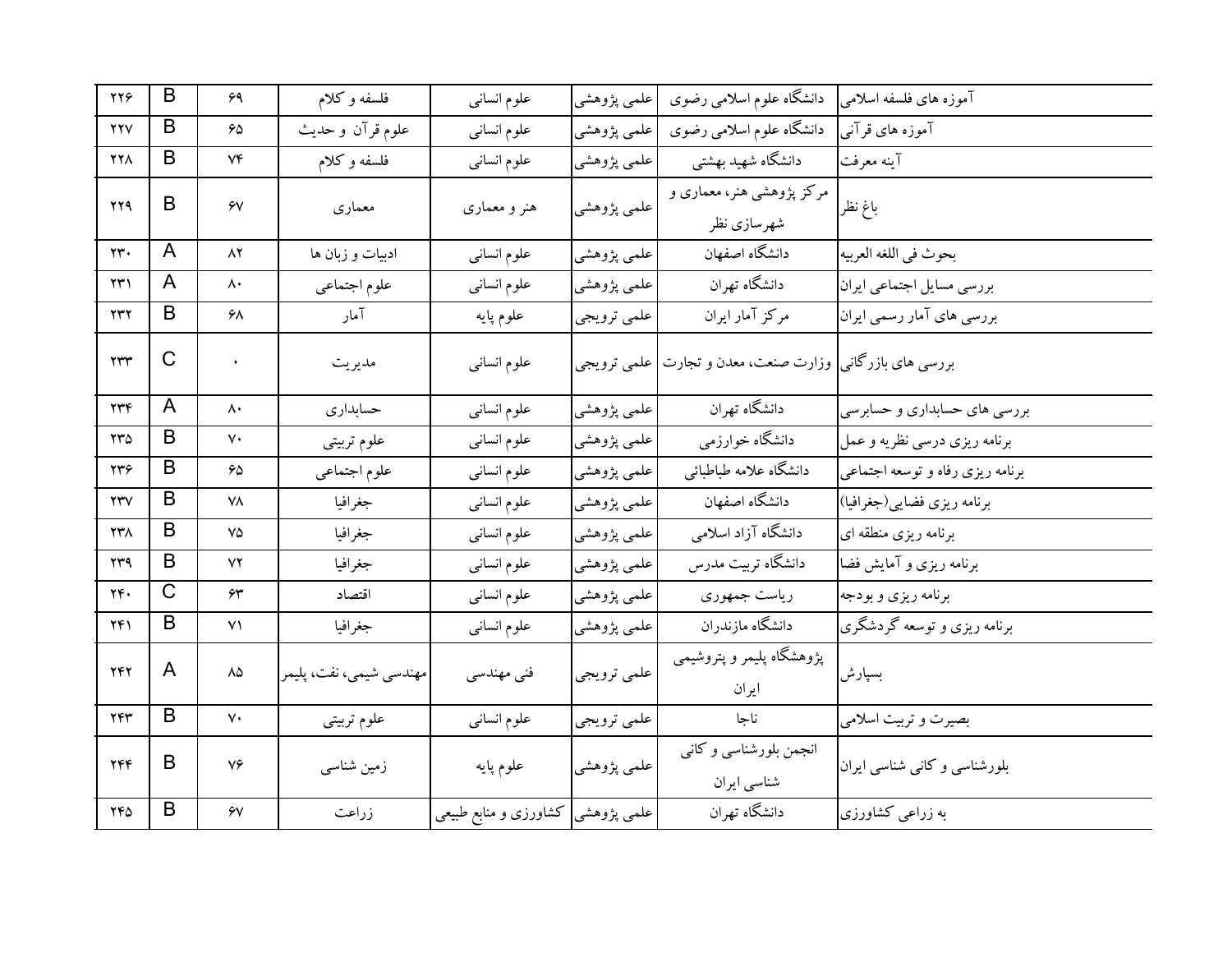| ۲۲۶ | B | ۶۹ | فلسفه و کلام | علوم انسانی | علمی پژوهشی | دانشگاه علوم اسلامی رضوی | آموزه های فلسفه اسلامی |
|---|---|---|---|---|---|---|---|
| ۲۲۷ | B | ۶۵ | علوم قرآن و حدیث | علوم انسانی | علمی پژوهشی | دانشگاه علوم اسلامی رضوی | آموزه های قرآنی |
| ۲۲۸ | B | ۷۴ | فلسفه و کلام | علوم انسانی | علمی پژوهشی | دانشگاه شهید بهشتی | آینه معرفت |
| ۲۲۹ | B | ۶۷ | معماری | هنر و معماری | علمی پژوهشی | مرکز پژوهشی هنر، معماری و شهرسازی نظر | باغ نظر |
| ۲۳۰ | A | ۸۲ | ادبیات و زبان ها | علوم انسانی | علمی پژوهشی | دانشگاه اصفهان | بحوث فی اللغه العربیه |
| ۲۳۱ | A | ۸۰ | علوم اجتماعی | علوم انسانی | علمی پژوهشی | دانشگاه تهران | بررسی مسایل اجتماعی ایران |
| ۲۳۲ | B | ۶۸ | آمار | علوم پایه | علمی ترویجی | مرکز آمار ایران | بررسی های آمار رسمی ایران |
| ۲۳۳ | C | ۰ | مدیریت | علوم انسانی | علمی ترویجی | وزارت صنعت، معدن و تجارت | بررسی های بازرگانی |
| ۲۳۴ | A | ۸۰ | حسابداری | علوم انسانی | علمی پژوهشی | دانشگاه تهران | بررسی های حسابداری و حسابرسی |
| ۲۳۵ | B | ۷۰ | علوم تربیتی | علوم انسانی | علمی پژوهشی | دانشگاه خوارزمی | برنامه ریزی درسی نظریه و عمل |
| ۲۳۶ | B | ۶۵ | علوم اجتماعی | علوم انسانی | علمی پژوهشی | دانشگاه علامه طباطبائی | برنامه ریزی رفاه و توسعه اجتماعی |
| ۲۳۷ | B | ۷۸ | جغرافیا | علوم انسانی | علمی پژوهشی | دانشگاه اصفهان | برنامه ریزی فضایی(جغرافیا) |
| ۲۳۸ | B | ۷۵ | جغرافیا | علوم انسانی | علمی پژوهشی | دانشگاه آزاد اسلامی | برنامه ریزی منطقه ای |
| ۲۳۹ | B | ۷۲ | جغرافیا | علوم انسانی | علمی پژوهشی | دانشگاه تربیت مدرس | برنامه ریزی و آمایش فضا |
| ۲۴۰ | C | ۶۳ | اقتصاد | علوم انسانی | علمی پژوهشی | ریاست جمهوری | برنامه ریزی و بودجه |
| ۲۴۱ | B | ۷۱ | جغرافیا | علوم انسانی | علمی پژوهشی | دانشگاه مازندران | برنامه ریزی و توسعه گردشگری |
| ۲۴۲ | A | ۸۵ | مهندسی شیمی، نفت، پلیمر | فنی مهندسی | علمی ترویجی | پژوهشگاه پلیمر و پتروشیمی ایران | بسپارش |
| ۲۴۳ | B | ۷۰ | علوم تربیتی | علوم انسانی | علمی ترویجی | ناجا | بصیرت و تربیت اسلامی |
| ۲۴۴ | B | ۷۶ | زمین شناسی | علوم پایه | علمی پژوهشی | انجمن بلورشناسی و کانی شناسی ایران | بلورشناسی و کانی شناسی ایران |
| ۲۴۵ | B | ۶۷ | زراعت | کشاورزی و منابع طبیعی | علمی پژوهشی | دانشگاه تهران | به زراعی کشاورزی |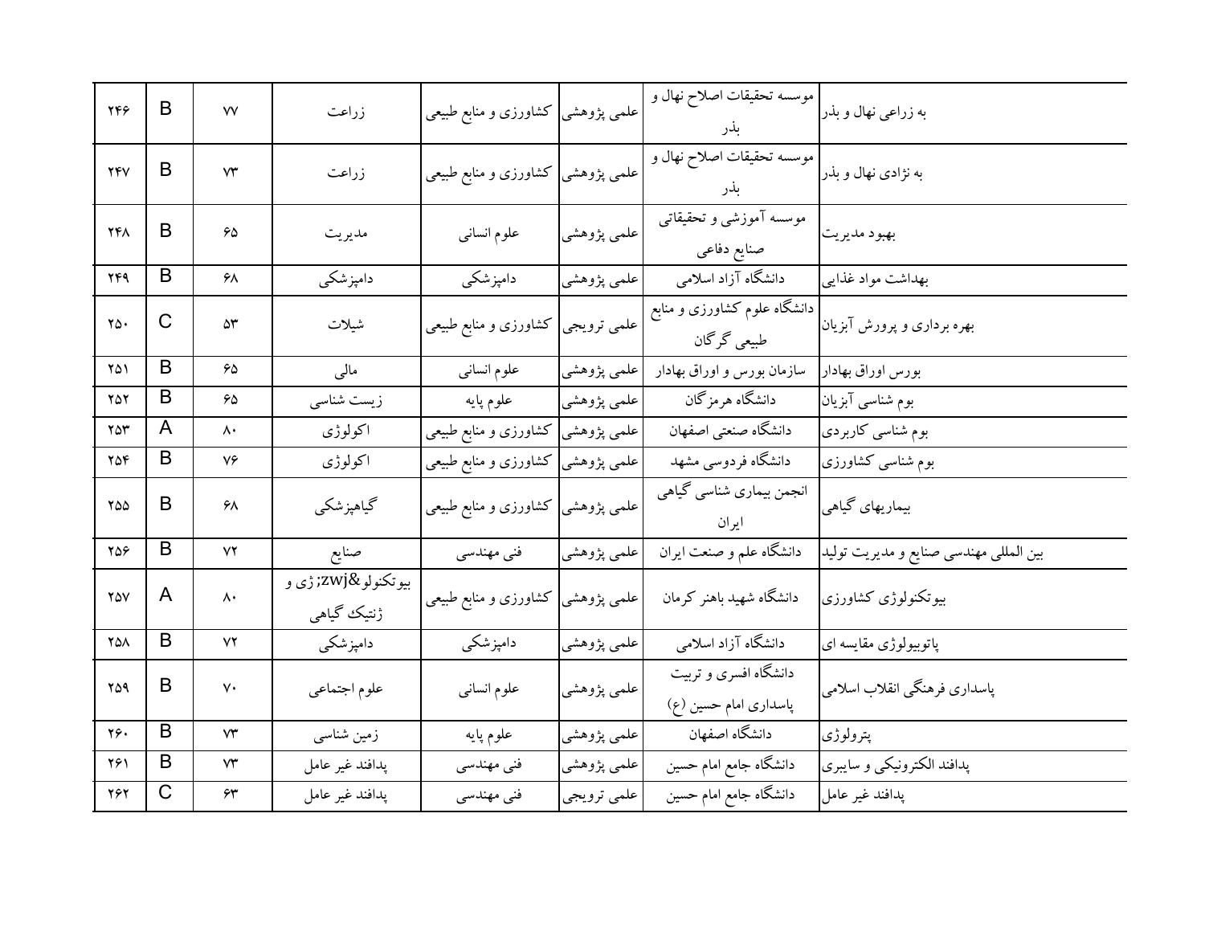| | | | | | | | |
|---|---|---|---|---|---|---|---|
| ۲۴۶ | B | ۷۷ | زراعت | کشاورزی و منابع طبیعی | علمی پژوهشی | موسسه تحقیقات اصلاح نهال و بذر | به زراعی نهال و بذر |
| ۲۴۷ | B | ۷۳ | زراعت | کشاورزی و منابع طبیعی | علمی پژوهشی | موسسه تحقیقات اصلاح نهال و بذر | به نژادی نهال و بذر |
| ۲۴۸ | B | ۶۵ | مدیریت | علوم انسانی | علمی پژوهشی | موسسه آموزشی و تحقیقاتی صنایع دفاعی | بهبود مدیریت |
| ۲۴۹ | B | ۶۸ | دامپزشکی | دامپزشکی | علمی پژوهشی | دانشگاه آزاد اسلامی | بهداشت مواد غذایی |
| ۲۵۰ | C | ۵۳ | شیلات | کشاورزی و منابع طبیعی | علمی ترویجی | دانشگاه علوم کشاورزی و منابع طبیعی گرگان | بهره برداری و پرورش آبزیان |
| ۲۵۱ | B | ۶۵ | مالی | علوم انسانی | علمی پژوهشی | سازمان بورس و اوراق بهادار | بورس اوراق بهادار |
| ۲۵۲ | B | ۶۵ | زیست شناسی | علوم پایه | علمی پژوهشی | دانشگاه هرمزگان | بوم شناسی آبزیان |
| ۲۵۳ | A | ۸۰ | اکولوژی | کشاورزی و منابع طبیعی | علمی پژوهشی | دانشگاه صنعتی اصفهان | بوم شناسی کاربردی |
| ۲۵۴ | B | ۷۶ | اکولوژی | کشاورزی و منابع طبیعی | علمی پژوهشی | دانشگاه فردوسی مشهد | بوم شناسی کشاورزی |
| ۲۵۵ | B | ۶۸ | گیاهپزشکی | کشاورزی و منابع طبیعی | علمی پژوهشی | انجمن بیماری شناسی گیاهی ایران | بیماریهای گیاهی |
| ۲۵۶ | B | ۷۲ | صنایع | فنی مهندسی | علمی پژوهشی | دانشگاه علم و صنعت ایران | بین المللی مهندسی صنایع و مدیریت تولید |
| ۲۵۷ | A | ۸۰ | بیوتکنولو&zwj;ژی و ژنتیک گیاهی | کشاورزی و منابع طبیعی | علمی پژوهشی | دانشگاه شهید باهنر کرمان | بیوتکنولوژی کشاورزی |
| ۲۵۸ | B | ۷۲ | دامپزشکی | دامپزشکی | علمی پژوهشی | دانشگاه آزاد اسلامی | پاتوبیولوژی مقایسه ای |
| ۲۵۹ | B | ۷۰ | علوم اجتماعی | علوم انسانی | علمی پژوهشی | دانشگاه افسری و تربیت پاسداری امام حسین (ع) | پاسداری فرهنگی انقلاب اسلامی |
| ۲۶۰ | B | ۷۳ | زمین شناسی | علوم پایه | علمی پژوهشی | دانشگاه اصفهان | پترولوژی |
| ۲۶۱ | B | ۷۳ | پدافند غیر عامل | فنی مهندسی | علمی پژوهشی | دانشگاه جامع امام حسین | پدافند الکترونیکی و سایبری |
| ۲۶۲ | C | ۶۳ | پدافند غیر عامل | فنی مهندسی | علمی ترویجی | دانشگاه جامع امام حسین | پدافند غیر عامل |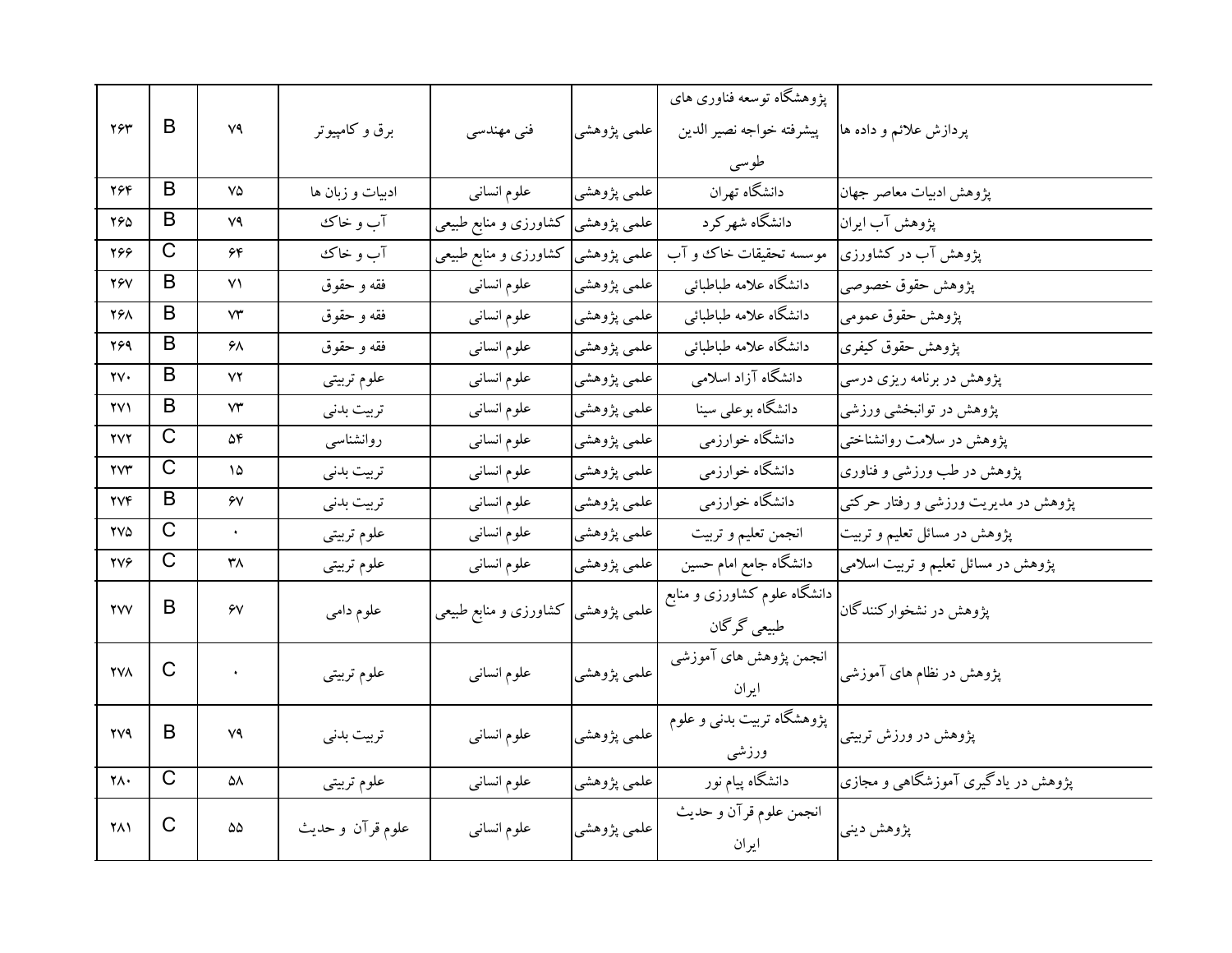| ۲۶۳ | B | ۷۹ | برق و کامپیوتر | فنی مهندسی | علمی پژوهشی | پژوهشگاه توسعه فناوری های پیشرفته خواجه نصیر الدین طوسی | پردازش علائم و داده ها |
|---|---|---|---|---|---|---|---|
| ۲۶۴ | B | ۷۵ | ادبیات و زبان ها | علوم انسانی | علمی پژوهشی | دانشگاه تهران | پژوهش ادبیات معاصر جهان |
| ۲۶۵ | B | ۷۹ | آب و خاک | کشاورزی و منابع طبیعی | علمی پژوهشی | دانشگاه شهرکرد | پژوهش آب ایران |
| ۲۶۶ | C | ۶۴ | آب و خاک | کشاورزی و منابع طبیعی | علمی پژوهشی | موسسه تحقیقات خاک و آب | پژوهش آب در کشاورزی |
| ۲۶۷ | B | ۷۱ | فقه و حقوق | علوم انسانی | علمی پژوهشی | دانشگاه علامه طباطبائی | پژوهش حقوق خصوصی |
| ۲۶۸ | B | ۷۳ | فقه و حقوق | علوم انسانی | علمی پژوهشی | دانشگاه علامه طباطبائی | پژوهش حقوق عمومی |
| ۲۶۹ | B | ۶۸ | فقه و حقوق | علوم انسانی | علمی پژوهشی | دانشگاه علامه طباطبائی | پژوهش حقوق کیفری |
| ۲۷۰ | B | ۷۲ | علوم تربیتی | علوم انسانی | علمی پژوهشی | دانشگاه آزاد اسلامی | پژوهش در برنامه ریزی درسی |
| ۲۷۱ | B | ۷۳ | تربیت بدنی | علوم انسانی | علمی پژوهشی | دانشگاه بوعلی سینا | پژوهش در توانبخشی ورزشی |
| ۲۷۲ | C | ۵۴ | روانشناسی | علوم انسانی | علمی پژوهشی | دانشگاه خوارزمی | پژوهش در سلامت روانشناختی |
| ۲۷۳ | C | ۱۵ | تربیت بدنی | علوم انسانی | علمی پژوهشی | دانشگاه خوارزمی | پژوهش در طب ورزشی و فناوری |
| ۲۷۴ | B | ۶۷ | تربیت بدنی | علوم انسانی | علمی پژوهشی | دانشگاه خوارزمی | پژوهش در مدیریت ورزشی و رفتار حرکتی |
| ۲۷۵ | C | ۰ | علوم تربیتی | علوم انسانی | علمی پژوهشی | انجمن تعلیم و تربیت | پژوهش در مسائل تعلیم و تربیت |
| ۲۷۶ | C | ۳۸ | علوم تربیتی | علوم انسانی | علمی پژوهشی | دانشگاه جامع امام حسین | پژوهش در مسائل تعلیم و تربیت اسلامی |
| ۲۷۷ | B | ۶۷ | علوم دامی | کشاورزی و منابع طبیعی | علمی پژوهشی | دانشگاه علوم کشاورزی و منابع طبیعی گرگان | پژوهش در نشخوارکنندگان |
| ۲۷۸ | C | ۰ | علوم تربیتی | علوم انسانی | علمی پژوهشی | انجمن پژوهش های آموزشی ایران | پژوهش در نظام های آموزشی |
| ۲۷۹ | B | ۷۹ | تربیت بدنی | علوم انسانی | علمی پژوهشی | پژوهشگاه تربیت بدنی و علوم ورزشی | پژوهش در ورزش تربیتی |
| ۲۸۰ | C | ۵۸ | علوم تربیتی | علوم انسانی | علمی پژوهشی | دانشگاه پیام نور | پژوهش در یادگیری آموزشگاهی و مجازی |
| ۲۸۱ | C | ۵۵ | علوم قرآن و حدیث | علوم انسانی | علمی پژوهشی | انجمن علوم قرآن و حدیث ایران | پژوهش دینی |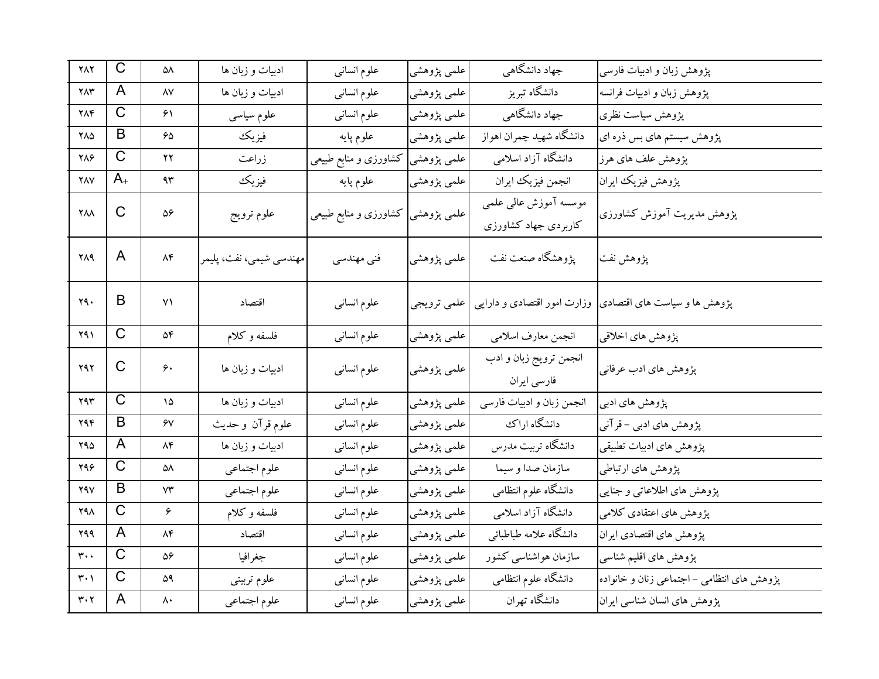| ۲۸۲ | C | ۵۸ | ادبیات و زبان ها | علوم انسانی | علمی پژوهشی | جهاد دانشگاهی | پژوهش زبان و ادبیات فارسی |
|---|---|---|---|---|---|---|---|
| ۲۸۳ | A | ۸۷ | ادبیات و زبان ها | علوم انسانی | علمی پژوهشی | دانشگاه تبریز | پژوهش زبان و ادبیات فرانسه |
| ۲۸۴ | C | ۶۱ | علوم سیاسی | علوم انسانی | علمی پژوهشی | جهاد دانشگاهی | پژوهش سیاست نظری |
| ۲۸۵ | B | ۶۵ | فیزیک | علوم پایه | علمی پژوهشی | دانشگاه شهید چمران اهواز | پژوهش سیستم های بس ذره ای |
| ۲۸۶ | C | ۲۲ | زراعت | کشاورزی و منابع طبیعی | علمی پژوهشی | دانشگاه آزاد اسلامی | پژوهش علف های هرز |
| ۲۸۷ | A+ | ۹۳ | فیزیک | علوم پایه | علمی پژوهشی | انجمن فیزیک ایران | پژوهش فیزیک ایران |
| ۲۸۸ | C | ۵۶ | علوم ترویج | کشاورزی و منابع طبیعی | علمی پژوهشی | موسسه آموزش عالی علمی کاربردی جهاد کشاورزی | پژوهش مدیریت آموزش کشاورزی |
| ۲۸۹ | A | ۸۴ | مهندسی شیمی، نفت، پلیمر | فنی مهندسی | علمی پژوهشی | پژوهشگاه صنعت نفت | پژوهش نفت |
| ۲۹۰ | B | ۷۱ | اقتصاد | علوم انسانی | علمی ترویجی | وزارت امور اقتصادی و دارایی | پژوهش ها و سیاست های اقتصادی |
| ۲۹۱ | C | ۵۴ | فلسفه و کلام | علوم انسانی | علمی پژوهشی | انجمن معارف اسلامی | پژوهش های اخلاقی |
| ۲۹۲ | C | ۶۰ | ادبیات و زبان ها | علوم انسانی | علمی پژوهشی | انجمن ترویج زبان و ادب فارسی ایران | پژوهش های ادب عرفانی |
| ۲۹۳ | C | ۱۵ | ادبیات و زبان ها | علوم انسانی | علمی پژوهشی | انجمن زبان و ادبیات فارسی | پژوهش های ادبی |
| ۲۹۴ | B | ۶۷ | علوم قرآن و حدیث | علوم انسانی | علمی پژوهشی | دانشگاه اراک | پژوهش های ادبی - قرآنی |
| ۲۹۵ | A | ۸۴ | ادبیات و زبان ها | علوم انسانی | علمی پژوهشی | دانشگاه تربیت مدرس | پژوهش های ادبیات تطبیقی |
| ۲۹۶ | C | ۵۸ | علوم اجتماعی | علوم انسانی | علمی پژوهشی | سازمان صدا و سیما | پژوهش های ارتباطی |
| ۲۹۷ | B | ۷۳ | علوم اجتماعی | علوم انسانی | علمی پژوهشی | دانشگاه علوم انتظامی | پژوهش های اطلاعاتی و جنایی |
| ۲۹۸ | C | ۶ | فلسفه و کلام | علوم انسانی | علمی پژوهشی | دانشگاه آزاد اسلامی | پژوهش های اعتقادی کلامی |
| ۲۹۹ | A | ۸۴ | اقتصاد | علوم انسانی | علمی پژوهشی | دانشگاه علامه طباطبائی | پژوهش های اقتصادی ایران |
| ۳۰۰ | C | ۵۶ | جغرافیا | علوم انسانی | علمی پژوهشی | سازمان هواشناسی کشور | پژوهش های اقلیم شناسی |
| ۳۰۱ | C | ۵۹ | علوم تربیتی | علوم انسانی | علمی پژوهشی | دانشگاه علوم انتظامی | پژوهش های انتظامی - اجتماعی زنان و خانواده |
| ۳۰۲ | A | ۸۰ | علوم اجتماعی | علوم انسانی | علمی پژوهشی | دانشگاه تهران | پژوهش های انسان شناسی ایران |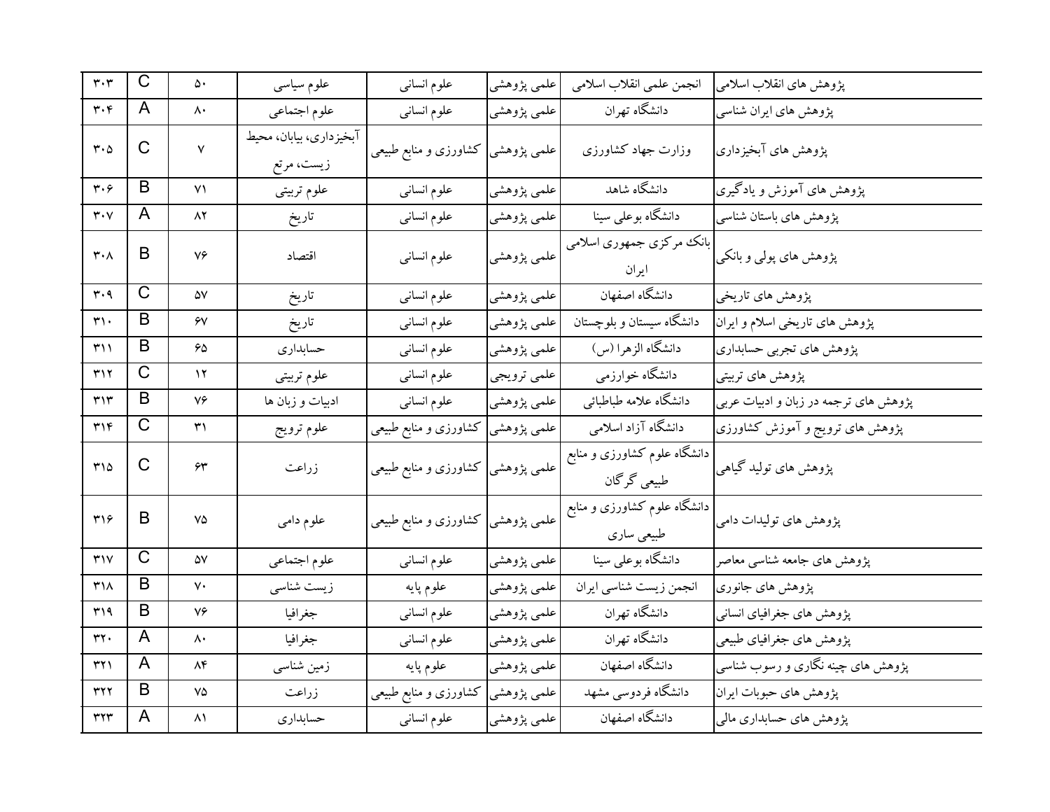| ۳۰۳ | C | ۵۰ | علوم سیاسی | علوم انسانی | علمی پژوهشی | انجمن علمی انقلاب اسلامی | پژوهش های انقلاب اسلامی |
|---|---|---|---|---|---|---|---|
| ۳۰۴ | A | ۸۰ | علوم اجتماعی | علوم انسانی | علمی پژوهشی | دانشگاه تهران | پژوهش های ایران شناسی |
| ۳۰۵ | C | ۷ | آبخیزداری، بیابان، محیط زیست، مرتع | کشاورزی و منابع طبیعی | علمی پژوهشی | وزارت جهاد کشاورزی | پژوهش های آبخیزداری |
| ۳۰۶ | B | ۷۱ | علوم تربیتی | علوم انسانی | علمی پژوهشی | دانشگاه شاهد | پژوهش های آموزش و یادگیری |
| ۳۰۷ | A | ۸۲ | تاریخ | علوم انسانی | علمی پژوهشی | دانشگاه بوعلی سینا | پژوهش های باستان شناسی |
| ۳۰۸ | B | ۷۶ | اقتصاد | علوم انسانی | علمی پژوهشی | بانک مرکزی جمهوری اسلامی ایران | پژوهش های پولی و بانکی |
| ۳۰۹ | C | ۵۷ | تاریخ | علوم انسانی | علمی پژوهشی | دانشگاه اصفهان | پژوهش های تاریخی |
| ۳۱۰ | B | ۶۷ | تاریخ | علوم انسانی | علمی پژوهشی | دانشگاه سیستان و بلوچستان | پژوهش های تاریخی اسلام و ایران |
| ۳۱۱ | B | ۶۵ | حسابداری | علوم انسانی | علمی پژوهشی | دانشگاه الزهرا (س) | پژوهش های تجربی حسابداری |
| ۳۱۲ | C | ۱۲ | علوم تربیتی | علوم انسانی | علمی ترویجی | دانشگاه خوارزمی | پژوهش های تربیتی |
| ۳۱۳ | B | ۷۶ | ادبیات و زبان ها | علوم انسانی | علمی پژوهشی | دانشگاه علامه طباطبائی | پژوهش های ترجمه در زبان و ادبیات عربی |
| ۳۱۴ | C | ۳۱ | علوم ترویج | کشاورزی و منابع طبیعی | علمی پژوهشی | دانشگاه آزاد اسلامی | پژوهش های ترویج و آموزش کشاورزی |
| ۳۱۵ | C | ۶۳ | زراعت | کشاورزی و منابع طبیعی | علمی پژوهشی | دانشگاه علوم کشاورزی و منابع طبیعی گرگان | پژوهش های تولید گیاهی |
| ۳۱۶ | B | ۷۵ | علوم دامی | کشاورزی و منابع طبیعی | علمی پژوهشی | دانشگاه علوم کشاورزی و منابع طبیعی ساری | پژوهش های تولیدات دامی |
| ۳۱۷ | C | ۵۷ | علوم اجتماعی | علوم انسانی | علمی پژوهشی | دانشگاه بوعلی سینا | پژوهش های جامعه شناسی معاصر |
| ۳۱۸ | B | ۷۰ | زیست شناسی | علوم پایه | علمی پژوهشی | انجمن زیست شناسی ایران | پژوهش های جانوری |
| ۳۱۹ | B | ۷۶ | جغرافیا | علوم انسانی | علمی پژوهشی | دانشگاه تهران | پژوهش های جغرافیای انسانی |
| ۳۲۰ | A | ۸۰ | جغرافیا | علوم انسانی | علمی پژوهشی | دانشگاه تهران | پژوهش های جغرافیای طبیعی |
| ۳۲۱ | A | ۸۴ | زمین شناسی | علوم پایه | علمی پژوهشی | دانشگاه اصفهان | پژوهش های چینه نگاری و رسوب شناسی |
| ۳۲۲ | B | ۷۵ | زراعت | کشاورزی و منابع طبیعی | علمی پژوهشی | دانشگاه فردوسی مشهد | پژوهش های حبوبات ایران |
| ۳۲۳ | A | ۸۱ | حسابداری | علوم انسانی | علمی پژوهشی | دانشگاه اصفهان | پژوهش های حسابداری مالی |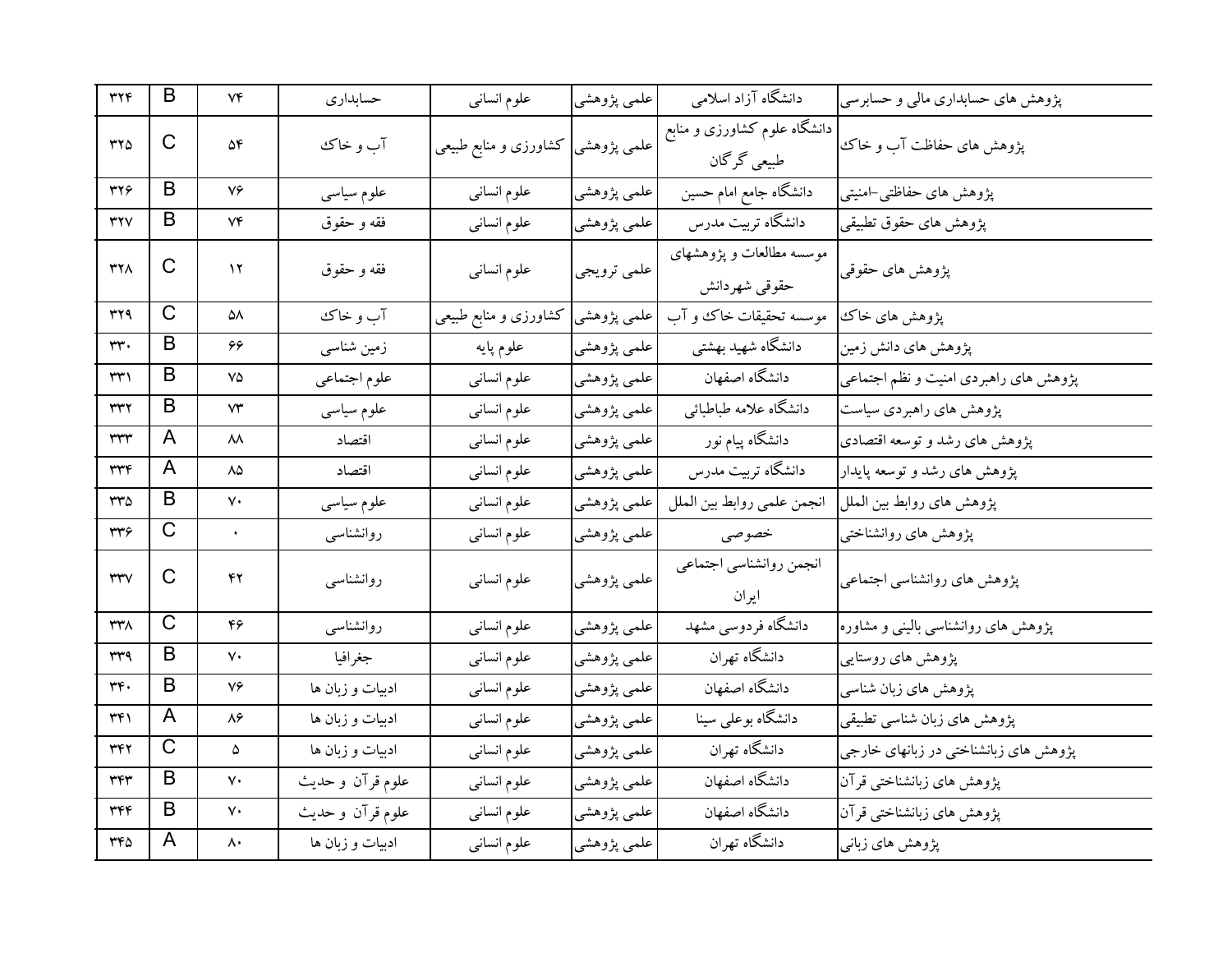| ۳۲۴ | B | ۷۴ | حسابداری | علوم انسانی | علمی پژوهشی | دانشگاه آزاد اسلامی | پژوهش های حسابداری مالی و حسابرسی |
|---|---|---|---|---|---|---|---|
| ۳۲۵ | C | ۵۴ | آب و خاک | کشاورزی و منابع طبیعی | علمی پژوهشی | دانشگاه علوم کشاورزی و منابع طبیعی گرگان | پژوهش های حفاظت آب و خاک |
| ۳۲۶ | B | ۷۶ | علوم سیاسی | علوم انسانی | علمی پژوهشی | دانشگاه جامع امام حسین | پژوهش های حفاظتی-امنیتی |
| ۳۲۷ | B | ۷۴ | فقه و حقوق | علوم انسانی | علمی پژوهشی | دانشگاه تربیت مدرس | پژوهش های حقوق تطبیقی |
| ۳۲۸ | C | ۱۲ | فقه و حقوق | علوم انسانی | علمی ترویجی | موسسه مطالعات و پژوهشهای حقوقی شهردانش | پژوهش های حقوقی |
| ۳۲۹ | C | ۵۸ | آب و خاک | کشاورزی و منابع طبیعی | علمی پژوهشی | موسسه تحقیقات خاک و آب | پژوهش های خاک |
| ۳۳۰ | B | ۶۶ | زمین شناسی | علوم پایه | علمی پژوهشی | دانشگاه شهید بهشتی | پژوهش های دانش زمین |
| ۳۳۱ | B | ۷۵ | علوم اجتماعی | علوم انسانی | علمی پژوهشی | دانشگاه اصفهان | پژوهش های راهبردی امنیت و نظم اجتماعی |
| ۳۳۲ | B | ۷۳ | علوم سیاسی | علوم انسانی | علمی پژوهشی | دانشگاه علامه طباطبائی | پژوهش های راهبردی سیاست |
| ۳۳۳ | A | ۸۸ | اقتصاد | علوم انسانی | علمی پژوهشی | دانشگاه پیام نور | پژوهش های رشد و توسعه اقتصادی |
| ۳۳۴ | A | ۸۵ | اقتصاد | علوم انسانی | علمی پژوهشی | دانشگاه تربیت مدرس | پژوهش های رشد و توسعه پایدار |
| ۳۳۵ | B | ۷۰ | علوم سیاسی | علوم انسانی | علمی پژوهشی | انجمن علمی روابط بین الملل | پژوهش های روابط بین الملل |
| ۳۳۶ | C | ۰ | روانشناسی | علوم انسانی | علمی پژوهشی | خصوصی | پژوهش های روانشناختی |
| ۳۳۷ | C | ۴۲ | روانشناسی | علوم انسانی | علمی پژوهشی | انجمن روانشناسی اجتماعی ایران | پژوهش های روانشناسی اجتماعی |
| ۳۳۸ | C | ۴۶ | روانشناسی | علوم انسانی | علمی پژوهشی | دانشگاه فردوسی مشهد | پژوهش های روانشناسی بالینی و مشاوره |
| ۳۳۹ | B | ۷۰ | جغرافیا | علوم انسانی | علمی پژوهشی | دانشگاه تهران | پژوهش های روستایی |
| ۳۴۰ | B | ۷۶ | ادبیات و زبان ها | علوم انسانی | علمی پژوهشی | دانشگاه اصفهان | پژوهش های زبان شناسی |
| ۳۴۱ | A | ۸۶ | ادبیات و زبان ها | علوم انسانی | علمی پژوهشی | دانشگاه بوعلی سینا | پژوهش های زبان شناسی تطبیقی |
| ۳۴۲ | C | ۵ | ادبیات و زبان ها | علوم انسانی | علمی پژوهشی | دانشگاه تهران | پژوهش های زبانشناختی در زبانهای خارجی |
| ۳۴۳ | B | ۷۰ | علوم قرآن و حدیث | علوم انسانی | علمی پژوهشی | دانشگاه اصفهان | پژوهش های زبانشناختی قرآن |
| ۳۴۴ | B | ۷۰ | علوم قرآن و حدیث | علوم انسانی | علمی پژوهشی | دانشگاه اصفهان | پژوهش های زبانشناختی قرآن |
| ۳۴۵ | A | ۸۰ | ادبیات و زبان ها | علوم انسانی | علمی پژوهشی | دانشگاه تهران | پژوهش های زبانی |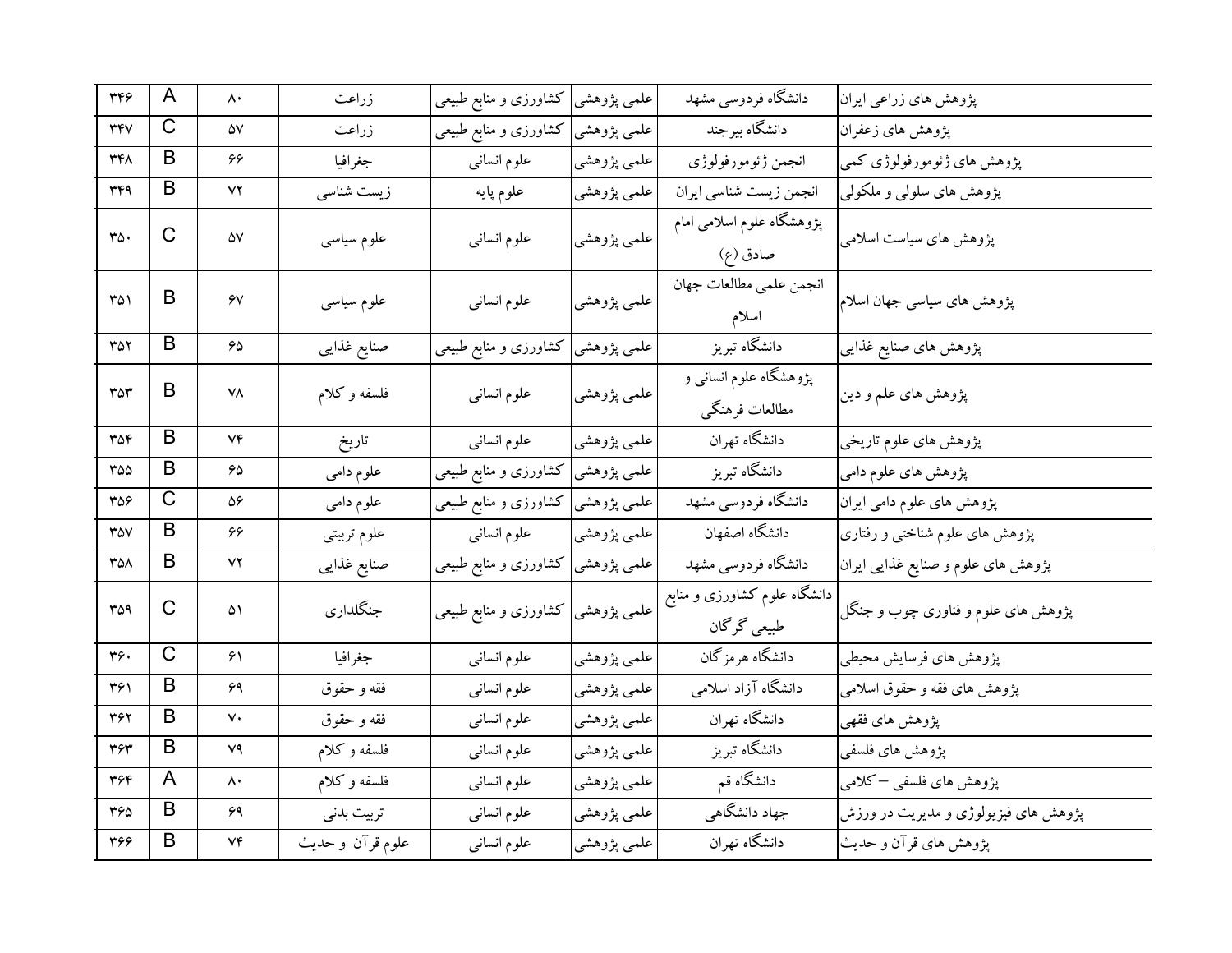| ۳۴۶ | A | ۸۰ | زراعت | کشاورزی و منابع طبیعی | علمی پژوهشی | دانشگاه فردوسی مشهد | پژوهش های زراعی ایران |
|---|---|---|---|---|---|---|---|
| ۳۴۷ | C | ۵۷ | زراعت | کشاورزی و منابع طبیعی | علمی پژوهشی | دانشگاه بیرجند | پژوهش های زعفران |
| ۳۴۸ | B | ۶۶ | جغرافیا | علوم انسانی | علمی پژوهشی | انجمن ژئومورفولوژی | پژوهش های ژئومورفولوژی کمی |
| ۳۴۹ | B | ۷۲ | زیست شناسی | علوم پایه | علمی پژوهشی | انجمن زیست شناسی ایران | پژوهش های سلولی و ملکولی |
| ۳۵۰ | C | ۵۷ | علوم سیاسی | علوم انسانی | علمی پژوهشی | پژوهشگاه علوم اسلامی امام صادق (ع) | پژوهش های سیاست اسلامی |
| ۳۵۱ | B | ۶۷ | علوم سیاسی | علوم انسانی | علمی پژوهشی | انجمن علمی مطالعات جهان اسلام | پژوهش های سیاسی جهان اسلام |
| ۳۵۲ | B | ۶۵ | صنایع غذایی | کشاورزی و منابع طبیعی | علمی پژوهشی | دانشگاه تبریز | پژوهش های صنایع غذایی |
| ۳۵۳ | B | ۷۸ | فلسفه و کلام | علوم انسانی | علمی پژوهشی | پژوهشگاه علوم انسانی و مطالعات فرهنگی | پژوهش های علم و دین |
| ۳۵۴ | B | ۷۴ | تاریخ | علوم انسانی | علمی پژوهشی | دانشگاه تهران | پژوهش های علوم تاریخی |
| ۳۵۵ | B | ۶۵ | علوم دامی | کشاورزی و منابع طبیعی | علمی پژوهشی | دانشگاه تبریز | پژوهش های علوم دامی |
| ۳۵۶ | C | ۵۶ | علوم دامی | کشاورزی و منابع طبیعی | علمی پژوهشی | دانشگاه فردوسی مشهد | پژوهش های علوم دامی ایران |
| ۳۵۷ | B | ۶۶ | علوم تربیتی | علوم انسانی | علمی پژوهشی | دانشگاه اصفهان | پژوهش های علوم شناختی و رفتاری |
| ۳۵۸ | B | ۷۲ | صنایع غذایی | کشاورزی و منابع طبیعی | علمی پژوهشی | دانشگاه فردوسی مشهد | پژوهش های علوم و صنایع غذایی ایران |
| ۳۵۹ | C | ۵۱ | جنگلداری | کشاورزی و منابع طبیعی | علمی پژوهشی | دانشگاه علوم کشاورزی و منابع طبیعی گرگان | پژوهش های علوم و فناوری چوب و جنگل |
| ۳۶۰ | C | ۶۱ | جغرافیا | علوم انسانی | علمی پژوهشی | دانشگاه هرمزگان | پژوهش های فرسایش محیطی |
| ۳۶۱ | B | ۶۹ | فقه و حقوق | علوم انسانی | علمی پژوهشی | دانشگاه آزاد اسلامی | پژوهش های فقه و حقوق اسلامی |
| ۳۶۲ | B | ۷۰ | فقه و حقوق | علوم انسانی | علمی پژوهشی | دانشگاه تهران | پژوهش های فقهی |
| ۳۶۳ | B | ۷۹ | فلسفه و کلام | علوم انسانی | علمی پژوهشی | دانشگاه تبریز | پژوهش های فلسفی |
| ۳۶۴ | A | ۸۰ | فلسفه و کلام | علوم انسانی | علمی پژوهشی | دانشگاه قم | پژوهش های فلسفی – کلامی |
| ۳۶۵ | B | ۶۹ | تربیت بدنی | علوم انسانی | علمی پژوهشی | جهاد دانشگاهی | پژوهش های فیزیولوژی و مدیریت در ورزش |
| ۳۶۶ | B | ۷۴ | علوم قرآن و حدیث | علوم انسانی | علمی پژوهشی | دانشگاه تهران | پژوهش های قرآن و حدیث |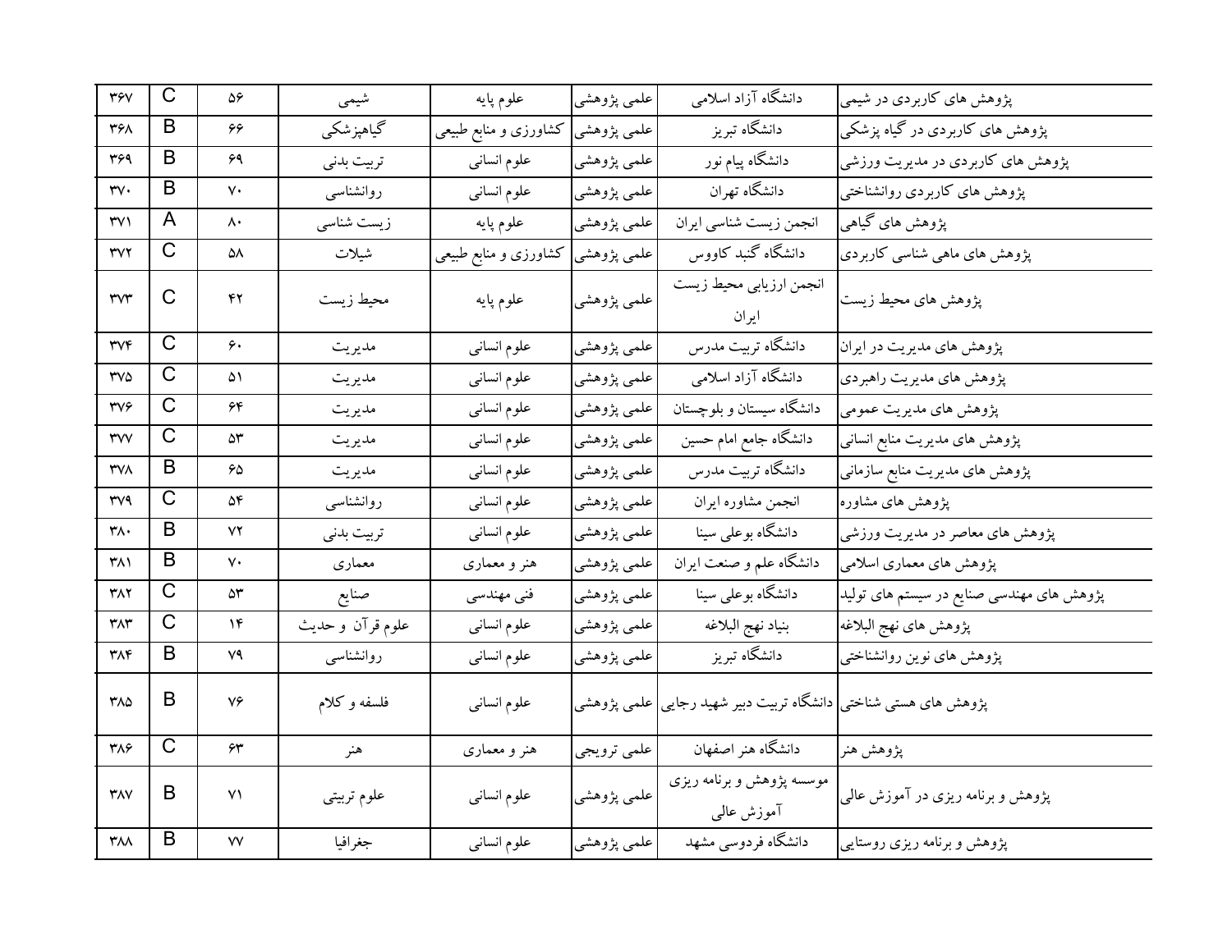| ۳۶۷ | C | ۵۶ | شیمی | علوم پایه | علمی پژوهشی | دانشگاه آزاد اسلامی | پژوهش های کاربردی در شیمی |
|---|---|---|---|---|---|---|---|
| ۳۶۸ | B | ۶۶ | گیاهپزشکی | کشاورزی و منابع طبیعی | علمی پژوهشی | دانشگاه تبریز | پژوهش های کاربردی در گیاه پزشکی |
| ۳۶۹ | B | ۶۹ | تربیت بدنی | علوم انسانی | علمی پژوهشی | دانشگاه پیام نور | پژوهش های کاربردی در مدیریت ورزشی |
| ۳۷۰ | B | ۷۰ | روانشناسی | علوم انسانی | علمی پژوهشی | دانشگاه تهران | پژوهش های کاربردی روانشناختی |
| ۳۷۱ | A | ۸۰ | زیست شناسی | علوم پایه | علمی پژوهشی | انجمن زیست شناسی ایران | پژوهش های گیاهی |
| ۳۷۲ | C | ۵۸ | شیلات | کشاورزی و منابع طبیعی | علمی پژوهشی | دانشگاه گنبد کاووس | پژوهش های ماهی شناسی کاربردی |
| ۳۷۳ | C | ۴۲ | محیط زیست | علوم پایه | علمی پژوهشی | انجمن ارزیابی محیط زیست ایران | پژوهش های محیط زیست |
| ۳۷۴ | C | ۶۰ | مدیریت | علوم انسانی | علمی پژوهشی | دانشگاه تربیت مدرس | پژوهش های مدیریت در ایران |
| ۳۷۵ | C | ۵۱ | مدیریت | علوم انسانی | علمی پژوهشی | دانشگاه آزاد اسلامی | پژوهش های مدیریت راهبردی |
| ۳۷۶ | C | ۶۴ | مدیریت | علوم انسانی | علمی پژوهشی | دانشگاه سیستان و بلوچستان | پژوهش های مدیریت عمومی |
| ۳۷۷ | C | ۵۳ | مدیریت | علوم انسانی | علمی پژوهشی | دانشگاه جامع امام حسین | پژوهش های مدیریت منابع انسانی |
| ۳۷۸ | B | ۶۵ | مدیریت | علوم انسانی | علمی پژوهشی | دانشگاه تربیت مدرس | پژوهش های مدیریت منابع سازمانی |
| ۳۷۹ | C | ۵۴ | روانشناسی | علوم انسانی | علمی پژوهشی | انجمن مشاوره ایران | پژوهش های مشاوره |
| ۳۸۰ | B | ۷۲ | تربیت بدنی | علوم انسانی | علمی پژوهشی | دانشگاه بوعلی سینا | پژوهش های معاصر در مدیریت ورزشی |
| ۳۸۱ | B | ۷۰ | معماری | هنر و معماری | علمی پژوهشی | دانشگاه علم و صنعت ایران | پژوهش های معماری اسلامی |
| ۳۸۲ | C | ۵۳ | صنایع | فنی مهندسی | علمی پژوهشی | دانشگاه بوعلی سینا | پژوهش های مهندسی صنایع در سیستم های تولید |
| ۳۸۳ | C | ۱۴ | علوم قرآن و حدیث | علوم انسانی | علمی پژوهشی | بنیاد نهج البلاغه | پژوهش های نهج البلاغه |
| ۳۸۴ | B | ۷۹ | روانشناسی | علوم انسانی | علمی پژوهشی | دانشگاه تبریز | پژوهش های نوین روانشناختی |
| ۳۸۵ | B | ۷۶ | فلسفه و کلام | علوم انسانی | علمی پژوهشی | دانشگاه تربیت دبیر شهید رجایی | پژوهش های هستی شناختی |
| ۳۸۶ | C | ۶۳ | هنر | هنر و معماری | علمی ترویجی | دانشگاه هنر اصفهان | پژوهش هنر |
| ۳۸۷ | B | ۷۱ | علوم تربیتی | علوم انسانی | علمی پژوهشی | موسسه پژوهش و برنامه ریزی آموزش عالی | پژوهش و برنامه ریزی در آموزش عالی |
| ۳۸۸ | B | ۷۷ | جغرافیا | علوم انسانی | علمی پژوهشی | دانشگاه فردوسی مشهد | پژوهش و برنامه ریزی روستایی |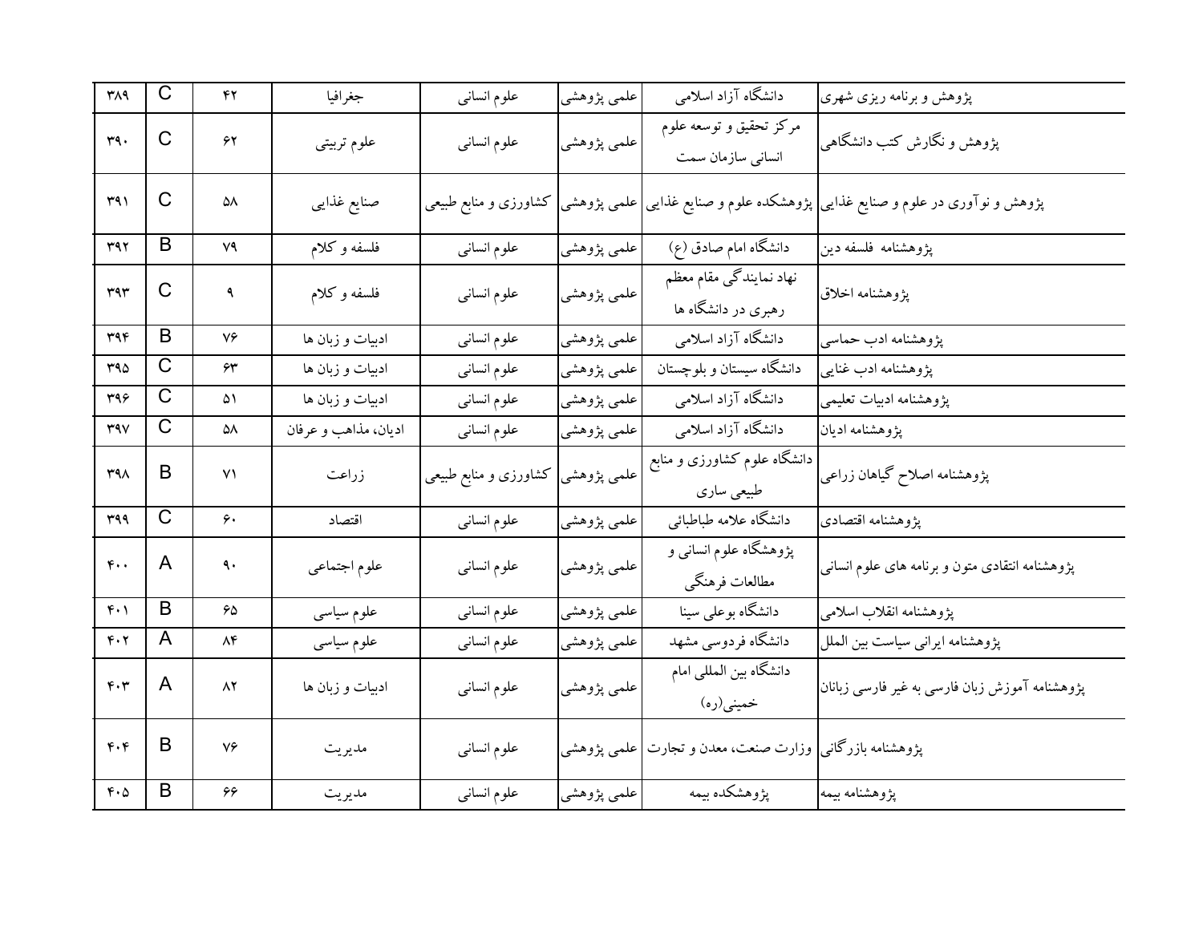| ۳۸۹ | C | ۴۲ | جغرافیا | علوم انسانی | علمی پژوهشی | دانشگاه آزاد اسلامی | پژوهش و برنامه ریزی شهری |
|---|---|---|---|---|---|---|---|
| ۳۹۰ | C | ۶۲ | علوم تربیتی | علوم انسانی | علمی پژوهشی | مرکز تحقیق و توسعه علوم انسانی سازمان سمت | پژوهش و نگارش کتب دانشگاهی |
| ۳۹۱ | C | ۵۸ | صنایع غذایی | کشاورزی و منابع طبیعی | علمی پژوهشی | پژوهشکده علوم و صنایع غذایی | پژوهش و نوآوری در علوم و صنایع غذایی |
| ۳۹۲ | B | ۷۹ | فلسفه و کلام | علوم انسانی | علمی پژوهشی | دانشگاه امام صادق (ع) | پژوهشنامه فلسفه دین |
| ۳۹۳ | C | ۹ | فلسفه و کلام | علوم انسانی | علمی پژوهشی | نهاد نمایندگی مقام معظم رهبری در دانشگاه ها | پژوهشنامه اخلاق |
| ۳۹۴ | B | ۷۶ | ادبیات و زبان ها | علوم انسانی | علمی پژوهشی | دانشگاه آزاد اسلامی | پژوهشنامه ادب حماسی |
| ۳۹۵ | C | ۶۳ | ادبیات و زبان ها | علوم انسانی | علمی پژوهشی | دانشگاه سیستان و بلوچستان | پژوهشنامه ادب غنایی |
| ۳۹۶ | C | ۵۱ | ادبیات و زبان ها | علوم انسانی | علمی پژوهشی | دانشگاه آزاد اسلامی | پژوهشنامه ادبیات تعلیمی |
| ۳۹۷ | C | ۵۸ | ادیان، مذاهب و عرفان | علوم انسانی | علمی پژوهشی | دانشگاه آزاد اسلامی | پژوهشنامه ادیان |
| ۳۹۸ | B | ۷۱ | زراعت | کشاورزی و منابع طبیعی | علمی پژوهشی | دانشگاه علوم کشاورزی و منابع طبیعی ساری | پژوهشنامه اصلاح گیاهان زراعی |
| ۳۹۹ | C | ۶۰ | اقتصاد | علوم انسانی | علمی پژوهشی | دانشگاه علامه طباطبائی | پژوهشنامه اقتصادی |
| ۴۰۰ | A | ۹۰ | علوم اجتماعی | علوم انسانی | علمی پژوهشی | پژوهشگاه علوم انسانی و مطالعات فرهنگی | پژوهشنامه انتقادی متون و برنامه های علوم انسانی |
| ۴۰۱ | B | ۶۵ | علوم سیاسی | علوم انسانی | علمی پژوهشی | دانشگاه بوعلی سینا | پژوهشنامه انقلاب اسلامی |
| ۴۰۲ | A | ۸۴ | علوم سیاسی | علوم انسانی | علمی پژوهشی | دانشگاه فردوسی مشهد | پژوهشنامه ایرانی سیاست بین الملل |
| ۴۰۳ | A | ۸۲ | ادبیات و زبان ها | علوم انسانی | علمی پژوهشی | دانشگاه بین المللی امام خمینی(ره) | پژوهشنامه آموزش زبان فارسی به غیر فارسی زبانان |
| ۴۰۴ | B | ۷۶ | مدیریت | علوم انسانی | علمی پژوهشی | وزارت صنعت، معدن و تجارت | پژوهشنامه بازرگانی |
| ۴۰۵ | B | ۶۶ | مدیریت | علوم انسانی | علمی پژوهشی | پژوهشکده بیمه | پژوهشنامه بیمه |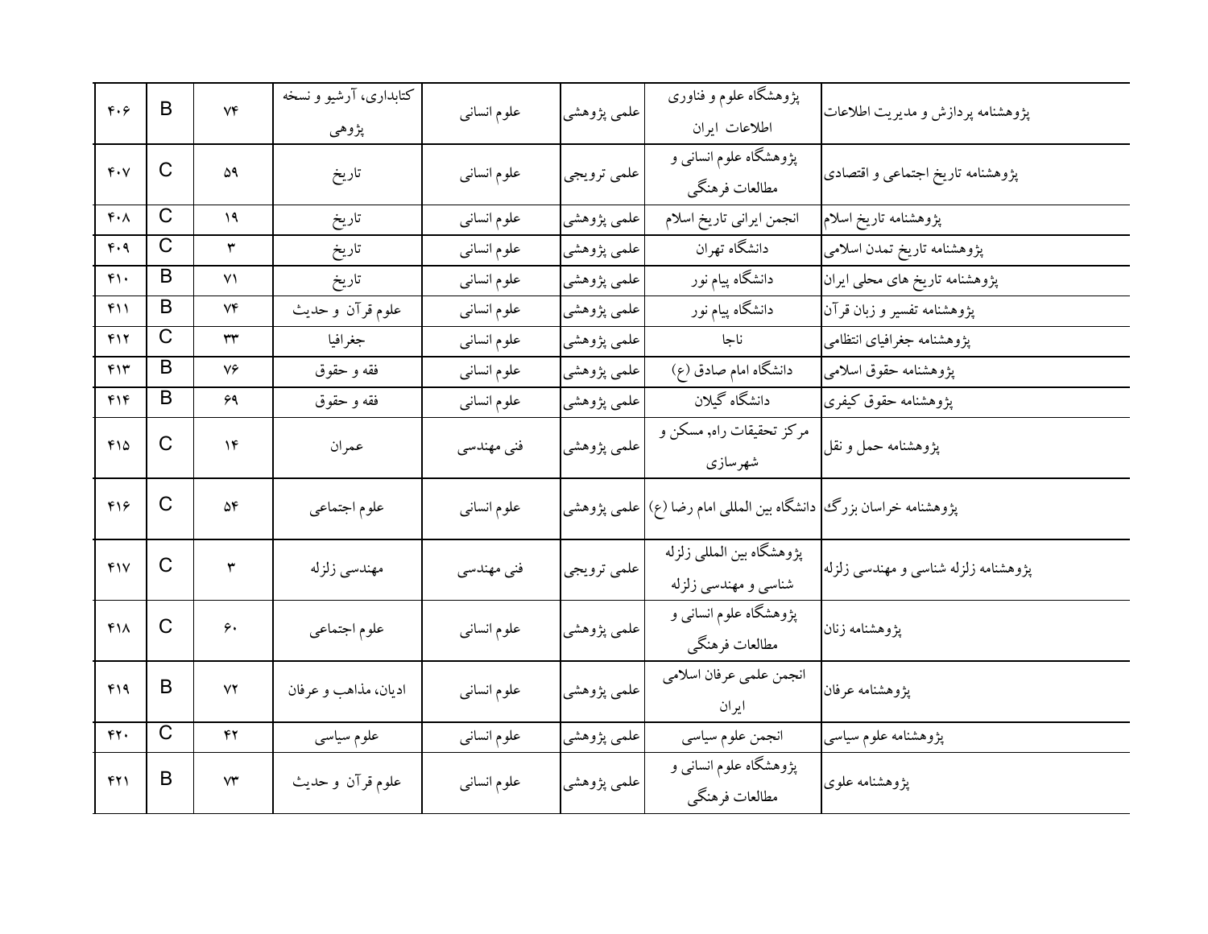| پژوهشنامه پردازش و مدیریت اطلاعات | پژوهشگاه علوم و فناوری اطلاعات ایران | علمی پژوهشی | علوم انسانی | کتابداری، آرشیو و نسخه پژوهی | ۷۴ | B | ۴۰۶ |
|---|---|---|---|---|---|---|---|
| پژوهشنامه تاریخ اجتماعی و اقتصادی | پژوهشگاه علوم انسانی و مطالعات فرهنگی | علمی ترویجی | علوم انسانی | تاریخ | ۵۹ | C | ۴۰۷ |
| پژوهشنامه تاریخ اسلام | انجمن ایرانی تاریخ اسلام | علمی پژوهشی | علوم انسانی | تاریخ | ۱۹ | C | ۴۰۸ |
| پژوهشنامه تاریخ تمدن اسلامی | دانشگاه تهران | علمی پژوهشی | علوم انسانی | تاریخ | ۳ | C | ۴۰۹ |
| پژوهشنامه تاریخ های محلی ایران | دانشگاه پیام نور | علمی پژوهشی | علوم انسانی | تاریخ | ۷۱ | B | ۴۱۰ |
| پژوهشنامه تفسیر و زبان قرآن | دانشگاه پیام نور | علمی پژوهشی | علوم انسانی | علوم قرآن و حدیث | ۷۴ | B | ۴۱۱ |
| پژوهشنامه جغرافیای انتظامی | ناجا | علمی پژوهشی | علوم انسانی | جغرافیا | ۳۳ | C | ۴۱۲ |
| پژوهشنامه حقوق اسلامی | دانشگاه امام صادق (ع) | علمی پژوهشی | علوم انسانی | فقه و حقوق | ۷۶ | B | ۴۱۳ |
| پژوهشنامه حقوق کیفری | دانشگاه گیلان | علمی پژوهشی | علوم انسانی | فقه و حقوق | ۶۹ | B | ۴۱۴ |
| پژوهشنامه حمل و نقل | مرکز تحقیقات راه, مسکن و شهرسازی | علمی پژوهشی | فنی مهندسی | عمران | ۱۴ | C | ۴۱۵ |
| پژوهشنامه خراسان بزرگ | دانشگاه بین المللی امام رضا (ع) | علمی پژوهشی | علوم انسانی | علوم اجتماعی | ۵۴ | C | ۴۱۶ |
| پژوهشنامه زلزله شناسی و مهندسی زلزله | پژوهشگاه بین المللی زلزله شناسی و مهندسی زلزله | علمی ترویجی | فنی مهندسی | مهندسی زلزله | ۳ | C | ۴۱۷ |
| پژوهشنامه زنان | پژوهشگاه علوم انسانی و مطالعات فرهنگی | علمی پژوهشی | علوم انسانی | علوم اجتماعی | ۶۰ | C | ۴۱۸ |
| پژوهشنامه عرفان | انجمن علمی عرفان اسلامی ایران | علمی پژوهشی | علوم انسانی | ادیان، مذاهب و عرفان | ۷۲ | B | ۴۱۹ |
| پژوهشنامه علوم سیاسی | انجمن علوم سیاسی | علمی پژوهشی | علوم انسانی | علوم سیاسی | ۴۲ | C | ۴۲۰ |
| پژوهشنامه علوی | پژوهشگاه علوم انسانی و مطالعات فرهنگی | علمی پژوهشی | علوم انسانی | علوم قرآن و حدیث | ۷۳ | B | ۴۲۱ |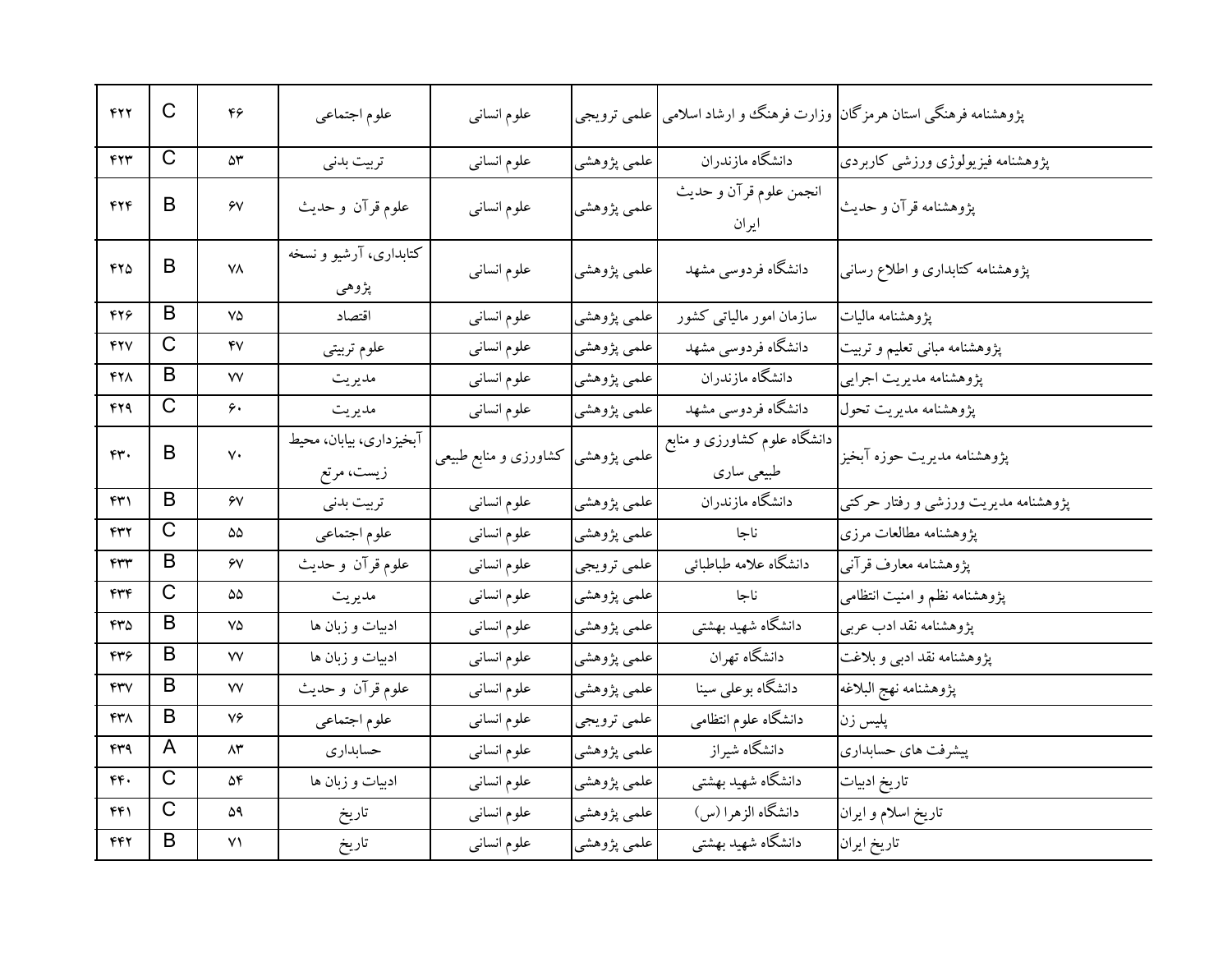| ۴۲۲ | C | ۴۶ | علوم اجتماعی | علوم انسانی | علمی ترویجی | وزارت فرهنگ و ارشاد اسلامی | پژوهشنامه فرهنگی استان هرمزگان |
|---|---|---|---|---|---|---|---|
| ۴۲۳ | C | ۵۳ | تربیت بدنی | علوم انسانی | علمی پژوهشی | دانشگاه مازندران | پژوهشنامه فیزیولوژی ورزشی کاربردی |
| ۴۲۴ | B | ۶۷ | علوم قرآن و حدیث | علوم انسانی | علمی پژوهشی | انجمن علوم قرآن و حدیث ایران | پژوهشنامه قرآن و حدیث |
| ۴۲۵ | B | ۷۸ | کتابداری، آرشیو و نسخه پژوهی | علوم انسانی | علمی پژوهشی | دانشگاه فردوسی مشهد | پژوهشنامه کتابداری و اطلاع رسانی |
| ۴۲۶ | B | ۷۵ | اقتصاد | علوم انسانی | علمی پژوهشی | سازمان امور مالیاتی کشور | پژوهشنامه مالیات |
| ۴۲۷ | C | ۴۷ | علوم تربیتی | علوم انسانی | علمی پژوهشی | دانشگاه فردوسی مشهد | پژوهشنامه مبانی تعلیم و تربیت |
| ۴۲۸ | B | ۷۷ | مدیریت | علوم انسانی | علمی پژوهشی | دانشگاه مازندران | پژوهشنامه مدیریت اجرایی |
| ۴۲۹ | C | ۶۰ | مدیریت | علوم انسانی | علمی پژوهشی | دانشگاه فردوسی مشهد | پژوهشنامه مدیریت تحول |
| ۴۳۰ | B | ۷۰ | آبخیزداری، بیابان، محیط زیست، مرتع | کشاورزی و منابع طبیعی | علمی پژوهشی | دانشگاه علوم کشاورزی و منابع طبیعی ساری | پژوهشنامه مدیریت حوزه آبخیز |
| ۴۳۱ | B | ۶۷ | تربیت بدنی | علوم انسانی | علمی پژوهشی | دانشگاه مازندران | پژوهشنامه مدیریت ورزشی و رفتار حرکتی |
| ۴۳۲ | C | ۵۵ | علوم اجتماعی | علوم انسانی | علمی پژوهشی | ناجا | پژوهشنامه مطالعات مرزی |
| ۴۳۳ | B | ۶۷ | علوم قرآن و حدیث | علوم انسانی | علمی ترویجی | دانشگاه علامه طباطبائی | پژوهشنامه معارف قرآنی |
| ۴۳۴ | C | ۵۵ | مدیریت | علوم انسانی | علمی پژوهشی | ناجا | پژوهشنامه نظم و امنیت انتظامی |
| ۴۳۵ | B | ۷۵ | ادبیات و زبان ها | علوم انسانی | علمی پژوهشی | دانشگاه شهید بهشتی | پژوهشنامه نقد ادب عربی |
| ۴۳۶ | B | ۷۷ | ادبیات و زبان ها | علوم انسانی | علمی پژوهشی | دانشگاه تهران | پژوهشنامه نقد ادبی و بلاغت |
| ۴۳۷ | B | ۷۷ | علوم قرآن و حدیث | علوم انسانی | علمی پژوهشی | دانشگاه بوعلی سینا | پژوهشنامه نهج البلاغه |
| ۴۳۸ | B | ۷۶ | علوم اجتماعی | علوم انسانی | علمی ترویجی | دانشگاه علوم انتظامی | پلیس زن |
| ۴۳۹ | A | ۸۳ | حسابداری | علوم انسانی | علمی پژوهشی | دانشگاه شیراز | پیشرفت های حسابداری |
| ۴۴۰ | C | ۵۴ | ادبیات و زبان ها | علوم انسانی | علمی پژوهشی | دانشگاه شهید بهشتی | تاریخ ادبیات |
| ۴۴۱ | C | ۵۹ | تاریخ | علوم انسانی | علمی پژوهشی | دانشگاه الزهرا (س) | تاریخ اسلام و ایران |
| ۴۴۲ | B | ۷۱ | تاریخ | علوم انسانی | علمی پژوهشی | دانشگاه شهید بهشتی | تاریخ ایران |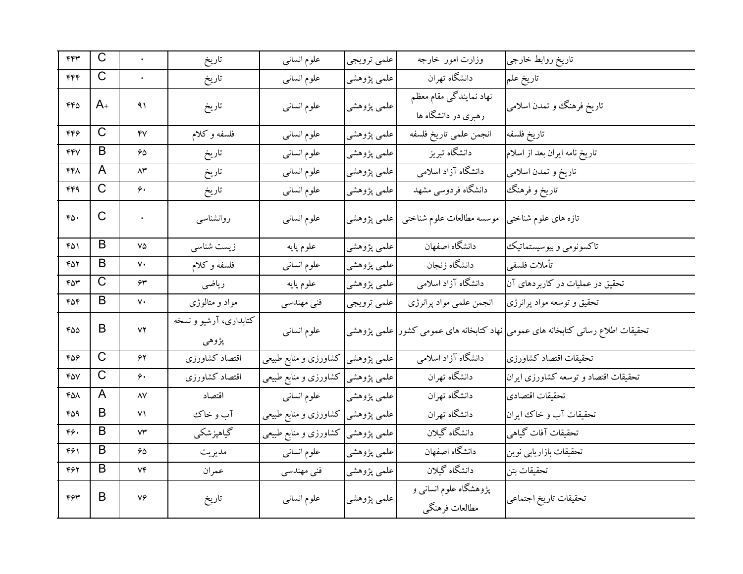| ۴۴۳ | C | ۰ | تاریخ | علوم انسانی | علمی ترویجی | وزارت امور خارجه | تاریخ روابط خارجی |
|---|---|---|---|---|---|---|---|
| ۴۴۴ | C | ۰ | تاریخ | علوم انسانی | علمی پژوهشی | دانشگاه تهران | تاریخ علم |
| ۴۴۵ | A+ | ۹۱ | تاریخ | علوم انسانی | علمی پژوهشی | نهاد نمایندگی مقام معظم رهبری در دانشگاه ها | تاریخ فرهنگ و تمدن اسلامی |
| ۴۴۶ | C | ۴۷ | فلسفه و کلام | علوم انسانی | علمی پژوهشی | انجمن علمی تاریخ فلسفه | تاریخ فلسفه |
| ۴۴۷ | B | ۶۵ | تاریخ | علوم انسانی | علمی پژوهشی | دانشگاه تبریز | تاریخ نامه ایران بعد از اسلام |
| ۴۴۸ | A | ۸۳ | تاریخ | علوم انسانی | علمی پژوهشی | دانشگاه آزاد اسلامی | تاریخ و تمدن اسلامی |
| ۴۴۹ | C | ۶۰ | تاریخ | علوم انسانی | علمی پژوهشی | دانشگاه فردوسی مشهد | تاریخ و فرهنگ |
| ۴۵۰ | C | ۰ | روانشناسی | علوم انسانی | علمی پژوهشی | موسسه مطالعات علوم شناختی | تازه های علوم شناختی |
| ۴۵۱ | B | ۷۵ | زیست شناسی | علوم پایه | علمی پژوهشی | دانشگاه اصفهان | تاکسونومی و بیوسیستماتیک |
| ۴۵۲ | B | ۷۰ | فلسفه و کلام | علوم انسانی | علمی پژوهشی | دانشگاه زنجان | تأملات فلسفی |
| ۴۵۳ | C | ۶۳ | ریاضی | علوم پایه | علمی پژوهشی | دانشگاه آزاد اسلامی | تحقیق در عملیات در کاربردهای آن |
| ۴۵۴ | B | ۷۰ | مواد و متالوژی | فنی مهندسی | علمی ترویجی | انجمن علمی مواد پرانرژی | تحقیق و توسعه مواد پرانرژی |
| ۴۵۵ | B | ۷۲ | کتابداری، آرشیو و نسخه پژوهی | علوم انسانی | علمی پژوهشی | نهاد کتابخانه های عمومی کشور | تحقیقات اطلاع رسانی کتابخانه های عمومی |
| ۴۵۶ | C | ۶۲ | اقتصاد کشاورزی | کشاورزی و منابع طبیعی | علمی پژوهشی | دانشگاه آزاد اسلامی | تحقیقات اقتصاد کشاورزی |
| ۴۵۷ | C | ۶۰ | اقتصاد کشاورزی | کشاورزی و منابع طبیعی | علمی پژوهشی | دانشگاه تهران | تحقیقات اقتصاد و توسعه کشاورزی ایران |
| ۴۵۸ | A | ۸۷ | اقتصاد | علوم انسانی | علمی پژوهشی | دانشگاه تهران | تحقیقات اقتصادی |
| ۴۵۹ | B | ۷۱ | آب و خاک | کشاورزی و منابع طبیعی | علمی پژوهشی | دانشگاه تهران | تحقیقات آب و خاک ایران |
| ۴۶۰ | B | ۷۳ | گیاهپزشکی | کشاورزی و منابع طبیعی | علمی پژوهشی | دانشگاه گیلان | تحقیقات آفات گیاهی |
| ۴۶۱ | B | ۶۵ | مدیریت | علوم انسانی | علمی پژوهشی | دانشگاه اصفهان | تحقیقات بازاریابی نوین |
| ۴۶۲ | B | ۷۴ | عمران | فنی مهندسی | علمی پژوهشی | دانشگاه گیلان | تحقیقات بتن |
| ۴۶۳ | B | ۷۶ | تاریخ | علوم انسانی | علمی پژوهشی | پژوهشگاه علوم انسانی و مطالعات فرهنگی | تحقیقات تاریخ اجتماعی |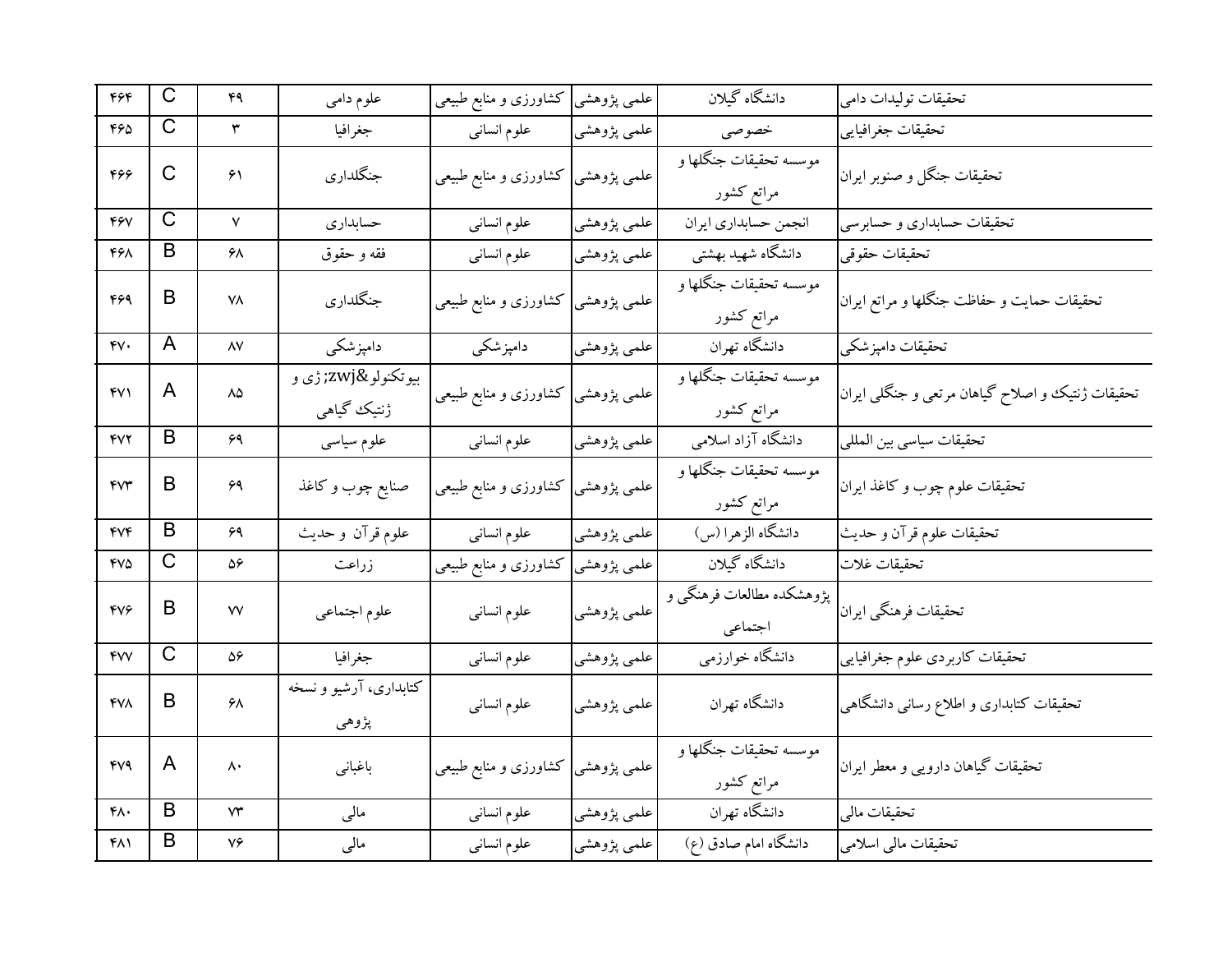| ۴۶۴ | C | ۴۹ | علوم دامی | کشاورزی و منابع طبیعی | علمی پژوهشی | دانشگاه گیلان | تحقیقات تولیدات دامی |
|---|---|---|---|---|---|---|---|
| ۴۶۵ | C | ۳ | جغرافیا | علوم انسانی | علمی پژوهشی | خصوصی | تحقیقات جغرافیایی |
| ۴۶۶ | C | ۶۱ | جنگلداری | کشاورزی و منابع طبیعی | علمی پژوهشی | موسسه تحقیقات جنگلها و مراتع کشور | تحقیقات جنگل و صنوبر ایران |
| ۴۶۷ | C | ۷ | حسابداری | علوم انسانی | علمی پژوهشی | انجمن حسابداری ایران | تحقیقات حسابداری و حسابرسی |
| ۴۶۸ | B | ۶۸ | فقه و حقوق | علوم انسانی | علمی پژوهشی | دانشگاه شهید بهشتی | تحقیقات حقوقی |
| ۴۶۹ | B | ۷۸ | جنگلداری | کشاورزی و منابع طبیعی | علمی پژوهشی | موسسه تحقیقات جنگلها و مراتع کشور | تحقیقات حمایت و حفاظت جنگلها و مراتع ایران |
| ۴۷۰ | A | ۸۷ | دامپزشکی | دامپزشکی | علمی پژوهشی | دانشگاه تهران | تحقیقات دامپزشکی |
| ۴۷۱ | A | ۸۵ | بیوتکنولو&zwj;ژی و ژنتیک گیاهی | کشاورزی و منابع طبیعی | علمی پژوهشی | موسسه تحقیقات جنگلها و مراتع کشور | تحقیقات ژنتیک و اصلاح گیاهان مرتعی و جنگلی ایران |
| ۴۷۲ | B | ۶۹ | علوم سیاسی | علوم انسانی | علمی پژوهشی | دانشگاه آزاد اسلامی | تحقیقات سیاسی بین المللی |
| ۴۷۳ | B | ۶۹ | صنایع چوب و کاغذ | کشاورزی و منابع طبیعی | علمی پژوهشی | موسسه تحقیقات جنگلها و مراتع کشور | تحقیقات علوم چوب و کاغذ ایران |
| ۴۷۴ | B | ۶۹ | علوم قرآن و حدیث | علوم انسانی | علمی پژوهشی | دانشگاه الزهرا (س) | تحقیقات علوم قرآن و حدیث |
| ۴۷۵ | C | ۵۶ | زراعت | کشاورزی و منابع طبیعی | علمی پژوهشی | دانشگاه گیلان | تحقیقات غلات |
| ۴۷۶ | B | ۷۷ | علوم اجتماعی | علوم انسانی | علمی پژوهشی | پژوهشکده مطالعات فرهنگی و اجتماعی | تحقیقات فرهنگی ایران |
| ۴۷۷ | C | ۵۶ | جغرافیا | علوم انسانی | علمی پژوهشی | دانشگاه خوارزمی | تحقیقات کاربردی علوم جغرافیایی |
| ۴۷۸ | B | ۶۸ | کتابداری، آرشیو و نسخه پژوهی | علوم انسانی | علمی پژوهشی | دانشگاه تهران | تحقیقات کتابداری و اطلاع رسانی دانشگاهی |
| ۴۷۹ | A | ۸۰ | باغبانی | کشاورزی و منابع طبیعی | علمی پژوهشی | موسسه تحقیقات جنگلها و مراتع کشور | تحقیقات گیاهان دارویی و معطر ایران |
| ۴۸۰ | B | ۷۳ | مالی | علوم انسانی | علمی پژوهشی | دانشگاه تهران | تحقیقات مالی |
| ۴۸۱ | B | ۷۶ | مالی | علوم انسانی | علمی پژوهشی | دانشگاه امام صادق (ع) | تحقیقات مالی اسلامی |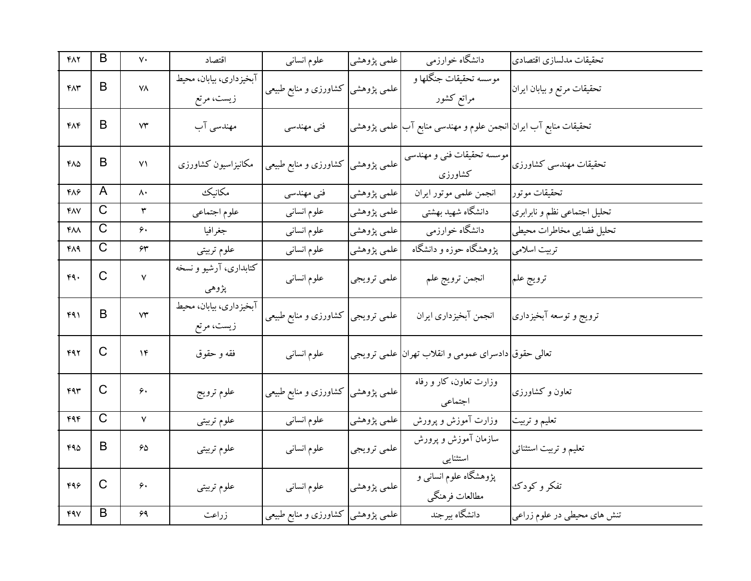| ۴۸۲ | B | ۷۰ | اقتصاد | علوم انسانی | علمی پژوهشی | دانشگاه خوارزمی | تحقیقات مدلسازی اقتصادی |
|---|---|---|---|---|---|---|---|
| ۴۸۳ | B | ۷۸ | آبخیزداری، بیابان، محیط زیست، مرتع | کشاورزی و منابع طبیعی | علمی پژوهشی | موسسه تحقیقات جنگلها و مراتع کشور | تحقیقات مرتع و بیابان ایران |
| ۴۸۴ | B | ۷۳ | مهندسی آب | فنی مهندسی | علمی پژوهشی | انجمن علوم و مهندسی منابع آب | تحقیقات منابع آب ایران |
| ۴۸۵ | B | ۷۱ | مکانیزاسیون کشاورزی | کشاورزی و منابع طبیعی | علمی پژوهشی | موسسه تحقیقات فنی و مهندسی کشاورزی | تحقیقات مهندسی کشاورزی |
| ۴۸۶ | A | ۸۰ | مکانیک | فنی مهندسی | علمی پژوهشی | انجمن علمی موتور ایران | تحقیقات موتور |
| ۴۸۷ | C | ۳ | علوم اجتماعی | علوم انسانی | علمی پژوهشی | دانشگاه شهید بهشتی | تحلیل اجتماعی نظم و نابرابری |
| ۴۸۸ | C | ۶۰ | جغرافیا | علوم انسانی | علمی پژوهشی | دانشگاه خوارزمی | تحلیل فضایی مخاطرات محیطی |
| ۴۸۹ | C | ۶۳ | علوم تربیتی | علوم انسانی | علمی پژوهشی | پژوهشگاه حوزه و دانشگاه | تربیت اسلامی |
| ۴۹۰ | C | ۷ | کتابداری، آرشیو و نسخه پژوهی | علوم انسانی | علمی ترویجی | انجمن ترویج علم | ترویج علم |
| ۴۹۱ | B | ۷۳ | آبخیزداری، بیابان، محیط زیست، مرتع | کشاورزی و منابع طبیعی | علمی ترویجی | انجمن آبخیزداری ایران | ترویج و توسعه آبخیزداری |
| ۴۹۲ | C | ۱۴ | فقه و حقوق | علوم انسانی | علمی ترویجی | دادسرای عمومی و انقلاب تهران | تعالی حقوق |
| ۴۹۳ | C | ۶۰ | علوم ترویج | کشاورزی و منابع طبیعی | علمی پژوهشی | وزارت تعاون، کار و رفاه اجتماعی | تعاون و کشاورزی |
| ۴۹۴ | C | ۷ | علوم تربیتی | علوم انسانی | علمی پژوهشی | وزارت آموزش و پرورش | تعلیم و تربیت |
| ۴۹۵ | B | ۶۵ | علوم تربیتی | علوم انسانی | علمی ترویجی | سازمان آموزش و پرورش استثنایی | تعلیم و تربیت استثنائی |
| ۴۹۶ | C | ۶۰ | علوم تربیتی | علوم انسانی | علمی پژوهشی | پژوهشگاه علوم انسانی و مطالعات فرهنگی | تفکر و کودک |
| ۴۹۷ | B | ۶۹ | زراعت | کشاورزی و منابع طبیعی | علمی پژوهشی | دانشگاه بیرجند | تنش های محیطی در علوم زراعی |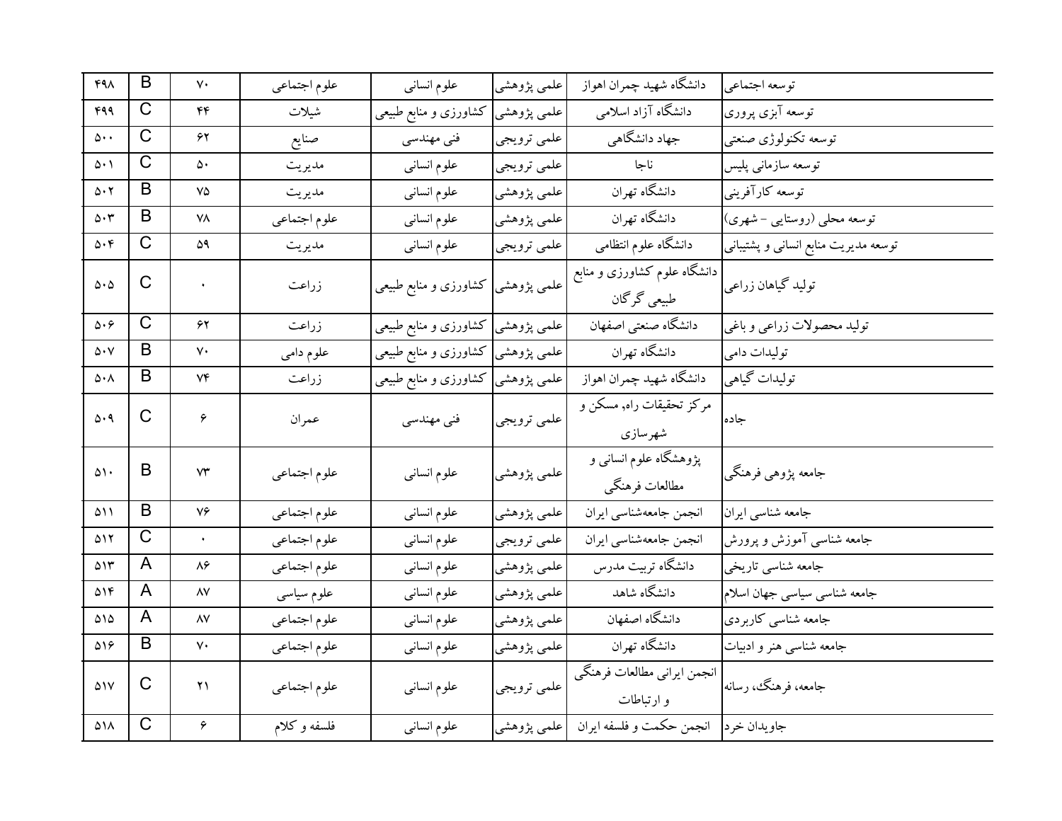| | | | | | | | |
|---|---|---|---|---|---|---|---|
| توسعه اجتماعی | دانشگاه شهید چمران اهواز | علمی پژوهشی | علوم انسانی | علوم اجتماعی | ۷۰ | B | ۴۹۸ |
| توسعه آبزی پروری | دانشگاه آزاد اسلامی | علمی پژوهشی | کشاورزی و منابع طبیعی | شیلات | ۴۴ | C | ۴۹۹ |
| توسعه تکنولوژی صنعتی | جهاد دانشگاهی | علمی ترویجی | فنی مهندسی | صنایع | ۶۲ | C | ۵۰۰ |
| توسعه سازمانی پلیس | ناجا | علمی ترویجی | علوم انسانی | مدیریت | ۵۰ | C | ۵۰۱ |
| توسعه کارآفرینی | دانشگاه تهران | علمی پژوهشی | علوم انسانی | مدیریت | ۷۵ | B | ۵۰۲ |
| توسعه محلی (روستایی - شهری) | دانشگاه تهران | علمی پژوهشی | علوم انسانی | علوم اجتماعی | ۷۸ | B | ۵۰۳ |
| توسعه مدیریت منابع انسانی و پشتیبانی | دانشگاه علوم انتظامی | علمی ترویجی | علوم انسانی | مدیریت | ۵۹ | C | ۵۰۴ |
| تولید گیاهان زراعی | دانشگاه علوم کشاورزی و منابع طبیعی گرگان | علمی پژوهشی | کشاورزی و منابع طبیعی | زراعت | ۰ | C | ۵۰۵ |
| تولید محصولات زراعی و باغی | دانشگاه صنعتی اصفهان | علمی پژوهشی | کشاورزی و منابع طبیعی | زراعت | ۶۲ | C | ۵۰۶ |
| تولیدات دامی | دانشگاه تهران | علمی پژوهشی | کشاورزی و منابع طبیعی | علوم دامی | ۷۰ | B | ۵۰۷ |
| تولیدات گیاهی | دانشگاه شهید چمران اهواز | علمی پژوهشی | کشاورزی و منابع طبیعی | زراعت | ۷۴ | B | ۵۰۸ |
| جاده | مرکز تحقیقات راه، مسکن و شهرسازی | علمی ترویجی | فنی مهندسی | عمران | ۶ | C | ۵۰۹ |
| جامعه پژوهی فرهنگی | پژوهشگاه علوم انسانی و مطالعات فرهنگی | علمی پژوهشی | علوم انسانی | علوم اجتماعی | ۷۳ | B | ۵۱۰ |
| جامعه شناسی ایران | انجمن جامعه‌شناسی ایران | علمی پژوهشی | علوم انسانی | علوم اجتماعی | ۷۶ | B | ۵۱۱ |
| جامعه شناسی آموزش و پرورش | انجمن جامعه‌شناسی ایران | علمی ترویجی | علوم انسانی | علوم اجتماعی | ۰ | C | ۵۱۲ |
| جامعه شناسی تاریخی | دانشگاه تربیت مدرس | علمی پژوهشی | علوم انسانی | علوم اجتماعی | ۸۶ | A | ۵۱۳ |
| جامعه شناسی سیاسی جهان اسلام | دانشگاه شاهد | علمی پژوهشی | علوم انسانی | علوم سیاسی | ۸۷ | A | ۵۱۴ |
| جامعه شناسی کاربردی | دانشگاه اصفهان | علمی پژوهشی | علوم انسانی | علوم اجتماعی | ۸۷ | A | ۵۱۵ |
| جامعه شناسی هنر و ادبیات | دانشگاه تهران | علمی پژوهشی | علوم انسانی | علوم اجتماعی | ۷۰ | B | ۵۱۶ |
| جامعه، فرهنگ، رسانه | انجمن ایرانی مطالعات فرهنگی و ارتباطات | علمی ترویجی | علوم انسانی | علوم اجتماعی | ۲۱ | C | ۵۱۷ |
| جاویدان خرد | انجمن حکمت و فلسفه ایران | علمی پژوهشی | علوم انسانی | فلسفه و کلام | ۶ | C | ۵۱۸ |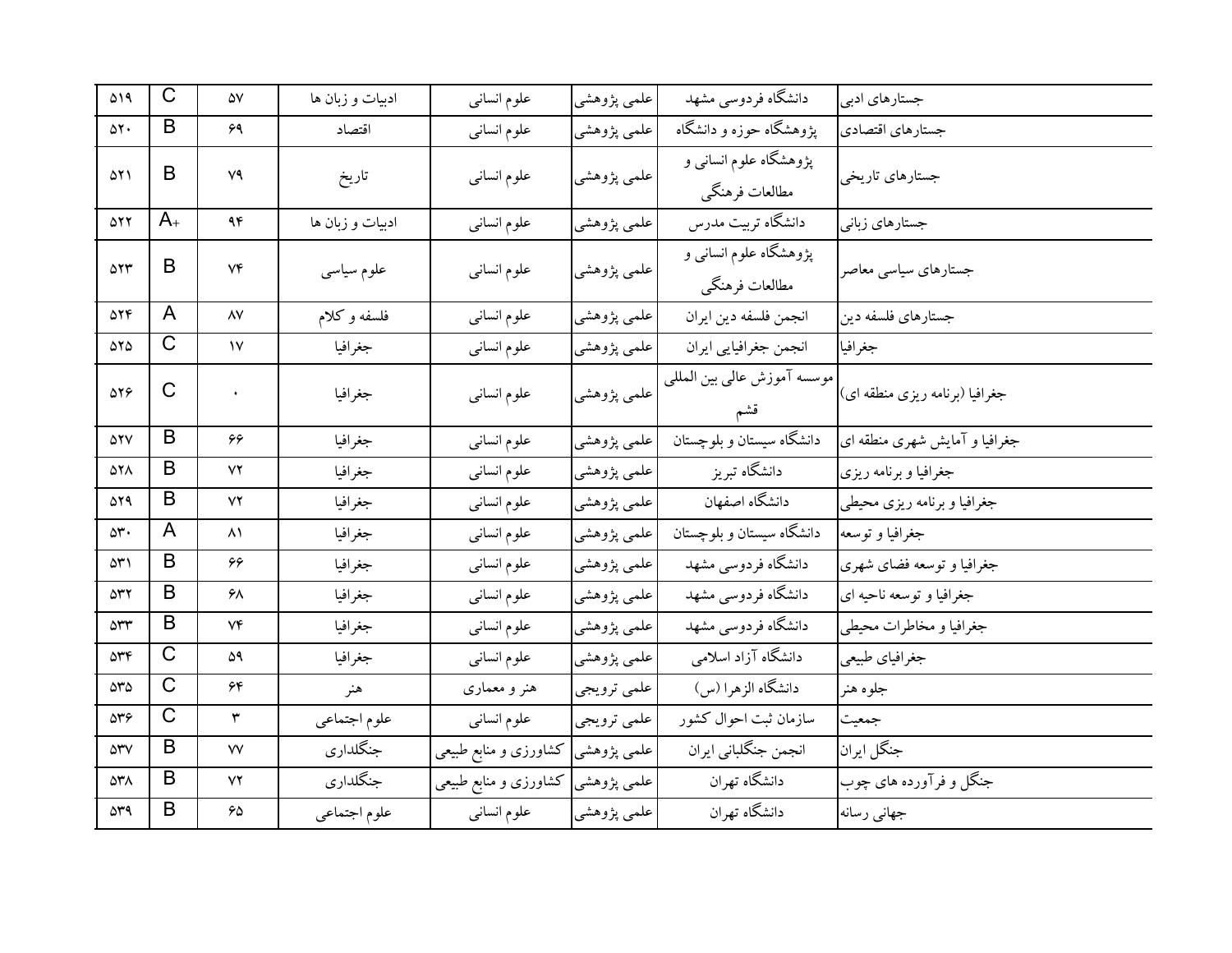| ۵۱۹ | C | ۵۷ | ادبیات و زبان ها | علوم انسانی | علمی پژوهشی | دانشگاه فردوسی مشهد | جستارهای ادبی |
|---|---|---|---|---|---|---|---|
| ۵۲۰ | B | ۶۹ | اقتصاد | علوم انسانی | علمی پژوهشی | پژوهشگاه حوزه و دانشگاه | جستارهای اقتصادی |
| ۵۲۱ | B | ۷۹ | تاریخ | علوم انسانی | علمی پژوهشی | پژوهشگاه علوم انسانی و مطالعات فرهنگی | جستارهای تاریخی |
| ۵۲۲ | A+ | ۹۴ | ادبیات و زبان ها | علوم انسانی | علمی پژوهشی | دانشگاه تربیت مدرس | جستارهای زبانی |
| ۵۲۳ | B | ۷۴ | علوم سیاسی | علوم انسانی | علمی پژوهشی | پژوهشگاه علوم انسانی و مطالعات فرهنگی | جستارهای سیاسی معاصر |
| ۵۲۴ | A | ۸۷ | فلسفه و کلام | علوم انسانی | علمی پژوهشی | انجمن فلسفه دین ایران | جستارهای فلسفه دین |
| ۵۲۵ | C | ۱۷ | جغرافیا | علوم انسانی | علمی پژوهشی | انجمن جغرافیایی ایران | جغرافیا |
| ۵۲۶ | C | ۰ | جغرافیا | علوم انسانی | علمی پژوهشی | موسسه آموزش عالی بین المللی قشم | جغرافیا (برنامه ریزی منطقه ای) |
| ۵۲۷ | B | ۶۶ | جغرافیا | علوم انسانی | علمی پژوهشی | دانشگاه سیستان و بلوچستان | جغرافیا و آمایش شهری منطقه ای |
| ۵۲۸ | B | ۷۲ | جغرافیا | علوم انسانی | علمی پژوهشی | دانشگاه تبریز | جغرافیا و برنامه ریزی |
| ۵۲۹ | B | ۷۲ | جغرافیا | علوم انسانی | علمی پژوهشی | دانشگاه اصفهان | جغرافیا و برنامه ریزی محیطی |
| ۵۳۰ | A | ۸۱ | جغرافیا | علوم انسانی | علمی پژوهشی | دانشگاه سیستان و بلوچستان | جغرافیا و توسعه |
| ۵۳۱ | B | ۶۶ | جغرافیا | علوم انسانی | علمی پژوهشی | دانشگاه فردوسی مشهد | جغرافیا و توسعه فضای شهری |
| ۵۳۲ | B | ۶۸ | جغرافیا | علوم انسانی | علمی پژوهشی | دانشگاه فردوسی مشهد | جغرافیا و توسعه ناحیه ای |
| ۵۳۳ | B | ۷۴ | جغرافیا | علوم انسانی | علمی پژوهشی | دانشگاه فردوسی مشهد | جغرافیا و مخاطرات محیطی |
| ۵۳۴ | C | ۵۹ | جغرافیا | علوم انسانی | علمی پژوهشی | دانشگاه آزاد اسلامی | جغرافیای طبیعی |
| ۵۳۵ | C | ۶۴ | هنر | هنر و معماری | علمی ترویجی | دانشگاه الزهرا (س) | جلوه هنر |
| ۵۳۶ | C | ۳ | علوم اجتماعی | علوم انسانی | علمی ترویجی | سازمان ثبت احوال کشور | جمعیت |
| ۵۳۷ | B | ۷۷ | جنگلداری | کشاورزی و منابع طبیعی | علمی پژوهشی | انجمن جنگلبانی ایران | جنگل ایران |
| ۵۳۸ | B | ۷۲ | جنگلداری | کشاورزی و منابع طبیعی | علمی پژوهشی | دانشگاه تهران | جنگل و فرآورده های چوب |
| ۵۳۹ | B | ۶۵ | علوم اجتماعی | علوم انسانی | علمی پژوهشی | دانشگاه تهران | جهانی رسانه |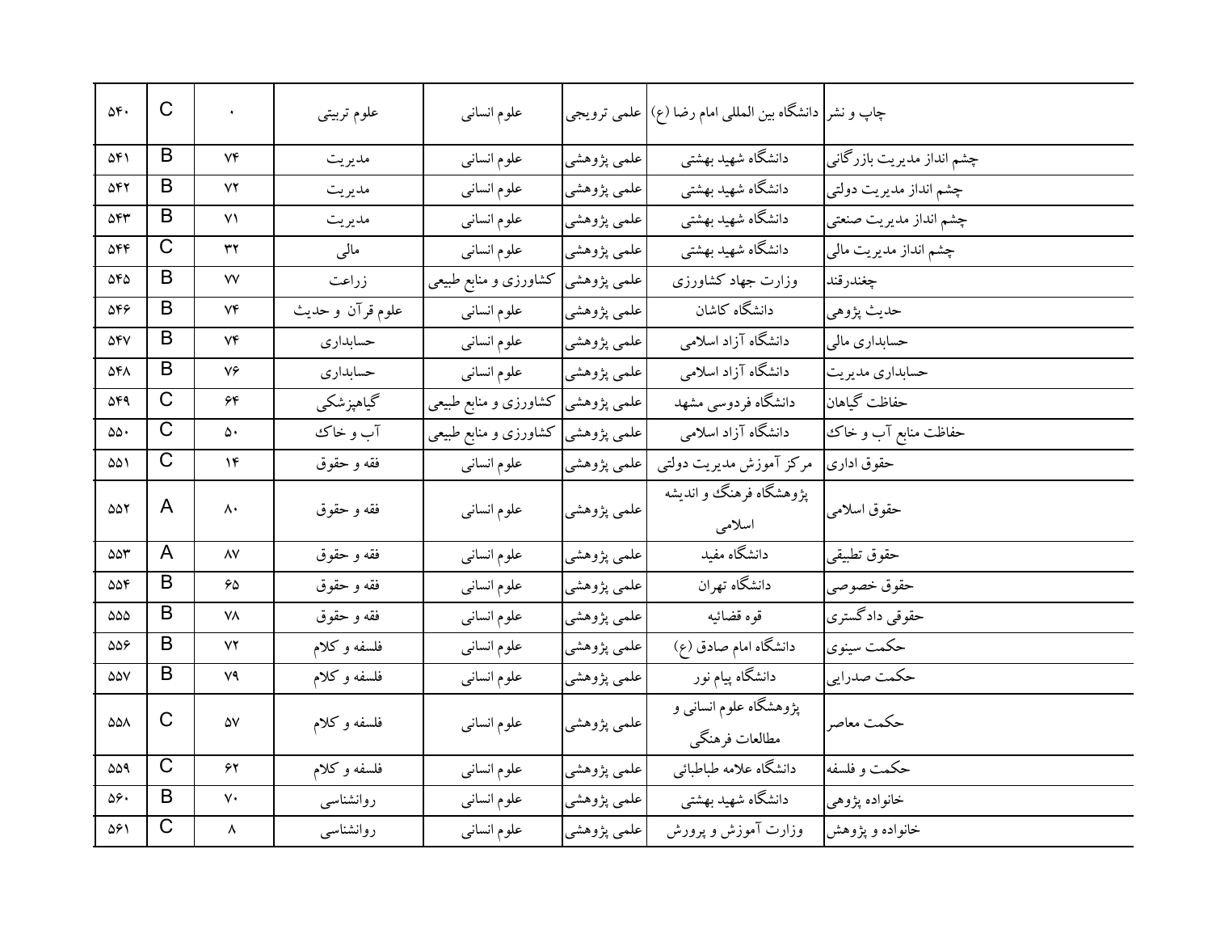| چاپ و نشر | دانشگاه بین المللی امام رضا (ع) | علمی ترویجی | علوم انسانی | علوم تربیتی | ۰ | C | ۵۴۰ |
|---|---|---|---|---|---|---|---|
| چشم انداز مدیریت بازرگانی | دانشگاه شهید بهشتی | علمی پژوهشی | علوم انسانی | مدیریت | ۷۴ | B | ۵۴۱ |
| چشم انداز مدیریت دولتی | دانشگاه شهید بهشتی | علمی پژوهشی | علوم انسانی | مدیریت | ۷۲ | B | ۵۴۲ |
| چشم انداز مدیریت صنعتی | دانشگاه شهید بهشتی | علمی پژوهشی | علوم انسانی | مدیریت | ۷۱ | B | ۵۴۳ |
| چشم انداز مدیریت مالی | دانشگاه شهید بهشتی | علمی پژوهشی | علوم انسانی | مالی | ۳۲ | C | ۵۴۴ |
| چغندرقند | وزارت جهاد کشاورزی | علمی پژوهشی | کشاورزی و منابع طبیعی | زراعت | ۷۷ | B | ۵۴۵ |
| حدیث پژوهی | دانشگاه کاشان | علمی پژوهشی | علوم انسانی | علوم قرآن و حدیث | ۷۴ | B | ۵۴۶ |
| حسابداری مالی | دانشگاه آزاد اسلامی | علمی پژوهشی | علوم انسانی | حسابداری | ۷۴ | B | ۵۴۷ |
| حسابداری مدیریت | دانشگاه آزاد اسلامی | علمی پژوهشی | علوم انسانی | حسابداری | ۷۶ | B | ۵۴۸ |
| حفاظت گیاهان | دانشگاه فردوسی مشهد | علمی پژوهشی | کشاورزی و منابع طبیعی | گیاهپزشکی | ۶۴ | C | ۵۴۹ |
| حفاظت منابع آب و خاک | دانشگاه آزاد اسلامی | علمی پژوهشی | کشاورزی و منابع طبیعی | آب و خاک | ۵۰ | C | ۵۵۰ |
| حقوق اداری | مرکز آموزش مدیریت دولتی | علمی پژوهشی | علوم انسانی | فقه و حقوق | ۱۴ | C | ۵۵۱ |
| حقوق اسلامی | پژوهشگاه فرهنگ و اندیشه اسلامی | علمی پژوهشی | علوم انسانی | فقه و حقوق | ۸۰ | A | ۵۵۲ |
| حقوق تطبیقی | دانشگاه مفید | علمی پژوهشی | علوم انسانی | فقه و حقوق | ۸۷ | A | ۵۵۳ |
| حقوق خصوصی | دانشگاه تهران | علمی پژوهشی | علوم انسانی | فقه و حقوق | ۶۵ | B | ۵۵۴ |
| حقوقی دادگستری | قوه قضائیه | علمی پژوهشی | علوم انسانی | فقه و حقوق | ۷۸ | B | ۵۵۵ |
| حکمت سینوی | دانشگاه امام صادق (ع) | علمی پژوهشی | علوم انسانی | فلسفه و کلام | ۷۲ | B | ۵۵۶ |
| حکمت صدرایی | دانشگاه پیام نور | علمی پژوهشی | علوم انسانی | فلسفه و کلام | ۷۹ | B | ۵۵۷ |
| حکمت معاصر | پژوهشگاه علوم انسانی و مطالعات فرهنگی | علمی پژوهشی | علوم انسانی | فلسفه و کلام | ۵۷ | C | ۵۵۸ |
| حکمت و فلسفه | دانشگاه علامه طباطبائی | علمی پژوهشی | علوم انسانی | فلسفه و کلام | ۶۲ | C | ۵۵۹ |
| خانواده پژوهی | دانشگاه شهید بهشتی | علمی پژوهشی | علوم انسانی | روانشناسی | ۷۰ | B | ۵۶۰ |
| خانواده و پژوهش | وزارت آموزش و پرورش | علمی پژوهشی | علوم انسانی | روانشناسی | ۸ | C | ۵۶۱ |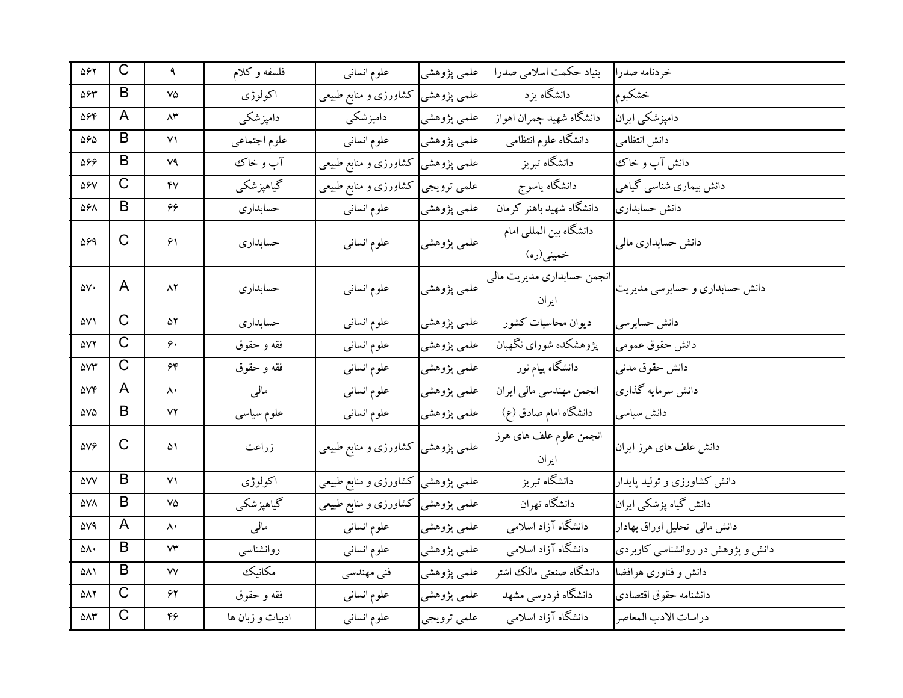| ۵۶۲ | C | ۹ | فلسفه و کلام | علوم انسانی | علمی پژوهشی | بنیاد حکمت اسلامی صدرا | خردنامه صدرا |
|---|---|---|---|---|---|---|---|
| ۵۶۳ | B | ۷۵ | اکولوژی | کشاورزی و منابع طبیعی | علمی پژوهشی | دانشگاه یزد | خشکبوم |
| ۵۶۴ | A | ۸۳ | دامپزشکی | دامپزشکی | علمی پژوهشی | دانشگاه شهید چمران اهواز | دامپزشکی ایران |
| ۵۶۵ | B | ۷۱ | علوم اجتماعی | علوم انسانی | علمی پژوهشی | دانشگاه علوم انتظامی | دانش انتظامی |
| ۵۶۶ | B | ۷۹ | آب و خاک | کشاورزی و منابع طبیعی | علمی پژوهشی | دانشگاه تبریز | دانش آب و خاک |
| ۵۶۷ | C | ۴۷ | گیاهپزشکی | کشاورزی و منابع طبیعی | علمی ترویجی | دانشگاه یاسوج | دانش بیماری شناسی گیاهی |
| ۵۶۸ | B | ۶۶ | حسابداری | علوم انسانی | علمی پژوهشی | دانشگاه شهید باهنر کرمان | دانش حسابداری |
| ۵۶۹ | C | ۶۱ | حسابداری | علوم انسانی | علمی پژوهشی | دانشگاه بین المللی امام خمینی(ره) | دانش حسابداری مالی |
| ۵۷۰ | A | ۸۲ | حسابداری | علوم انسانی | علمی پژوهشی | انجمن حسابداری مدیریت مالی ایران | دانش حسابداری و حسابرسی مدیریت |
| ۵۷۱ | C | ۵۲ | حسابداری | علوم انسانی | علمی پژوهشی | دیوان محاسبات کشور | دانش حسابرسی |
| ۵۷۲ | C | ۶۰ | فقه و حقوق | علوم انسانی | علمی پژوهشی | پژوهشکده شورای نگهبان | دانش حقوق عمومی |
| ۵۷۳ | C | ۶۴ | فقه و حقوق | علوم انسانی | علمی پژوهشی | دانشگاه پیام نور | دانش حقوق مدنی |
| ۵۷۴ | A | ۸۰ | مالی | علوم انسانی | علمی پژوهشی | انجمن مهندسی مالی ایران | دانش سرمایه گذاری |
| ۵۷۵ | B | ۷۲ | علوم سیاسی | علوم انسانی | علمی پژوهشی | دانشگاه امام صادق (ع) | دانش سیاسی |
| ۵۷۶ | C | ۵۱ | زراعت | کشاورزی و منابع طبیعی | علمی پژوهشی | انجمن علوم علف های هرز ایران | دانش علف های هرز ایران |
| ۵۷۷ | B | ۷۱ | اکولوژی | کشاورزی و منابع طبیعی | علمی پژوهشی | دانشگاه تبریز | دانش کشاورزی و تولید پایدار |
| ۵۷۸ | B | ۷۵ | گیاهپزشکی | کشاورزی و منابع طبیعی | علمی پژوهشی | دانشگاه تهران | دانش گیاه پزشکی ایران |
| ۵۷۹ | A | ۸۰ | مالی | علوم انسانی | علمی پژوهشی | دانشگاه آزاد اسلامی | دانش مالی تحلیل اوراق بهادار |
| ۵۸۰ | B | ۷۳ | روانشناسی | علوم انسانی | علمی پژوهشی | دانشگاه آزاد اسلامی | دانش و پژوهش در روانشناسی کاربردی |
| ۵۸۱ | B | ۷۷ | مکانیک | فنی مهندسی | علمی پژوهشی | دانشگاه صنعتی مالک اشتر | دانش و فناوری هوافضا |
| ۵۸۲ | C | ۶۲ | فقه و حقوق | علوم انسانی | علمی پژوهشی | دانشگاه فردوسی مشهد | دانشنامه حقوق اقتصادی |
| ۵۸۳ | C | ۴۶ | ادبیات و زبان ها | علوم انسانی | علمی ترویجی | دانشگاه آزاد اسلامی | دراسات الادب المعاصر |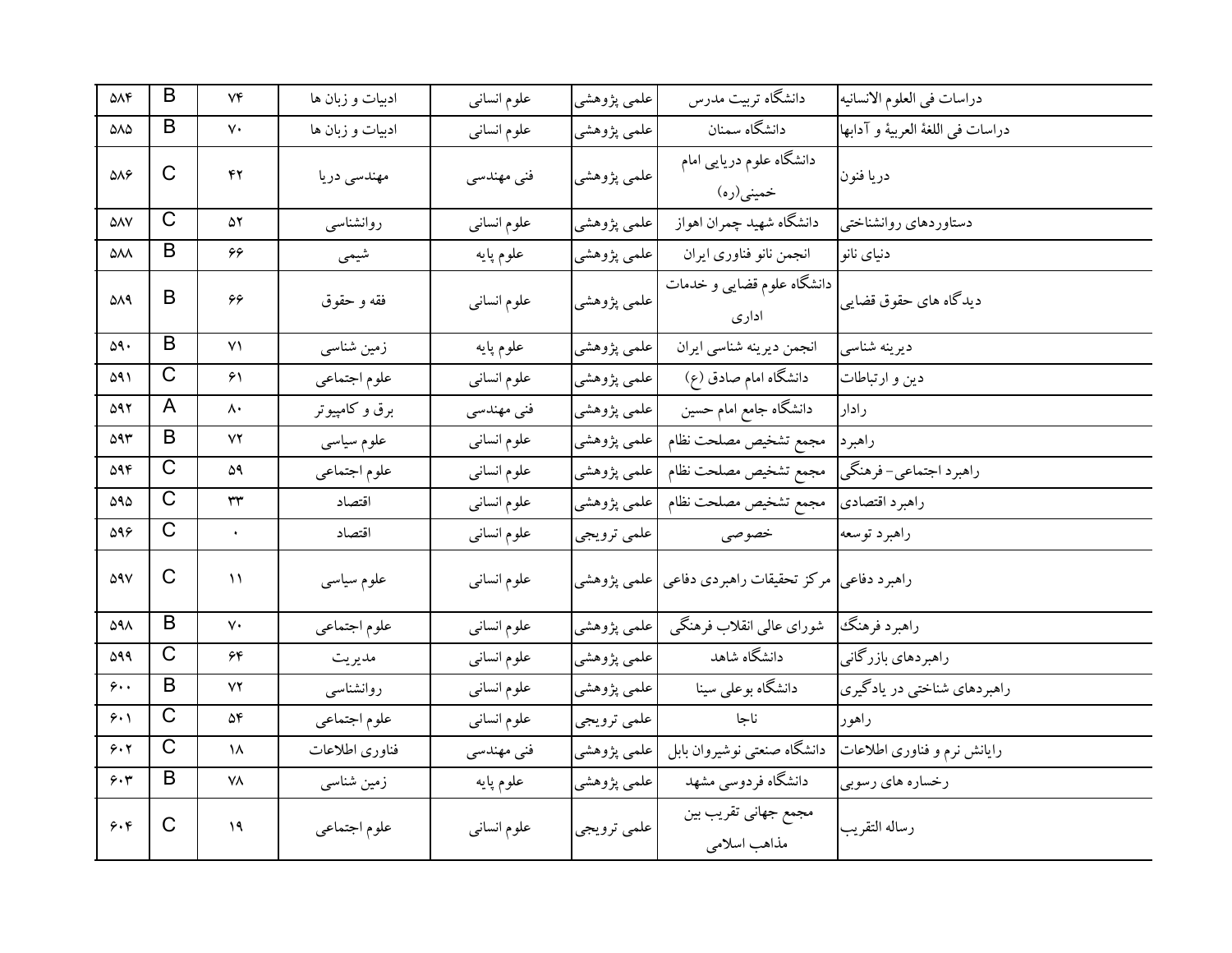| ۵۸۴ | B | ۷۴ | ادبیات و زبان ها | علوم انسانی | علمی پژوهشی | دانشگاه تربیت مدرس | دراسات فی العلوم الانسانیه |
|---|---|---|---|---|---|---|---|
| ۵۸۵ | B | ۷۰ | ادبیات و زبان ها | علوم انسانی | علمی پژوهشی | دانشگاه سمنان | دراسات فی اللغة العربیة و آدابها |
| ۵۸۶ | C | ۴۲ | مهندسی دریا | فنی مهندسی | علمی پژوهشی | دانشگاه علوم دریایی امام خمینی(ره) | دریا فنون |
| ۵۸۷ | C | ۵۲ | روانشناسی | علوم انسانی | علمی پژوهشی | دانشگاه شهید چمران اهواز | دستاوردهای روانشناختی |
| ۵۸۸ | B | ۶۶ | شیمی | علوم پایه | علمی پژوهشی | انجمن نانو فناوری ایران | دنیای نانو |
| ۵۸۹ | B | ۶۶ | فقه و حقوق | علوم انسانی | علمی پژوهشی | دانشگاه علوم قضایی و خدمات اداری | دیدگاه های حقوق قضایی |
| ۵۹۰ | B | ۷۱ | زمین شناسی | علوم پایه | علمی پژوهشی | انجمن دیرینه شناسی ایران | دیرینه شناسی |
| ۵۹۱ | C | ۶۱ | علوم اجتماعی | علوم انسانی | علمی پژوهشی | دانشگاه امام صادق (ع) | دین و ارتباطات |
| ۵۹۲ | A | ۸۰ | برق و کامپیوتر | فنی مهندسی | علمی پژوهشی | دانشگاه جامع امام حسین | رادار |
| ۵۹۳ | B | ۷۲ | علوم سیاسی | علوم انسانی | علمی پژوهشی | مجمع تشخیص مصلحت نظام | راهبرد |
| ۵۹۴ | C | ۵۹ | علوم اجتماعی | علوم انسانی | علمی پژوهشی | مجمع تشخیص مصلحت نظام | راهبرد اجتماعی- فرهنگی |
| ۵۹۵ | C | ۳۳ | اقتصاد | علوم انسانی | علمی پژوهشی | مجمع تشخیص مصلحت نظام | راهبرد اقتصادی |
| ۵۹۶ | C | ۰ | اقتصاد | علوم انسانی | علمی ترویجی | خصوصی | راهبرد توسعه |
| ۵۹۷ | C | ۱۱ | علوم سیاسی | علوم انسانی | علمی پژوهشی | مرکز تحقیقات راهبردی دفاعی | راهبرد دفاعی |
| ۵۹۸ | B | ۷۰ | علوم اجتماعی | علوم انسانی | علمی پژوهشی | شورای عالی انقلاب فرهنگی | راهبرد فرهنگ |
| ۵۹۹ | C | ۶۴ | مدیریت | علوم انسانی | علمی پژوهشی | دانشگاه شاهد | راهبردهای بازرگانی |
| ۶۰۰ | B | ۷۲ | روانشناسی | علوم انسانی | علمی پژوهشی | دانشگاه بوعلی سینا | راهبردهای شناختی در یادگیری |
| ۶۰۱ | C | ۵۴ | علوم اجتماعی | علوم انسانی | علمی ترویجی | ناجا | راهور |
| ۶۰۲ | C | ۱۸ | فناوری اطلاعات | فنی مهندسی | علمی پژوهشی | دانشگاه صنعتی نوشیروان بابل | رایانش نرم و فناوری اطلاعات |
| ۶۰۳ | B | ۷۸ | زمین شناسی | علوم پایه | علمی پژوهشی | دانشگاه فردوسی مشهد | رخساره های رسوبی |
| ۶۰۴ | C | ۱۹ | علوم اجتماعی | علوم انسانی | علمی ترویجی | مجمع جهانی تقریب بین مذاهب اسلامی | رساله التقریب |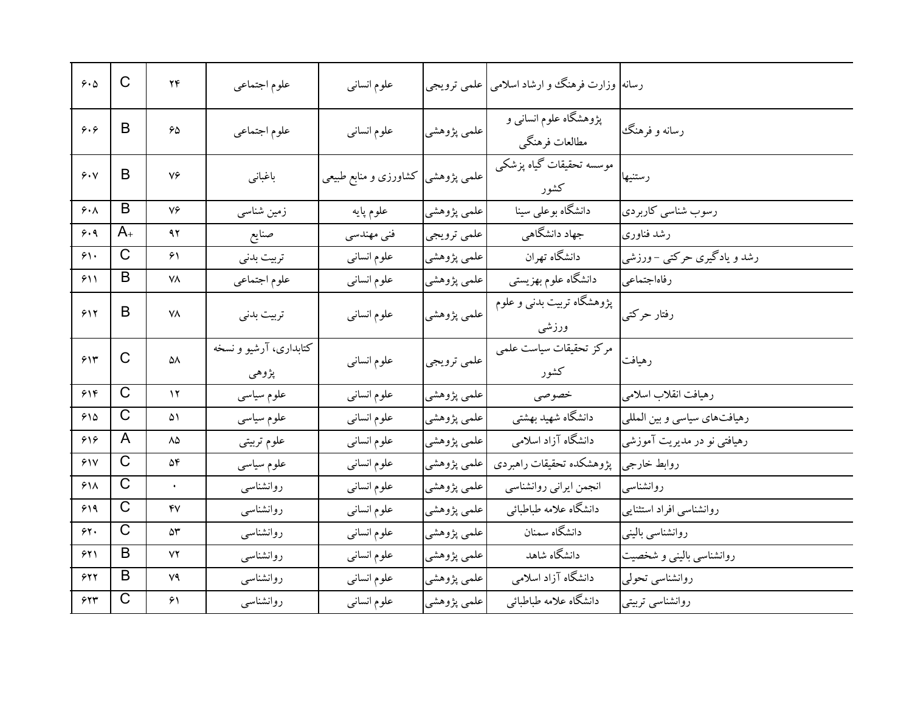| رسانه | وزارت فرهنگ و ارشاد اسلامی | علمی ترویجی | علوم انسانی | علوم اجتماعی | ۲۴ | C | ۶۰۵ |
|---|---|---|---|---|---|---|---|
| رسانه و فرهنگ | پژوهشگاه علوم انسانی و مطالعات فرهنگی | علمی پژوهشی | علوم انسانی | علوم اجتماعی | ۶۵ | B | ۶۰۶ |
| رستنیها | موسسه تحقیقات گیاه پزشکی کشور | علمی پژوهشی | کشاورزی و منابع طبیعی | باغبانی | ۷۶ | B | ۶۰۷ |
| رسوب شناسی کاربردی | دانشگاه بوعلی سینا | علمی پژوهشی | علوم پایه | زمین شناسی | ۷۶ | B | ۶۰۸ |
| رشد فناوری | جهاد دانشگاهی | علمی ترویجی | فنی مهندسی | صنایع | ۹۲ | A+ | ۶۰۹ |
| رشد و یادگیری حرکتی - ورزشی | دانشگاه تهران | علمی پژوهشی | علوم انسانی | تربیت بدنی | ۶۱ | C | ۶۱۰ |
| رفاه‌اجتماعی | دانشگاه علوم بهزیستی | علمی پژوهشی | علوم انسانی | علوم اجتماعی | ۷۸ | B | ۶۱۱ |
| رفتار حرکتی | پژوهشگاه تربیت بدنی و علوم ورزشی | علمی پژوهشی | علوم انسانی | تربیت بدنی | ۷۸ | B | ۶۱۲ |
| رهیافت | مرکز تحقیقات سیاست علمی کشور | علمی ترویجی | علوم انسانی | کتابداری، آرشیو و نسخه پژوهی | ۵۸ | C | ۶۱۳ |
| رهیافت انقلاب اسلامی | خصوصی | علمی پژوهشی | علوم انسانی | علوم سیاسی | ۱۲ | C | ۶۱۴ |
| رهیافت‌های سیاسی و بین المللی | دانشگاه شهید بهشتی | علمی پژوهشی | علوم انسانی | علوم سیاسی | ۵۱ | C | ۶۱۵ |
| رهیافتی نو در مدیریت آموزشی | دانشگاه آزاد اسلامی | علمی پژوهشی | علوم انسانی | علوم تربیتی | ۸۵ | A | ۶۱۶ |
| روابط خارجی | پژوهشکده تحقیقات راهبردی | علمی پژوهشی | علوم انسانی | علوم سیاسی | ۵۴ | C | ۶۱۷ |
| روانشناسی | انجمن ایرانی روانشناسی | علمی پژوهشی | علوم انسانی | روانشناسی | ۰ | C | ۶۱۸ |
| روانشناسی افراد استثنایی | دانشگاه علامه طباطبائی | علمی پژوهشی | علوم انسانی | روانشناسی | ۴۷ | C | ۶۱۹ |
| روانشناسی بالینی | دانشگاه سمنان | علمی پژوهشی | علوم انسانی | روانشناسی | ۵۳ | C | ۶۲۰ |
| روانشناسی بالینی و شخصیت | دانشگاه شاهد | علمی پژوهشی | علوم انسانی | روانشناسی | ۷۲ | B | ۶۲۱ |
| روانشناسی تحولی | دانشگاه آزاد اسلامی | علمی پژوهشی | علوم انسانی | روانشناسی | ۷۹ | B | ۶۲۲ |
| روانشناسی تربیتی | دانشگاه علامه طباطبائی | علمی پژوهشی | علوم انسانی | روانشناسی | ۶۱ | C | ۶۲۳ |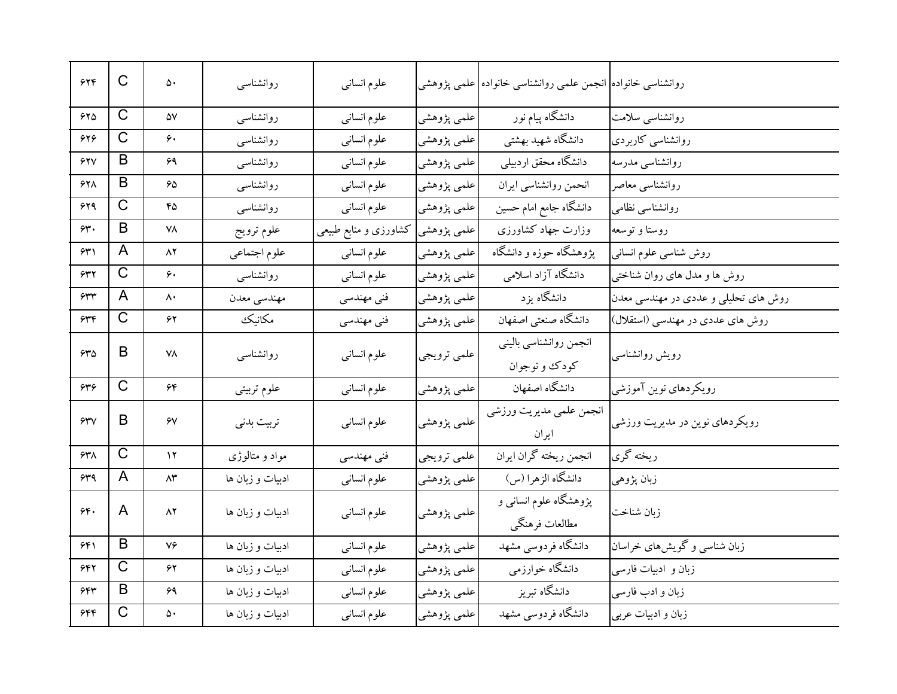| | | | | | | | |
|---|---|---|---|---|---|---|---|
| ۶۲۴ | C | ۵۰ | روانشناسی | علوم انسانی | علمی پژوهشی | انجمن علمی روانشناسی خانواده | روانشناسی خانواده |
| ۶۲۵ | C | ۵۷ | روانشناسی | علوم انسانی | علمی پژوهشی | دانشگاه پیام نور | روانشناسی سلامت |
| ۶۲۶ | C | ۶۰ | روانشناسی | علوم انسانی | علمی پژوهشی | دانشگاه شهید بهشتی | روانشناسی کاربردی |
| ۶۲۷ | B | ۶۹ | روانشناسی | علوم انسانی | علمی پژوهشی | دانشگاه محقق اردبیلی | روانشناسی مدرسه |
| ۶۲۸ | B | ۶۵ | روانشناسی | علوم انسانی | علمی پژوهشی | انحمن روانشناسی ایران | روانشناسی معاصر |
| ۶۲۹ | C | ۴۵ | روانشناسی | علوم انسانی | علمی پژوهشی | دانشگاه جامع امام حسین | روانشناسی نظامی |
| ۶۳۰ | B | ۷۸ | علوم ترویج | کشاورزی و منابع طبیعی | علمی پژوهشی | وزارت جهاد کشاورزی | روستا و توسعه |
| ۶۳۱ | A | ۸۲ | علوم اجتماعی | علوم انسانی | علمی پژوهشی | پژوهشگاه حوزه و دانشگاه | روش شناسی علوم انسانی |
| ۶۳۲ | C | ۶۰ | روانشناسی | علوم انسانی | علمی پژوهشی | دانشگاه آزاد اسلامی | روش ها و مدل های روان شناختی |
| ۶۳۳ | A | ۸۰ | مهندسی معدن | فنی مهندسی | علمی پژوهشی | دانشگاه یزد | روش های تحلیلی و عددی در مهندسی معدن |
| ۶۳۴ | C | ۶۲ | مکانیک | فنی مهندسی | علمی پژوهشی | دانشگاه صنعتی اصفهان | روش های عددی در مهندسی (استقلال) |
| ۶۳۵ | B | ۷۸ | روانشناسی | علوم انسانی | علمی ترویجی | انجمن روانشناسی بالینی کودک و نوجوان | رویش روانشناسی |
| ۶۳۶ | C | ۶۴ | علوم تربیتی | علوم انسانی | علمی پژوهشی | دانشگاه اصفهان | رویکردهای نوین آموزشی |
| ۶۳۷ | B | ۶۷ | تربیت بدنی | علوم انسانی | علمی پژوهشی | انجمن علمی مدیریت ورزشی ایران | رویکردهای نوین در مدیریت ورزشی |
| ۶۳۸ | C | ۱۲ | مواد و متالوژی | فنی مهندسی | علمی ترویجی | انجمن ریخته گران ایران | ریخته گری |
| ۶۳۹ | A | ۸۳ | ادبیات و زبان ها | علوم انسانی | علمی پژوهشی | دانشگاه الزهرا (س) | زبان پژوهی |
| ۶۴۰ | A | ۸۲ | ادبیات و زبان ها | علوم انسانی | علمی پژوهشی | پژوهشگاه علوم انسانی و مطالعات فرهنگی | زبان شناخت |
| ۶۴۱ | B | ۷۶ | ادبیات و زبان ها | علوم انسانی | علمی پژوهشی | دانشگاه فردوسی مشهد | زبان شناسی و گویش‌های خراسان |
| ۶۴۲ | C | ۶۲ | ادبیات و زبان ها | علوم انسانی | علمی پژوهشی | دانشگاه خوارزمی | زبان و ادبیات فارسی |
| ۶۴۳ | B | ۶۹ | ادبیات و زبان ها | علوم انسانی | علمی پژوهشی | دانشگاه تبریز | زبان و ادب فارسی |
| ۶۴۴ | C | ۵۰ | ادبیات و زبان ها | علوم انسانی | علمی پژوهشی | دانشگاه فردوسی مشهد | زبان و ادبیات عربی |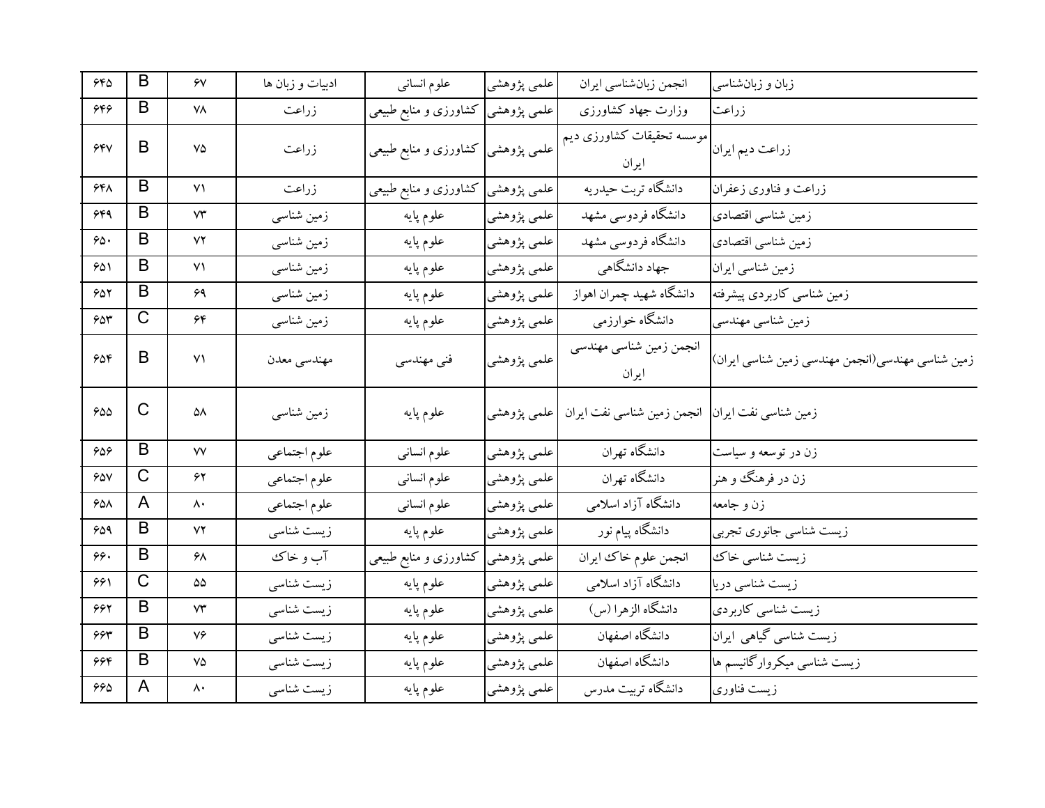| ۶۴۵ | B | ۶۷ | ادبیات و زبان ها | علوم انسانی | علمی پژوهشی | انجمن زبان‌شناسی ایران | زبان و زبان‌شناسی |
|---|---|---|---|---|---|---|---|
| ۶۴۶ | B | ۷۸ | زراعت | کشاورزی و منابع طبیعی | علمی پژوهشی | وزارت جهاد کشاورزی | زراعت |
| ۶۴۷ | B | ۷۵ | زراعت | کشاورزی و منابع طبیعی | علمی پژوهشی | موسسه تحقیقات کشاورزی دیم ایران | زراعت دیم ایران |
| ۶۴۸ | B | ۷۱ | زراعت | کشاورزی و منابع طبیعی | علمی پژوهشی | دانشگاه تربت حیدریه | زراعت و فناوری زعفران |
| ۶۴۹ | B | ۷۳ | زمین شناسی | علوم پایه | علمی پژوهشی | دانشگاه فردوسی مشهد | زمین شناسی اقتصادی |
| ۶۵۰ | B | ۷۲ | زمین شناسی | علوم پایه | علمی پژوهشی | دانشگاه فردوسی مشهد | زمین شناسی اقتصادی |
| ۶۵۱ | B | ۷۱ | زمین شناسی | علوم پایه | علمی پژوهشی | جهاد دانشگاهی | زمین شناسی ایران |
| ۶۵۲ | B | ۶۹ | زمین شناسی | علوم پایه | علمی پژوهشی | دانشگاه شهید چمران اهواز | زمین شناسی کاربردی پیشرفته |
| ۶۵۳ | C | ۶۴ | زمین شناسی | علوم پایه | علمی پژوهشی | دانشگاه خوارزمی | زمین شناسی مهندسی |
| ۶۵۴ | B | ۷۱ | مهندسی معدن | فنی مهندسی | علمی پژوهشی | انجمن زمین شناسی مهندسی ایران | زمین شناسی مهندسی(انجمن مهندسی زمین شناسی ایران) |
| ۶۵۵ | C | ۵۸ | زمین شناسی | علوم پایه | علمی پژوهشی | انجمن زمین شناسی نفت ایران | زمین شناسی نفت ایران |
| ۶۵۶ | B | ۷۷ | علوم اجتماعی | علوم انسانی | علمی پژوهشی | دانشگاه تهران | زن در توسعه و سیاست |
| ۶۵۷ | C | ۶۲ | علوم اجتماعی | علوم انسانی | علمی پژوهشی | دانشگاه تهران | زن در فرهنگ و هنر |
| ۶۵۸ | A | ۸۰ | علوم اجتماعی | علوم انسانی | علمی پژوهشی | دانشگاه آزاد اسلامی | زن و جامعه |
| ۶۵۹ | B | ۷۲ | زیست شناسی | علوم پایه | علمی پژوهشی | دانشگاه پیام نور | زیست شناسی جانوری تجربی |
| ۶۶۰ | B | ۶۸ | آب و خاک | کشاورزی و منابع طبیعی | علمی پژوهشی | انجمن علوم خاک ایران | زیست شناسی خاک |
| ۶۶۱ | C | ۵۵ | زیست شناسی | علوم پایه | علمی پژوهشی | دانشگاه آزاد اسلامی | زیست شناسی دریا |
| ۶۶۲ | B | ۷۳ | زیست شناسی | علوم پایه | علمی پژوهشی | دانشگاه الزهرا (س) | زیست شناسی کاربردی |
| ۶۶۳ | B | ۷۶ | زیست شناسی | علوم پایه | علمی پژوهشی | دانشگاه اصفهان | زیست شناسی گیاهی ایران |
| ۶۶۴ | B | ۷۵ | زیست شناسی | علوم پایه | علمی پژوهشی | دانشگاه اصفهان | زیست شناسی میکروارگانیسم ها |
| ۶۶۵ | A | ۸۰ | زیست شناسی | علوم پایه | علمی پژوهشی | دانشگاه تربیت مدرس | زیست فناوری |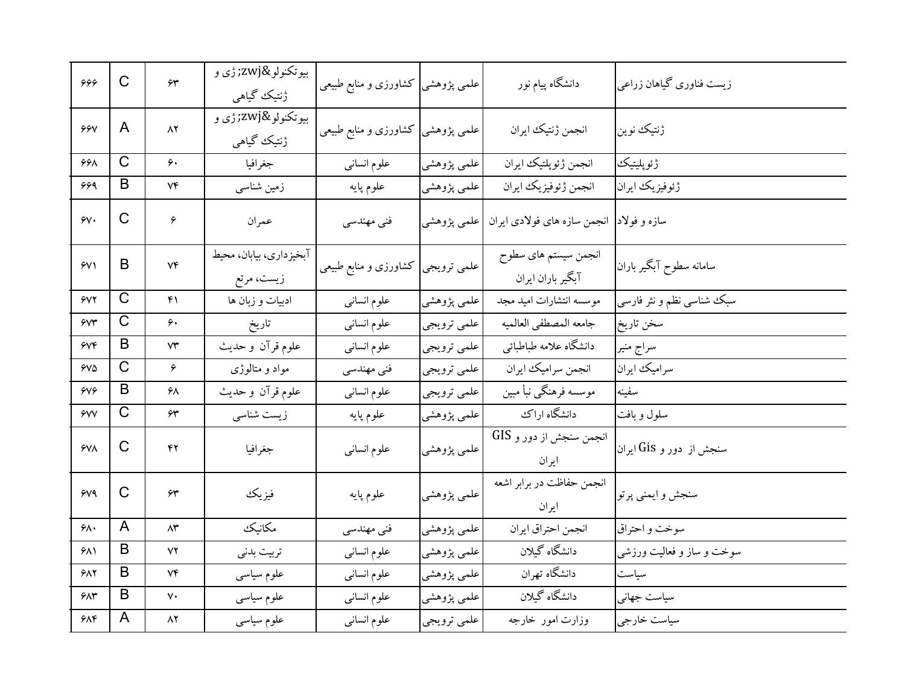| ۶۶۶ | C | ۶۳ | بیوتکنولو&zwj;ژی و ژنتیک گیاهی | کشاورزی و منابع طبیعی | علمی پژوهشی | دانشگاه پیام نور | زیست فناوری گیاهان زراعی |
|---|---|---|---|---|---|---|---|
| ۶۶۷ | A | ۸۲ | بیوتکنولو&zwj;ژی و ژنتیک گیاهی | کشاورزی و منابع طبیعی | علمی پژوهشی | انجمن ژنتیک ایران | ژنتیک نوین |
| ۶۶۸ | C | ۶۰ | جغرافیا | علوم انسانی | علمی پژوهشی | انجمن ژئوپلتیک ایران | ژئوپلیتیک |
| ۶۶۹ | B | ۷۴ | زمین شناسی | علوم پایه | علمی پژوهشی | انجمن ژئوفیزیک ایران | ژئوفیزیک ایران |
| ۶۷۰ | C | ۶ | عمران | فنی مهندسی | علمی پژوهشی | انجمن سازه های فولادی ایران | سازه و فولاد |
| ۶۷۱ | B | ۷۴ | آبخیزداری، بیابان، محیط زیست، مرتع | کشاورزی و منابع طبیعی | علمی ترویجی | انجمن سیستم های سطوح آبگیر باران ایران | سامانه سطوح آبگیر باران |
| ۶۷۲ | C | ۴۱ | ادبیات و زبان ها | علوم انسانی | علمی پژوهشی | موسسه انتشارات امید مجد | سبک شناسی نظم و نثر فارسی |
| ۶۷۳ | C | ۶۰ | تاریخ | علوم انسانی | علمی ترویجی | جامعه المصطفی العالمیه | سخن تاریخ |
| ۶۷۴ | B | ۷۳ | علوم قرآن و حدیث | علوم انسانی | علمی ترویجی | دانشگاه علامه طباطبائی | سراج منیر |
| ۶۷۵ | C | ۶ | مواد و متالوژی | فنی مهندسی | علمی ترویجی | انجمن سرامیک ایران | سرامیک ایران |
| ۶۷۶ | B | ۶۸ | علوم قرآن و حدیث | علوم انسانی | علمی ترویجی | موسسه فرهنگی نبأ مبین | سفینه |
| ۶۷۷ | C | ۶۳ | زیست شناسی | علوم پایه | علمی پژوهشی | دانشگاه اراک | سلول و بافت |
| ۶۷۸ | C | ۴۲ | جغرافیا | علوم انسانی | علمی پژوهشی | انجمن سنجش از دور و GIS ایران | سنجش از دور و Gis ایران |
| ۶۷۹ | C | ۶۳ | فیزیک | علوم پایه | علمی پژوهشی | انجمن حفاظت در برابر اشعه ایران | سنجش و ایمنی پرتو |
| ۶۸۰ | A | ۸۳ | مکانیک | فنی مهندسی | علمی پژوهشی | انجمن احتراق ایران | سوخت و احتراق |
| ۶۸۱ | B | ۷۲ | تربیت بدنی | علوم انسانی | علمی پژوهشی | دانشگاه گیلان | سوخت و ساز و فعالیت ورزشی |
| ۶۸۲ | B | ۷۴ | علوم سیاسی | علوم انسانی | علمی پژوهشی | دانشگاه تهران | سیاست |
| ۶۸۳ | B | ۷۰ | علوم سیاسی | علوم انسانی | علمی پژوهشی | دانشگاه گیلان | سیاست جهانی |
| ۶۸۴ | A | ۸۲ | علوم سیاسی | علوم انسانی | علمی ترویجی | وزارت امور خارجه | سیاست خارجی |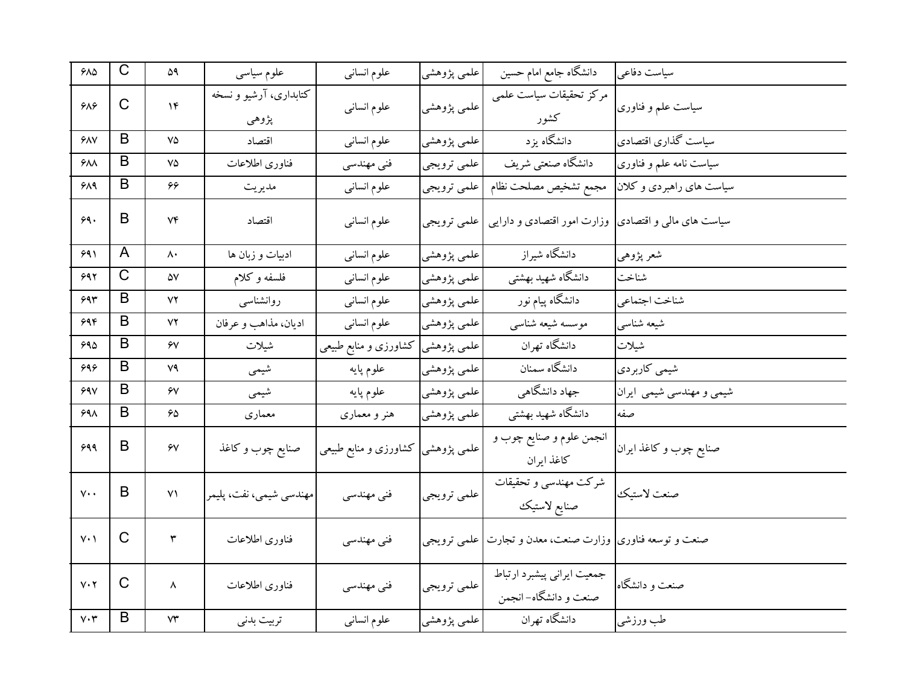| ۶۸۵ | C | ۵۹ | علوم سیاسی | علوم انسانی | علمی پژوهشی | دانشگاه جامع امام حسین | سیاست دفاعی |
|---|---|---|---|---|---|---|---|
| ۶۸۶ | C | ۱۴ | کتابداری، آرشیو و نسخه پژوهی | علوم انسانی | علمی پژوهشی | مرکز تحقیقات سیاست علمی کشور | سیاست علم و فناوری |
| ۶۸۷ | B | ۷۵ | اقتصاد | علوم انسانی | علمی پژوهشی | دانشگاه یزد | سیاست گذاری اقتصادی |
| ۶۸۸ | B | ۷۵ | فناوری اطلاعات | فنی مهندسی | علمی ترویجی | دانشگاه صنعتی شریف | سیاست نامه علم و فناوری |
| ۶۸۹ | B | ۶۶ | مدیریت | علوم انسانی | علمی ترویجی | مجمع تشخیص مصلحت نظام | سیاست های راهبردی و کلان |
| ۶۹۰ | B | ۷۴ | اقتصاد | علوم انسانی | علمی ترویجی | وزارت امور اقتصادی و دارایی | سیاست های مالی و اقتصادی |
| ۶۹۱ | A | ۸۰ | ادبیات و زبان ها | علوم انسانی | علمی پژوهشی | دانشگاه شیراز | شعر پژوهی |
| ۶۹۲ | C | ۵۷ | فلسفه و کلام | علوم انسانی | علمی پژوهشی | دانشگاه شهید بهشتی | شناخت |
| ۶۹۳ | B | ۷۲ | روانشناسی | علوم انسانی | علمی پژوهشی | دانشگاه پیام نور | شناخت اجتماعی |
| ۶۹۴ | B | ۷۲ | ادیان، مذاهب و عرفان | علوم انسانی | علمی پژوهشی | موسسه شیعه شناسی | شیعه شناسی |
| ۶۹۵ | B | ۶۷ | شیلات | کشاورزی و منابع طبیعی | علمی پژوهشی | دانشگاه تهران | شیلات |
| ۶۹۶ | B | ۷۹ | شیمی | علوم پایه | علمی پژوهشی | دانشگاه سمنان | شیمی کاربردی |
| ۶۹۷ | B | ۶۷ | شیمی | علوم پایه | علمی پژوهشی | جهاد دانشگاهی | شیمی و مهندسی شیمی ایران |
| ۶۹۸ | B | ۶۵ | معماری | هنر و معماری | علمی پژوهشی | دانشگاه شهید بهشتی | صفه |
| ۶۹۹ | B | ۶۷ | صنایع چوب و کاغذ | کشاورزی و منابع طبیعی | علمی پژوهشی | انجمن علوم و صنایع چوب و کاغذ ایران | صنایع چوب و کاغذ ایران |
| ۷۰۰ | B | ۷۱ | مهندسی شیمی، نفت، پلیمر | فنی مهندسی | علمی ترویجی | شرکت مهندسی و تحقیقات صنایع لاستیک | صنعت لاستیک |
| ۷۰۱ | C | ۳ | فناوری اطلاعات | فنی مهندسی | علمی ترویجی | وزارت صنعت، معدن و تجارت | صنعت و توسعه فناوری |
| ۷۰۲ | C | ۸ | فناوری اطلاعات | فنی مهندسی | علمی ترویجی | جمعیت ایرانی پیشبرد ارتباط صنعت و دانشگاه- انجمن | صنعت و دانشگاه |
| ۷۰۳ | B | ۷۳ | تربیت بدنی | علوم انسانی | علمی پژوهشی | دانشگاه تهران | طب ورزشی |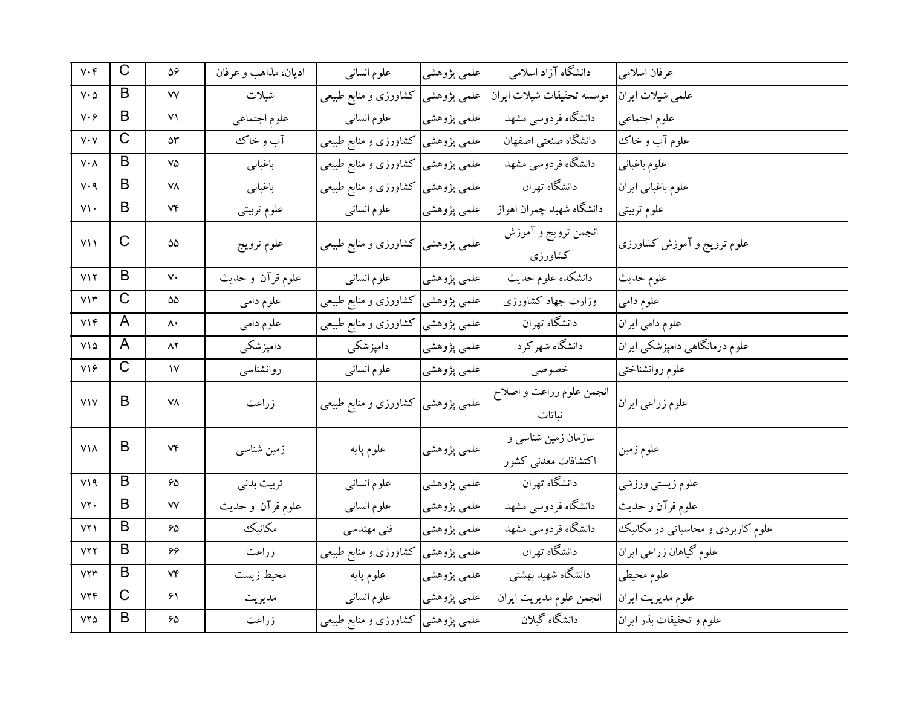| ۷۰۴ | C | ۵۶ | ادیان، مذاهب و عرفان | علوم انسانی | علمی پژوهشی | دانشگاه آزاد اسلامی | عرفان اسلامی |
|---|---|---|---|---|---|---|---|
| ۷۰۵ | B | ۷۷ | شیلات | کشاورزی و منابع طبیعی | علمی پژوهشی | موسسه تحقیقات شیلات ایران | علمی شیلات ایران |
| ۷۰۶ | B | ۷۱ | علوم اجتماعی | علوم انسانی | علمی پژوهشی | دانشگاه فردوسی مشهد | علوم اجتماعی |
| ۷۰۷ | C | ۵۳ | آب و خاک | کشاورزی و منابع طبیعی | علمی پژوهشی | دانشگاه صنعتی اصفهان | علوم آب و خاک |
| ۷۰۸ | B | ۷۵ | باغبانی | کشاورزی و منابع طبیعی | علمی پژوهشی | دانشگاه فردوسی مشهد | علوم باغبانی |
| ۷۰۹ | B | ۷۸ | باغبانی | کشاورزی و منابع طبیعی | علمی پژوهشی | دانشگاه تهران | علوم باغبانی ایران |
| ۷۱۰ | B | ۷۴ | علوم تربیتی | علوم انسانی | علمی پژوهشی | دانشگاه شهید چمران اهواز | علوم تربیتی |
| ۷۱۱ | C | ۵۵ | علوم ترویج | کشاورزی و منابع طبیعی | علمی پژوهشی | انجمن ترویج و آموزش کشاورزی | علوم ترویج و آموزش کشاورزی |
| ۷۱۲ | B | ۷۰ | علوم قرآن و حدیث | علوم انسانی | علمی پژوهشی | دانشکده علوم حدیث | علوم حدیث |
| ۷۱۳ | C | ۵۵ | علوم دامی | کشاورزی و منابع طبیعی | علمی پژوهشی | وزارت جهاد کشاورزی | علوم دامی |
| ۷۱۴ | A | ۸۰ | علوم دامی | کشاورزی و منابع طبیعی | علمی پژوهشی | دانشگاه تهران | علوم دامی ایران |
| ۷۱۵ | A | ۸۲ | دامپزشکی | دامپزشکی | علمی پژوهشی | دانشگاه شهرکرد | علوم درمانگاهی دامپزشکی ایران |
| ۷۱۶ | C | ۱۷ | روانشناسی | علوم انسانی | علمی پژوهشی | خصوصی | علوم روانشناختی |
| ۷۱۷ | B | ۷۸ | زراعت | کشاورزی و منابع طبیعی | علمی پژوهشی | انجمن علوم زراعت و اصلاح نباتات | علوم زراعی ایران |
| ۷۱۸ | B | ۷۴ | زمین شناسی | علوم پایه | علمی پژوهشی | سازمان زمین شناسی و اکتشافات معدنی کشور | علوم زمین |
| ۷۱۹ | B | ۶۵ | تربیت بدنی | علوم انسانی | علمی پژوهشی | دانشگاه تهران | علوم زیستی ورزشی |
| ۷۲۰ | B | ۷۷ | علوم قرآن و حدیث | علوم انسانی | علمی پژوهشی | دانشگاه فردوسی مشهد | علوم قرآن و حدیث |
| ۷۲۱ | B | ۶۵ | مکانیک | فنی مهندسی | علمی پژوهشی | دانشگاه فردوسی مشهد | علوم کاربردی و محاسباتی در مکانیک |
| ۷۲۲ | B | ۶۶ | زراعت | کشاورزی و منابع طبیعی | علمی پژوهشی | دانشگاه تهران | علوم گیاهان زراعی ایران |
| ۷۲۳ | B | ۷۴ | محیط زیست | علوم پایه | علمی پژوهشی | دانشگاه شهید بهشتی | علوم محیطی |
| ۷۲۴ | C | ۶۱ | مدیریت | علوم انسانی | علمی پژوهشی | انجمن علوم مدیریت ایران | علوم مدیریت ایران |
| ۷۲۵ | B | ۶۵ | زراعت | کشاورزی و منابع طبیعی | علمی پژوهشی | دانشگاه گیلان | علوم و تحقیقات بذر ایران |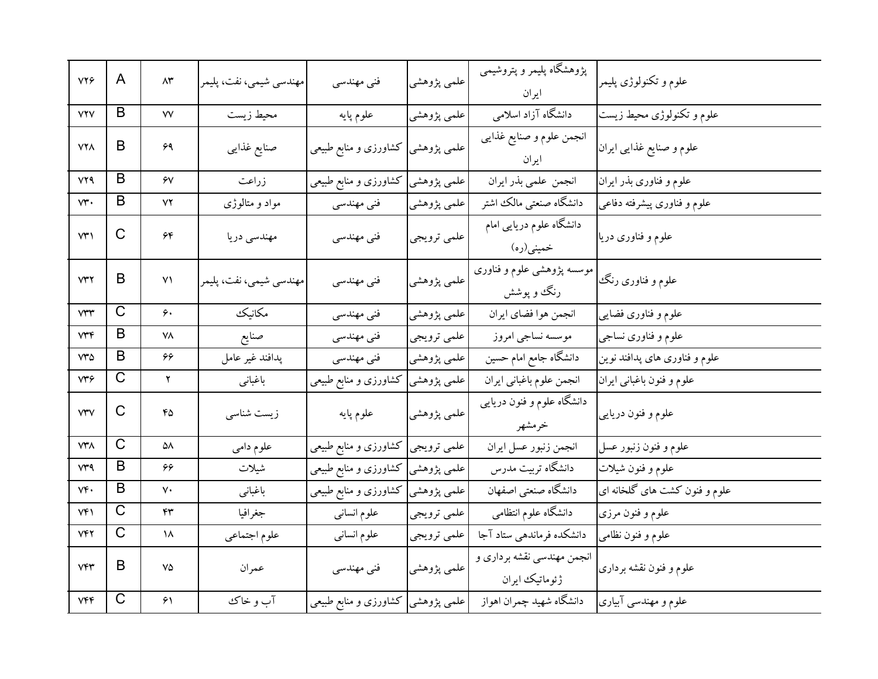| علوم و تکنولوژی پلیمر | پژوهشگاه پلیمر و پتروشیمی ایران | علمی پژوهشی | فنی مهندسی | مهندسی شیمی، نفت، پلیمر | ۸۳ | A | ۷۲۶ |
|---|---|---|---|---|---|---|---|
| علوم و تکنولوژی محیط زیست | دانشگاه آزاد اسلامی | علمی پژوهشی | علوم پایه | محیط زیست | ۷۷ | B | ۷۲۷ |
| علوم و صنایع غذایی ایران | انجمن علوم و صنایع غذایی ایران | علمی پژوهشی | کشاورزی و منابع طبیعی | صنایع غذایی | ۶۹ | B | ۷۲۸ |
| علوم و فناوری بذر ایران | انجمن علمی بذر ایران | علمی پژوهشی | کشاورزی و منابع طبیعی | زراعت | ۶۷ | B | ۷۲۹ |
| علوم و فناوری پیشرفته دفاعی | دانشگاه صنعتی مالک اشتر | علمی پژوهشی | فنی مهندسی | مواد و متالوژی | ۷۲ | B | ۷۳۰ |
| علوم و فناوری دریا | دانشگاه علوم دریایی امام خمینی(ره) | علمی ترویجی | فنی مهندسی | مهندسی دریا | ۶۴ | C | ۷۳۱ |
| علوم و فناوری رنگ | موسسه پژوهشی علوم و فناوری رنگ و پوشش | علمی پژوهشی | فنی مهندسی | مهندسی شیمی، نفت، پلیمر | ۷۱ | B | ۷۳۲ |
| علوم و فناوری فضایی | انجمن هوا فضای ایران | علمی پژوهشی | فنی مهندسی | مکانیک | ۶۰ | C | ۷۳۳ |
| علوم و فناوری نساجی | موسسه نساجی امروز | علمی ترویجی | فنی مهندسی | صنایع | ۷۸ | B | ۷۳۴ |
| علوم و فناوری های پدافند نوین | دانشگاه جامع امام حسین | علمی پژوهشی | فنی مهندسی | پدافند غیر عامل | ۶۶ | B | ۷۳۵ |
| علوم و فنون باغبانی ایران | انجمن علوم باغبانی ایران | علمی پژوهشی | کشاورزی و منابع طبیعی | باغبانی | ۲ | C | ۷۳۶ |
| علوم و فنون دریایی | دانشگاه علوم و فنون دریایی خرمشهر | علمی پژوهشی | علوم پایه | زیست شناسی | ۴۵ | C | ۷۳۷ |
| علوم و فنون زنبور عسل | انجمن زنبور عسل ایران | علمی ترویجی | کشاورزی و منابع طبیعی | علوم دامی | ۵۸ | C | ۷۳۸ |
| علوم و فنون شیلات | دانشگاه تربیت مدرس | علمی پژوهشی | کشاورزی و منابع طبیعی | شیلات | ۶۶ | B | ۷۳۹ |
| علوم و فنون کشت های گلخانه ای | دانشگاه صنعتی اصفهان | علمی پژوهشی | کشاورزی و منابع طبیعی | باغبانی | ۷۰ | B | ۷۴۰ |
| علوم و فنون مرزی | دانشگاه علوم انتظامی | علمی ترویجی | علوم انسانی | جغرافیا | ۴۳ | C | ۷۴۱ |
| علوم و فنون نظامی | دانشکده فرماندهی ستاد آجا | علمی ترویجی | علوم انسانی | علوم اجتماعی | ۱۸ | C | ۷۴۲ |
| علوم و فنون نقشه برداری | انجمن مهندسی نقشه برداری و ژئوماتیک ایران | علمی پژوهشی | فنی مهندسی | عمران | ۷۵ | B | ۷۴۳ |
| علوم و مهندسی آبیاری | دانشگاه شهید چمران اهواز | علمی پژوهشی | کشاورزی و منابع طبیعی | آب و خاک | ۶۱ | C | ۷۴۴ |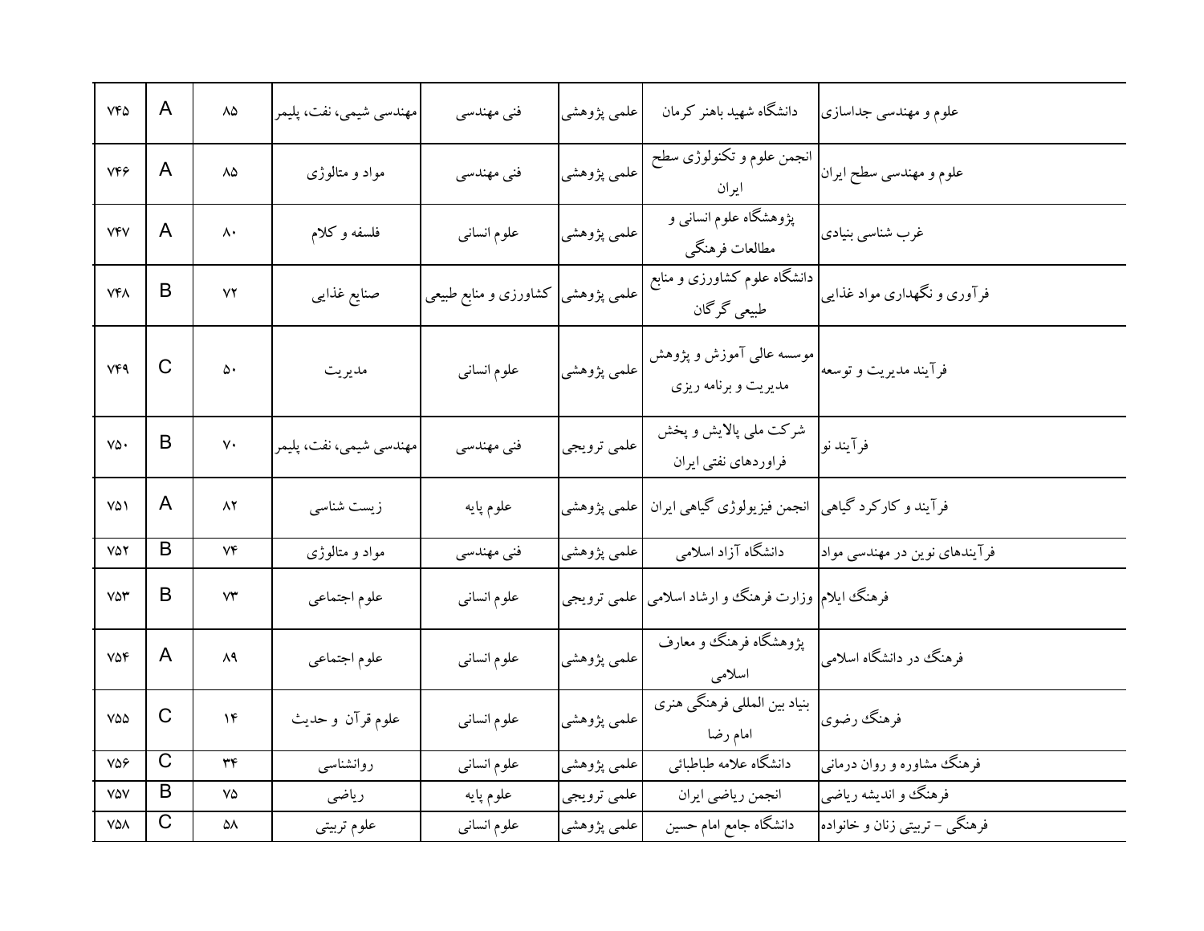| ۷۴۵ | A | ۸۵ | مهندسی شیمی، نفت، پلیمر | فنی مهندسی | علمی پژوهشی | دانشگاه شهید باهنر کرمان | علوم و مهندسی جداسازی |
|---|---|---|---|---|---|---|---|
| ۷۴۶ | A | ۸۵ | مواد و متالوژی | فنی مهندسی | علمی پژوهشی | انجمن علوم و تکنولوژی سطح ایران | علوم و مهندسی سطح ایران |
| ۷۴۷ | A | ۸۰ | فلسفه و کلام | علوم انسانی | علمی پژوهشی | پژوهشگاه علوم انسانی و مطالعات فرهنگی | غرب شناسی بنیادی |
| ۷۴۸ | B | ۷۲ | صنایع غذایی | کشاورزی و منابع طبیعی | علمی پژوهشی | دانشگاه علوم کشاورزی و منابع طبیعی گرگان | فرآوری و نگهداری مواد غذایی |
| ۷۴۹ | C | ۵۰ | مدیریت | علوم انسانی | علمی پژوهشی | موسسه عالی آموزش و پژوهش مدیریت و برنامه ریزی | فرآیند مدیریت و توسعه |
| ۷۵۰ | B | ۷۰ | مهندسی شیمی، نفت، پلیمر | فنی مهندسی | علمی ترویجی | شرکت ملی پالایش و پخش فراوردهای نفتی ایران | فرآیند نو |
| ۷۵۱ | A | ۸۲ | زیست شناسی | علوم پایه | علمی پژوهشی | انجمن فیزیولوژی گیاهی ایران | فرآیند و کارکرد گیاهی |
| ۷۵۲ | B | ۷۴ | مواد و متالوژی | فنی مهندسی | علمی پژوهشی | دانشگاه آزاد اسلامی | فرآیندهای نوین در مهندسی مواد |
| ۷۵۳ | B | ۷۳ | علوم اجتماعی | علوم انسانی | علمی ترویجی | وزارت فرهنگ و ارشاد اسلامی | فرهنگ ایلام |
| ۷۵۴ | A | ۸۹ | علوم اجتماعی | علوم انسانی | علمی پژوهشی | پژوهشگاه فرهنگ و معارف اسلامی | فرهنگ در دانشگاه اسلامی |
| ۷۵۵ | C | ۱۴ | علوم قرآن و حدیث | علوم انسانی | علمی پژوهشی | بنیاد بین المللی فرهنگی هنری امام رضا | فرهنگ رضوی |
| ۷۵۶ | C | ۳۴ | روانشناسی | علوم انسانی | علمی پژوهشی | دانشگاه علامه طباطبائی | فرهنگ مشاوره و روان درمانی |
| ۷۵۷ | B | ۷۵ | ریاضی | علوم پایه | علمی ترویجی | انجمن ریاضی ایران | فرهنگ و اندیشه ریاضی |
| ۷۵۸ | C | ۵۸ | علوم تربیتی | علوم انسانی | علمی پژوهشی | دانشگاه جامع امام حسین | فرهنگی - تربیتی زنان و خانواده |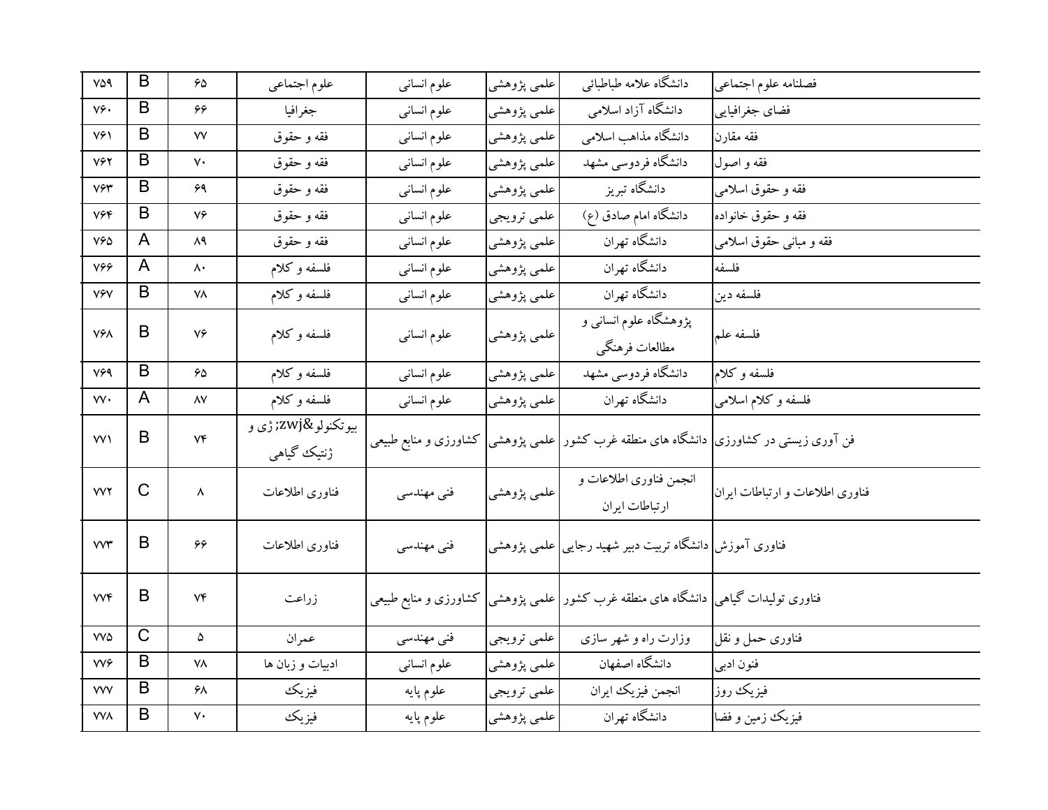| ۷۵۹ | B | ۶۵ | علوم اجتماعی | علوم انسانی | علمی پژوهشی | دانشگاه علامه طباطبائی | فصلنامه علوم اجتماعی |
|---|---|---|---|---|---|---|---|
| ۷۶۰ | B | ۶۶ | جغرافیا | علوم انسانی | علمی پژوهشی | دانشگاه آزاد اسلامی | فضای جغرافیایی |
| ۷۶۱ | B | ۷۷ | فقه و حقوق | علوم انسانی | علمی پژوهشی | دانشگاه مذاهب اسلامی | فقه مقارن |
| ۷۶۲ | B | ۷۰ | فقه و حقوق | علوم انسانی | علمی پژوهشی | دانشگاه فردوسی مشهد | فقه و اصول |
| ۷۶۳ | B | ۶۹ | فقه و حقوق | علوم انسانی | علمی پژوهشی | دانشگاه تبریز | فقه و حقوق اسلامی |
| ۷۶۴ | B | ۷۶ | فقه و حقوق | علوم انسانی | علمی ترویجی | دانشگاه امام صادق (ع) | فقه و حقوق خانواده |
| ۷۶۵ | A | ۸۹ | فقه و حقوق | علوم انسانی | علمی پژوهشی | دانشگاه تهران | فقه و مبانی حقوق اسلامی |
| ۷۶۶ | A | ۸۰ | فلسفه و کلام | علوم انسانی | علمی پژوهشی | دانشگاه تهران | فلسفه |
| ۷۶۷ | B | ۷۸ | فلسفه و کلام | علوم انسانی | علمی پژوهشی | دانشگاه تهران | فلسفه دین |
| ۷۶۸ | B | ۷۶ | فلسفه و کلام | علوم انسانی | علمی پژوهشی | پژوهشگاه علوم انسانی و مطالعات فرهنگی | فلسفه علم |
| ۷۶۹ | B | ۶۵ | فلسفه و کلام | علوم انسانی | علمی پژوهشی | دانشگاه فردوسی مشهد | فلسفه و کلام |
| ۷۷۰ | A | ۸۷ | فلسفه و کلام | علوم انسانی | علمی پژوهشی | دانشگاه تهران | فلسفه و کلام اسلامی |
| ۷۷۱ | B | ۷۴ | بیوتکنولو&zwj;ژی و ژنتیک گیاهی | کشاورزی و منابع طبیعی | علمی پژوهشی | دانشگاه های منطقه غرب کشور | فن آوری زیستی در کشاورزی |
| ۷۷۲ | C | ۸ | فناوری اطلاعات | فنی مهندسی | علمی پژوهشی | انجمن فناوری اطلاعات و ارتباطات ایران | فناوری اطلاعات و ارتباطات ایران |
| ۷۷۳ | B | ۶۶ | فناوری اطلاعات | فنی مهندسی | علمی پژوهشی | دانشگاه تربیت دبیر شهید رجایی | فناوری آموزش |
| ۷۷۴ | B | ۷۴ | زراعت | کشاورزی و منابع طبیعی | علمی پژوهشی | دانشگاه های منطقه غرب کشور | فناوری تولیدات گیاهی |
| ۷۷۵ | C | ۵ | عمران | فنی مهندسی | علمی ترویجی | وزارت راه و شهر سازی | فناوری حمل و نقل |
| ۷۷۶ | B | ۷۸ | ادبیات و زبان ها | علوم انسانی | علمی پژوهشی | دانشگاه اصفهان | فنون ادبی |
| ۷۷۷ | B | ۶۸ | فیزیک | علوم پایه | علمی ترویجی | انجمن فیزیک ایران | فیزیک روز |
| ۷۷۸ | B | ۷۰ | فیزیک | علوم پایه | علمی پژوهشی | دانشگاه تهران | فیزیک زمین و فضا |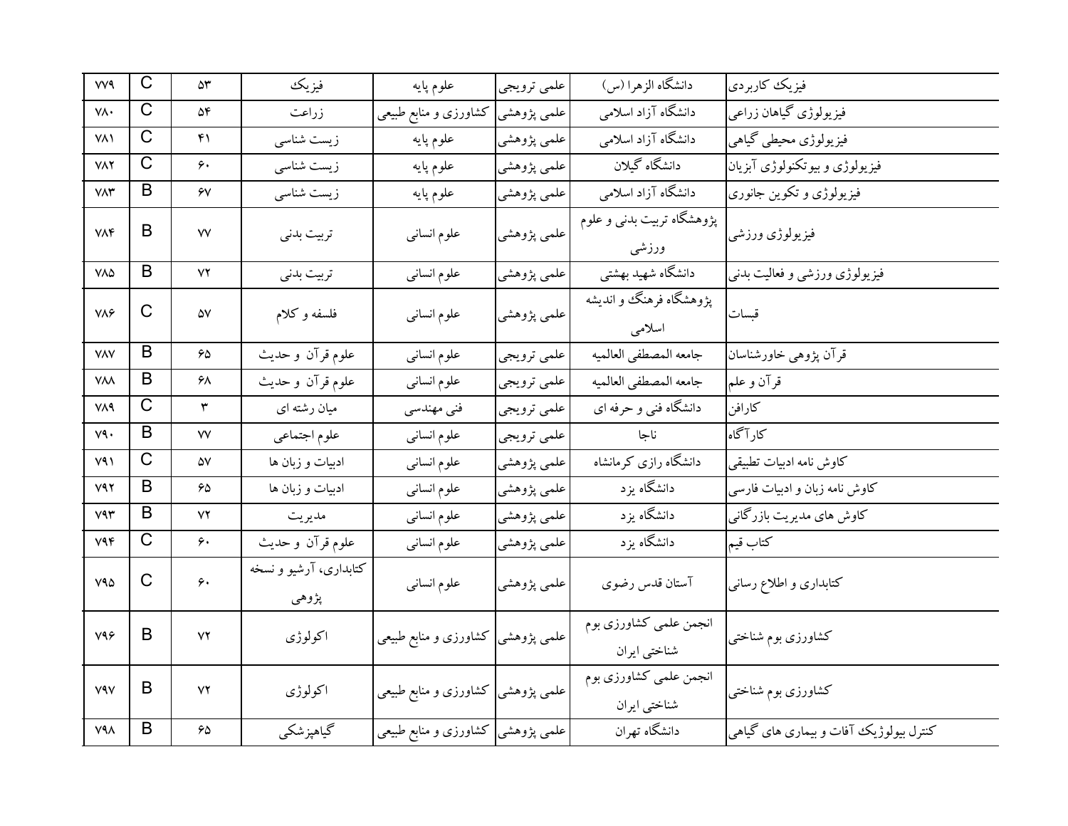| ۷۷۹ | C | ۵۳ | فیزیک | علوم پایه | علمی ترویجی | دانشگاه الزهرا (س) | فیزیک کاربردی |
|---|---|---|---|---|---|---|---|
| ۷۸۰ | C | ۵۴ | زراعت | کشاورزی و منابع طبیعی | علمی پژوهشی | دانشگاه آزاد اسلامی | فیزیولوژی گیاهان زراعی |
| ۷۸۱ | C | ۴۱ | زیست شناسی | علوم پایه | علمی پژوهشی | دانشگاه آزاد اسلامی | فیزیولوژی محیطی گیاهی |
| ۷۸۲ | C | ۶۰ | زیست شناسی | علوم پایه | علمی پژوهشی | دانشگاه گیلان | فیزیولوژی و بیوتکنولوژی آبزیان |
| ۷۸۳ | B | ۶۷ | زیست شناسی | علوم پایه | علمی پژوهشی | دانشگاه آزاد اسلامی | فیزیولوژی و تکوین جانوری |
| ۷۸۴ | B | ۷۷ | تربیت بدنی | علوم انسانی | علمی پژوهشی | پژوهشگاه تربیت بدنی و علوم ورزشی | فیزیولوژی ورزشی |
| ۷۸۵ | B | ۷۲ | تربیت بدنی | علوم انسانی | علمی پژوهشی | دانشگاه شهید بهشتی | فیزیولوژی ورزشی و فعالیت بدنی |
| ۷۸۶ | C | ۵۷ | فلسفه و کلام | علوم انسانی | علمی پژوهشی | پژوهشگاه فرهنگ و اندیشه اسلامی | قبسات |
| ۷۸۷ | B | ۶۵ | علوم قرآن و حدیث | علوم انسانی | علمی ترویجی | جامعه المصطفی العالمیه | قرآن پژوهی خاورشناسان |
| ۷۸۸ | B | ۶۸ | علوم قرآن و حدیث | علوم انسانی | علمی ترویجی | جامعه المصطفی العالمیه | قرآن و علم |
| ۷۸۹ | C | ۳ | میان رشته ای | فنی مهندسی | علمی ترویجی | دانشگاه فنی و حرفه ای | کارافن |
| ۷۹۰ | B | ۷۷ | علوم اجتماعی | علوم انسانی | علمی ترویجی | ناجا | کارآگاه |
| ۷۹۱ | C | ۵۷ | ادبیات و زبان ها | علوم انسانی | علمی پژوهشی | دانشگاه رازی کرمانشاه | کاوش نامه ادبیات تطبیقی |
| ۷۹۲ | B | ۶۵ | ادبیات و زبان ها | علوم انسانی | علمی پژوهشی | دانشگاه یزد | کاوش نامه زبان و ادبیات فارسی |
| ۷۹۳ | B | ۷۲ | مدیریت | علوم انسانی | علمی پژوهشی | دانشگاه یزد | کاوش های مدیریت بازرگانی |
| ۷۹۴ | C | ۶۰ | علوم قرآن و حدیث | علوم انسانی | علمی پژوهشی | دانشگاه یزد | کتاب قیم |
| ۷۹۵ | C | ۶۰ | کتابداری، آرشیو و نسخه پژوهی | علوم انسانی | علمی پژوهشی | آستان قدس رضوی | کتابداری و اطلاع رسانی |
| ۷۹۶ | B | ۷۲ | اکولوژی | کشاورزی و منابع طبیعی | علمی پژوهشی | انجمن علمی کشاورزی بوم شناختی ایران | کشاورزی بوم شناختی |
| ۷۹۷ | B | ۷۲ | اکولوژی | کشاورزی و منابع طبیعی | علمی پژوهشی | انجمن علمی کشاورزی بوم شناختی ایران | کشاورزی بوم شناختی |
| ۷۹۸ | B | ۶۵ | گیاهپزشکی | کشاورزی و منابع طبیعی | علمی پژوهشی | دانشگاه تهران | کنترل بیولوژیک آفات و بیماری های گیاهی |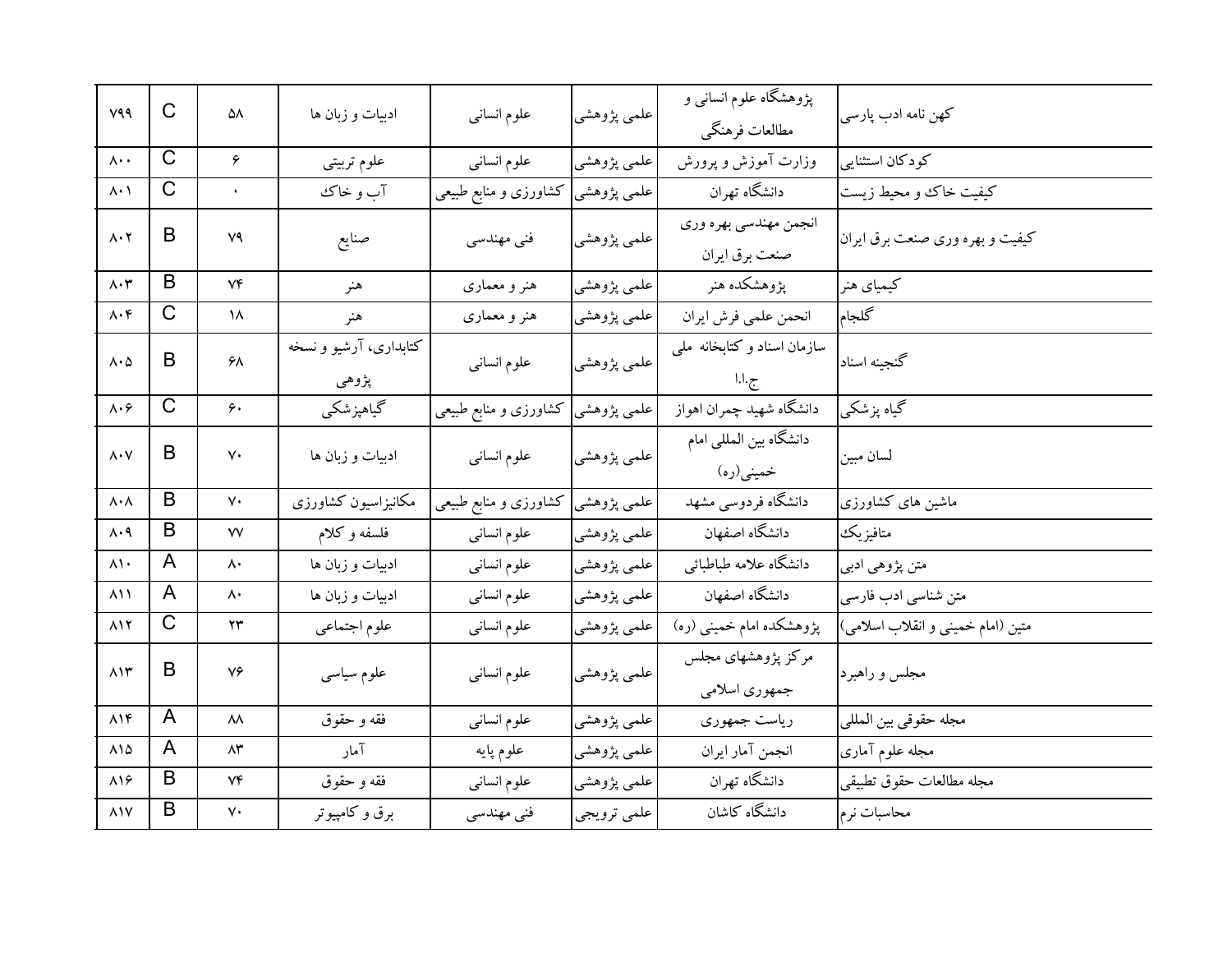| ۷۹۹ | C | ۵۸ | ادبیات و زبان ها | علوم انسانی | علمی پژوهشی | پژوهشگاه علوم انسانی و مطالعات فرهنگی | کهن نامه ادب پارسی |
|---|---|---|---|---|---|---|---|
| ۸۰۰ | C | ۶ | علوم تربیتی | علوم انسانی | علمی پژوهشی | وزارت آموزش و پرورش | کودکان استثنایی |
| ۸۰۱ | C | ۰ | آب و خاک | کشاورزی و منابع طبیعی | علمی پژوهشی | دانشگاه تهران | کیفیت خاک و محیط زیست |
| ۸۰۲ | B | ۷۹ | صنایع | فنی مهندسی | علمی پژوهشی | انجمن مهندسی بهره وری صنعت برق ایران | کیفیت و بهره وری صنعت برق ایران |
| ۸۰۳ | B | ۷۴ | هنر | هنر و معماری | علمی پژوهشی | پژوهشکده هنر | کیمیای هنر |
| ۸۰۴ | C | ۱۸ | هنر | هنر و معماری | علمی پژوهشی | انحمن علمی فرش ایران | گلجام |
| ۸۰۵ | B | ۶۸ | کتابداری، آرشیو و نسخه پژوهی | علوم انسانی | علمی پژوهشی | سازمان اسناد و کتابخانه ملی ج.ا.ا | گنجینه اسناد |
| ۸۰۶ | C | ۶۰ | گیاهپزشکی | کشاورزی و منابع طبیعی | علمی پژوهشی | دانشگاه شهید چمران اهواز | گیاه پزشکی |
| ۸۰۷ | B | ۷۰ | ادبیات و زبان ها | علوم انسانی | علمی پژوهشی | دانشگاه بین المللی امام خمینی(ره) | لسان مبین |
| ۸۰۸ | B | ۷۰ | مکانیزاسیون کشاورزی | کشاورزی و منابع طبیعی | علمی پژوهشی | دانشگاه فردوسی مشهد | ماشین های کشاورزی |
| ۸۰۹ | B | ۷۷ | فلسفه و کلام | علوم انسانی | علمی پژوهشی | دانشگاه اصفهان | متافیزیک |
| ۸۱۰ | A | ۸۰ | ادبیات و زبان ها | علوم انسانی | علمی پژوهشی | دانشگاه علامه طباطبائی | متن پژوهی ادبی |
| ۸۱۱ | A | ۸۰ | ادبیات و زبان ها | علوم انسانی | علمی پژوهشی | دانشگاه اصفهان | متن شناسی ادب فارسی |
| ۸۱۲ | C | ۲۳ | علوم اجتماعی | علوم انسانی | علمی پژوهشی | پژوهشکده امام خمینی (ره) | متین (امام خمینی و انقلاب اسلامی) |
| ۸۱۳ | B | ۷۶ | علوم سیاسی | علوم انسانی | علمی پژوهشی | مرکز پژوهشهای مجلس جمهوری اسلامی | مجلس و راهبرد |
| ۸۱۴ | A | ۸۸ | فقه و حقوق | علوم انسانی | علمی پژوهشی | ریاست جمهوری | مجله حقوقی بین المللی |
| ۸۱۵ | A | ۸۳ | آمار | علوم پایه | علمی پژوهشی | انجمن آمار ایران | مجله علوم آماری |
| ۸۱۶ | B | ۷۴ | فقه و حقوق | علوم انسانی | علمی پژوهشی | دانشگاه تهران | مجله مطالعات حقوق تطبیقی |
| ۸۱۷ | B | ۷۰ | برق و کامپیوتر | فنی مهندسی | علمی ترویجی | دانشگاه کاشان | محاسبات نرم |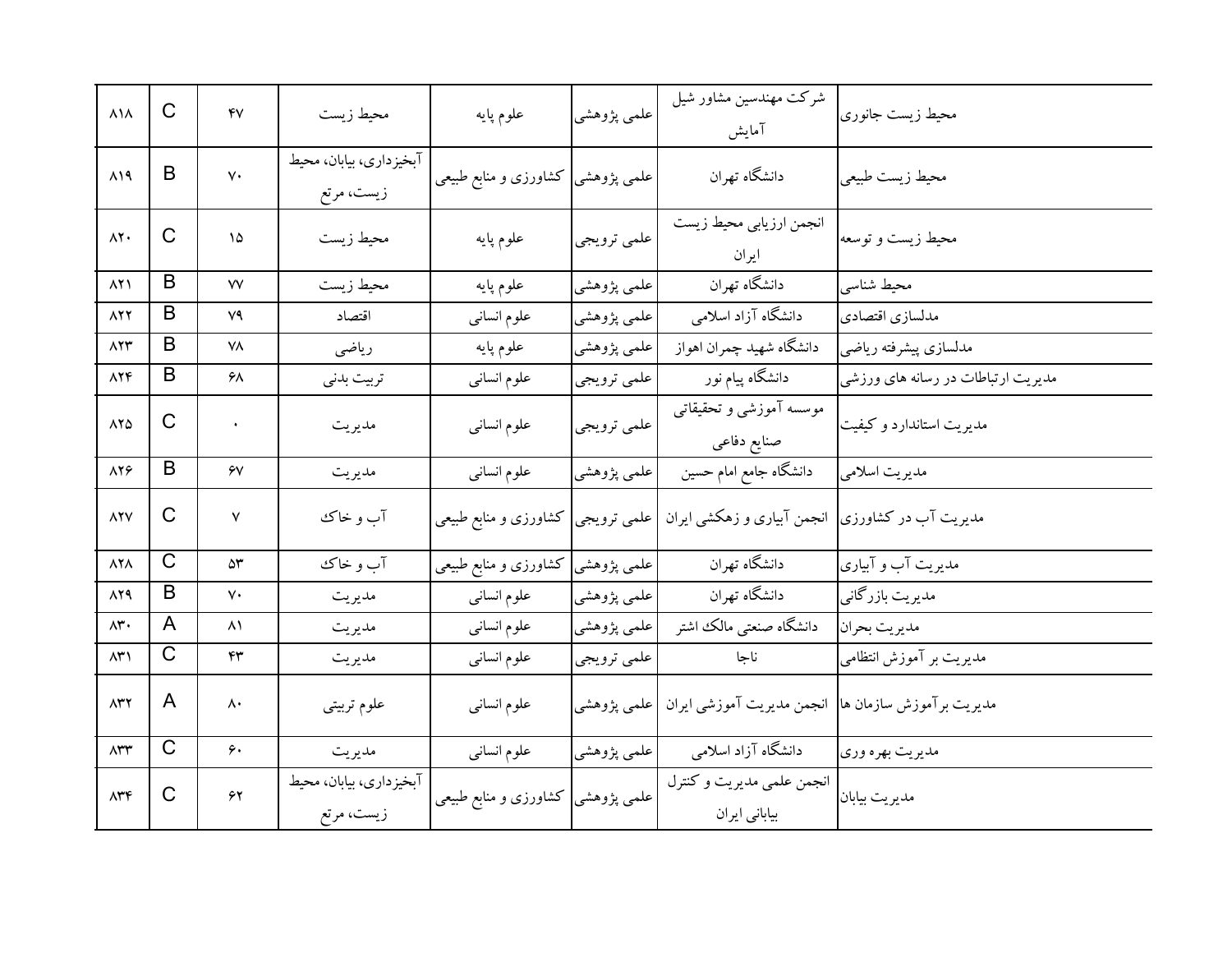| ۸۱۸ | C | ۴۷ | محیط زیست | علوم پایه | علمی پژوهشی | شرکت مهندسین مشاور شیل آمایش | محیط زیست جانوری |
|---|---|---|---|---|---|---|---|
| ۸۱۹ | B | ۷۰ | آبخیزداری، بیابان، محیط زیست، مرتع | کشاورزی و منابع طبیعی | علمی پژوهشی | دانشگاه تهران | محیط زیست طبیعی |
| ۸۲۰ | C | ۱۵ | محیط زیست | علوم پایه | علمی ترویجی | انجمن ارزیابی محیط زیست ایران | محیط زیست و توسعه |
| ۸۲۱ | B | ۷۷ | محیط زیست | علوم پایه | علمی پژوهشی | دانشگاه تهران | محیط شناسی |
| ۸۲۲ | B | ۷۹ | اقتصاد | علوم انسانی | علمی پژوهشی | دانشگاه آزاد اسلامی | مدلسازی اقتصادی |
| ۸۲۳ | B | ۷۸ | ریاضی | علوم پایه | علمی پژوهشی | دانشگاه شهید چمران اهواز | مدلسازی پیشرفته ریاضی |
| ۸۲۴ | B | ۶۸ | تربیت بدنی | علوم انسانی | علمی ترویجی | دانشگاه پیام نور | مدیریت ارتباطات در رسانه های ورزشی |
| ۸۲۵ | C | ۰ | مدیریت | علوم انسانی | علمی ترویجی | موسسه آموزشی و تحقیقاتی صنایع دفاعی | مدیریت استاندارد و کیفیت |
| ۸۲۶ | B | ۶۷ | مدیریت | علوم انسانی | علمی پژوهشی | دانشگاه جامع امام حسین | مدیریت اسلامی |
| ۸۲۷ | C | ۷ | آب و خاک | کشاورزی و منابع طبیعی | علمی ترویجی | انجمن آبیاری و زهکشی ایران | مدیریت آب در کشاورزی |
| ۸۲۸ | C | ۵۳ | آب و خاک | کشاورزی و منابع طبیعی | علمی پژوهشی | دانشگاه تهران | مدیریت آب و آبیاری |
| ۸۲۹ | B | ۷۰ | مدیریت | علوم انسانی | علمی پژوهشی | دانشگاه تهران | مدیریت بازرگانی |
| ۸۳۰ | A | ۸۱ | مدیریت | علوم انسانی | علمی پژوهشی | دانشگاه صنعتی مالک اشتر | مدیریت بحران |
| ۸۳۱ | C | ۴۳ | مدیریت | علوم انسانی | علمی ترویجی | ناجا | مدیریت بر آموزش انتظامی |
| ۸۳۲ | A | ۸۰ | علوم تربیتی | علوم انسانی | علمی پژوهشی | انجمن مدیریت آموزشی ایران | مدیریت برآموزش سازمان ها |
| ۸۳۳ | C | ۶۰ | مدیریت | علوم انسانی | علمی پژوهشی | دانشگاه آزاد اسلامی | مدیریت بهره وری |
| ۸۳۴ | C | ۶۲ | آبخیزداری، بیابان، محیط زیست، مرتع | کشاورزی و منابع طبیعی | علمی پژوهشی | انجمن علمی مدیریت و کنترل بیابانی ایران | مدیریت بیابان |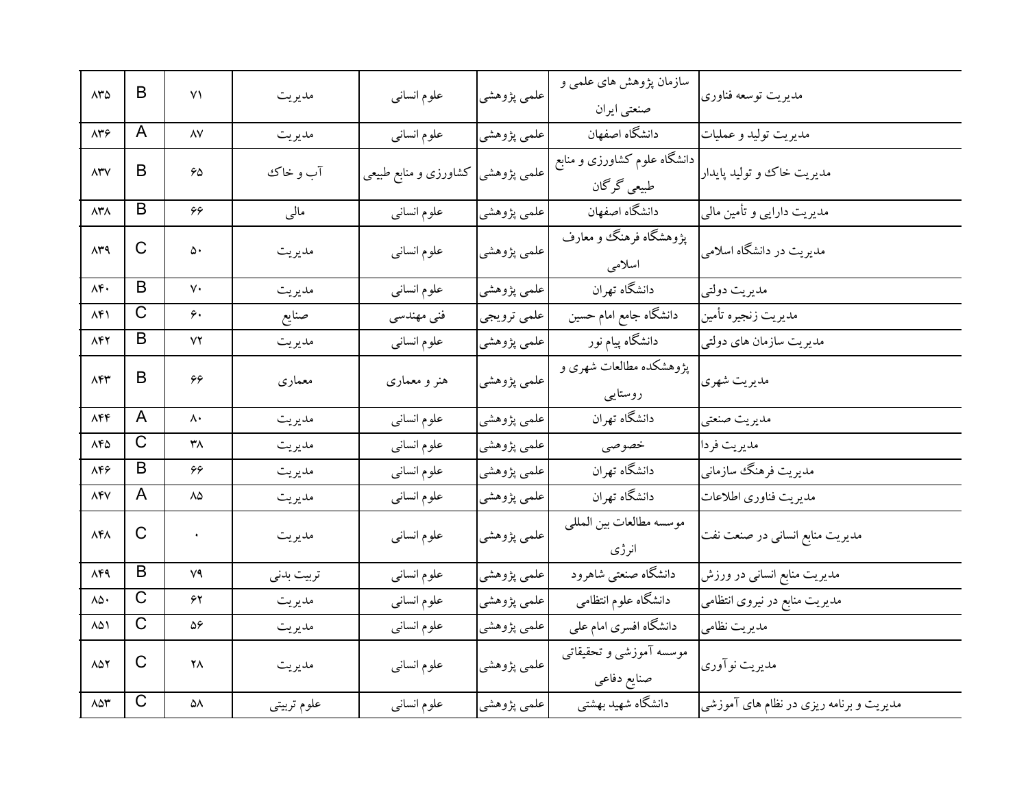| ۸۳۵ | B | ۷۱ | مدیریت | علوم انسانی | علمی پژوهشی | سازمان پژوهش های علمی و صنعتی ایران | مدیریت توسعه فناوری |
|---|---|---|---|---|---|---|---|
| ۸۳۶ | A | ۸۷ | مدیریت | علوم انسانی | علمی پژوهشی | دانشگاه اصفهان | مدیریت تولید و عملیات |
| ۸۳۷ | B | ۶۵ | آب و خاک | کشاورزی و منابع طبیعی | علمی پژوهشی | دانشگاه علوم کشاورزی و منابع طبیعی گرگان | مدیریت خاک و تولید پایدار |
| ۸۳۸ | B | ۶۶ | مالی | علوم انسانی | علمی پژوهشی | دانشگاه اصفهان | مدیریت دارایی و تأمین مالی |
| ۸۳۹ | C | ۵۰ | مدیریت | علوم انسانی | علمی پژوهشی | پژوهشگاه فرهنگ و معارف اسلامی | مدیریت در دانشگاه اسلامی |
| ۸۴۰ | B | ۷۰ | مدیریت | علوم انسانی | علمی پژوهشی | دانشگاه تهران | مدیریت دولتی |
| ۸۴۱ | C | ۶۰ | صنایع | فنی مهندسی | علمی ترویجی | دانشگاه جامع امام حسین | مدیریت زنجیره تأمین |
| ۸۴۲ | B | ۷۲ | مدیریت | علوم انسانی | علمی پژوهشی | دانشگاه پیام نور | مدیریت سازمان های دولتی |
| ۸۴۳ | B | ۶۶ | معماری | هنر و معماری | علمی پژوهشی | پژوهشکده مطالعات شهری و روستایی | مدیریت شهری |
| ۸۴۴ | A | ۸۰ | مدیریت | علوم انسانی | علمی پژوهشی | دانشگاه تهران | مدیریت صنعتی |
| ۸۴۵ | C | ۳۸ | مدیریت | علوم انسانی | علمی پژوهشی | خصوصی | مدیریت فردا |
| ۸۴۶ | B | ۶۶ | مدیریت | علوم انسانی | علمی پژوهشی | دانشگاه تهران | مدیریت فرهنگ سازمانی |
| ۸۴۷ | A | ۸۵ | مدیریت | علوم انسانی | علمی پژوهشی | دانشگاه تهران | مدیریت فناوری اطلاعات |
| ۸۴۸ | C | ۰ | مدیریت | علوم انسانی | علمی پژوهشی | موسسه مطالعات بین المللی انرژی | مدیریت منابع انسانی در صنعت نفت |
| ۸۴۹ | B | ۷۹ | تربیت بدنی | علوم انسانی | علمی پژوهشی | دانشگاه صنعتی شاهرود | مدیریت منابع انسانی در ورزش |
| ۸۵۰ | C | ۶۲ | مدیریت | علوم انسانی | علمی پژوهشی | دانشگاه علوم انتظامی | مدیریت منابع در نیروی انتظامی |
| ۸۵۱ | C | ۵۶ | مدیریت | علوم انسانی | علمی پژوهشی | دانشگاه افسری امام علی | مدیریت نظامی |
| ۸۵۲ | C | ۲۸ | مدیریت | علوم انسانی | علمی پژوهشی | موسسه آموزشی و تحقیقاتی صنایع دفاعی | مدیریت نوآوری |
| ۸۵۳ | C | ۵۸ | علوم تربیتی | علوم انسانی | علمی پژوهشی | دانشگاه شهید بهشتی | مدیریت و برنامه ریزی در نظام های آموزشی |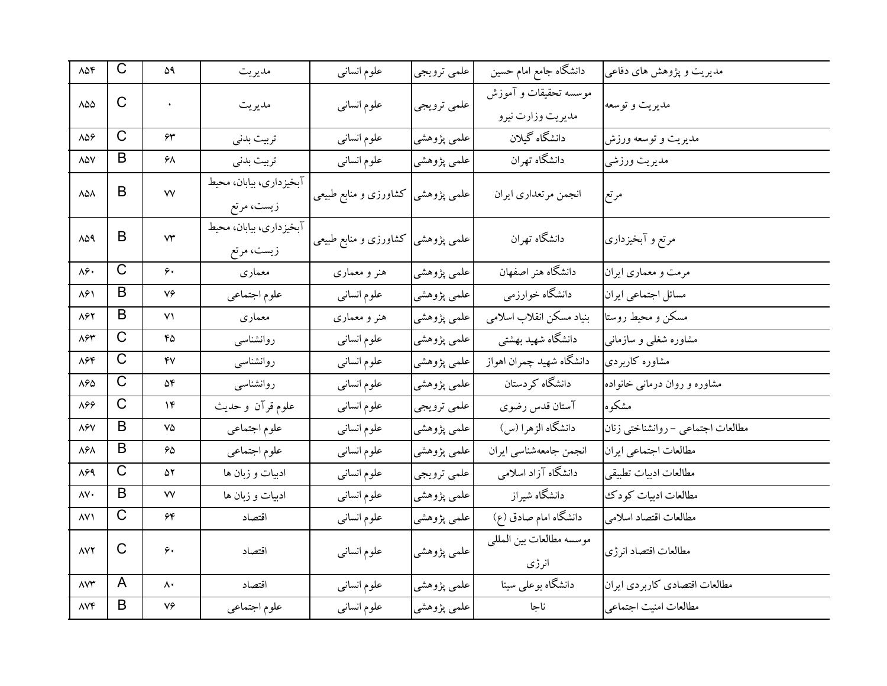| ۸۵۴ | C | ۵۹ | مدیریت | علوم انسانی | علمی ترویجی | دانشگاه جامع امام حسین | مدیریت و پژوهش های دفاعی |
|---|---|---|---|---|---|---|---|
| ۸۵۵ | C | ۰ | مدیریت | علوم انسانی | علمی ترویجی | موسسه تحقیقات و آموزش مدیریت وزارت نیرو | مدیریت و توسعه |
| ۸۵۶ | C | ۶۳ | تربیت بدنی | علوم انسانی | علمی پژوهشی | دانشگاه گیلان | مدیریت و توسعه ورزش |
| ۸۵۷ | B | ۶۸ | تربیت بدنی | علوم انسانی | علمی پژوهشی | دانشگاه تهران | مدیریت ورزشی |
| ۸۵۸ | B | ۷۷ | آبخیزداری، بیابان، محیط زیست، مرتع | کشاورزی و منابع طبیعی | علمی پژوهشی | انجمن مرتعداری ایران | مرتع |
| ۸۵۹ | B | ۷۳ | آبخیزداری، بیابان، محیط زیست، مرتع | کشاورزی و منابع طبیعی | علمی پژوهشی | دانشگاه تهران | مرتع و آبخیزداری |
| ۸۶۰ | C | ۶۰ | معماری | هنر و معماری | علمی پژوهشی | دانشگاه هنر اصفهان | مرمت و معماری ایران |
| ۸۶۱ | B | ۷۶ | علوم اجتماعی | علوم انسانی | علمی پژوهشی | دانشگاه خوارزمی | مسائل اجتماعی ایران |
| ۸۶۲ | B | ۷۱ | معماری | هنر و معماری | علمی پژوهشی | بنیاد مسکن انقلاب اسلامی | مسکن و محیط روستا |
| ۸۶۳ | C | ۴۵ | روانشناسی | علوم انسانی | علمی پژوهشی | دانشگاه شهید بهشتی | مشاوره شغلی و سازمانی |
| ۸۶۴ | C | ۴۷ | روانشناسی | علوم انسانی | علمی پژوهشی | دانشگاه شهید چمران اهواز | مشاوره کاربردی |
| ۸۶۵ | C | ۵۴ | روانشناسی | علوم انسانی | علمی پژوهشی | دانشگاه کردستان | مشاوره و روان درمانی خانواده |
| ۸۶۶ | C | ۱۴ | علوم قرآن و حدیث | علوم انسانی | علمی ترویجی | آستان قدس رضوی | مشکوه |
| ۸۶۷ | B | ۷۵ | علوم اجتماعی | علوم انسانی | علمی پژوهشی | دانشگاه الزهرا (س) | مطالعات اجتماعی - روانشناختی زنان |
| ۸۶۸ | B | ۶۵ | علوم اجتماعی | علوم انسانی | علمی پژوهشی | انجمن جامعه‌شناسی ایران | مطالعات اجتماعی ایران |
| ۸۶۹ | C | ۵۲ | ادبیات و زبان ها | علوم انسانی | علمی ترویجی | دانشگاه آزاد اسلامی | مطالعات ادبیات تطبیقی |
| ۸۷۰ | B | ۷۷ | ادبیات و زبان ها | علوم انسانی | علمی پژوهشی | دانشگاه شیراز | مطالعات ادبیات کودک |
| ۸۷۱ | C | ۶۴ | اقتصاد | علوم انسانی | علمی پژوهشی | دانشگاه امام صادق (ع) | مطالعات اقتصاد اسلامی |
| ۸۷۲ | C | ۶۰ | اقتصاد | علوم انسانی | علمی پژوهشی | موسسه مطالعات بین المللی انرژی | مطالعات اقتصاد انرژی |
| ۸۷۳ | A | ۸۰ | اقتصاد | علوم انسانی | علمی پژوهشی | دانشگاه بوعلی سینا | مطالعات اقتصادی کاربردی ایران |
| ۸۷۴ | B | ۷۶ | علوم اجتماعی | علوم انسانی | علمی پژوهشی | ناجا | مطالعات امنیت اجتماعی |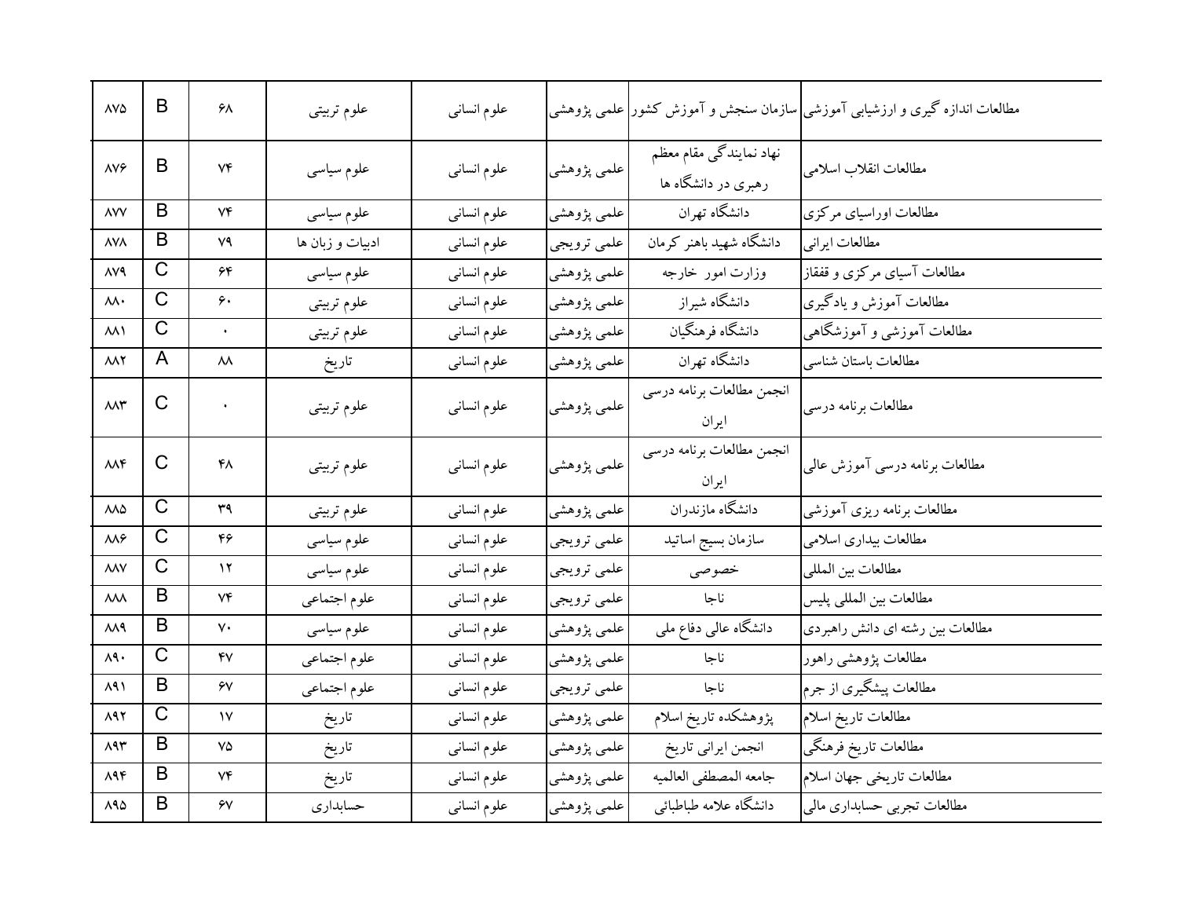| ۸۷۵ | B | ۶۸ | علوم تربیتی | علوم انسانی | علمی پژوهشی | سازمان سنجش و آموزش کشور | مطالعات اندازه گیری و ارزشیابی آموزشی |
|---|---|---|---|---|---|---|---|
| ۸۷۶ | B | ۷۴ | علوم سیاسی | علوم انسانی | علمی پژوهشی | نهاد نمایندگی مقام معظم رهبری در دانشگاه ها | مطالعات انقلاب اسلامی |
| ۸۷۷ | B | ۷۴ | علوم سیاسی | علوم انسانی | علمی پژوهشی | دانشگاه تهران | مطالعات اوراسیای مرکزی |
| ۸۷۸ | B | ۷۹ | ادبیات و زبان ها | علوم انسانی | علمی ترویجی | دانشگاه شهید باهنر کرمان | مطالعات ایرانی |
| ۸۷۹ | C | ۶۴ | علوم سیاسی | علوم انسانی | علمی پژوهشی | وزارت امور خارجه | مطالعات آسیای مرکزی و قفقاز |
| ۸۸۰ | C | ۶۰ | علوم تربیتی | علوم انسانی | علمی پژوهشی | دانشگاه شیراز | مطالعات آموزش و یادگیری |
| ۸۸۱ | C | ۰ | علوم تربیتی | علوم انسانی | علمی پژوهشی | دانشگاه فرهنگیان | مطالعات آموزشی و آموزشگاهی |
| ۸۸۲ | A | ۸۸ | تاریخ | علوم انسانی | علمی پژوهشی | دانشگاه تهران | مطالعات باستان شناسی |
| ۸۸۳ | C | ۰ | علوم تربیتی | علوم انسانی | علمی پژوهشی | انجمن مطالعات برنامه درسی ایران | مطالعات برنامه درسی |
| ۸۸۴ | C | ۴۸ | علوم تربیتی | علوم انسانی | علمی پژوهشی | انجمن مطالعات برنامه درسی ایران | مطالعات برنامه درسی آموزش عالی |
| ۸۸۵ | C | ۳۹ | علوم تربیتی | علوم انسانی | علمی پژوهشی | دانشگاه مازندران | مطالعات برنامه ریزی آموزشی |
| ۸۸۶ | C | ۴۶ | علوم سیاسی | علوم انسانی | علمی ترویجی | سازمان بسیج اساتید | مطالعات بیداری اسلامی |
| ۸۸۷ | C | ۱۲ | علوم سیاسی | علوم انسانی | علمی ترویجی | خصوصی | مطالعات بین المللی |
| ۸۸۸ | B | ۷۴ | علوم اجتماعی | علوم انسانی | علمی ترویجی | ناجا | مطالعات بین المللی پلیس |
| ۸۸۹ | B | ۷۰ | علوم سیاسی | علوم انسانی | علمی پژوهشی | دانشگاه عالی دفاع ملی | مطالعات بین رشته ای دانش راهبردی |
| ۸۹۰ | C | ۴۷ | علوم اجتماعی | علوم انسانی | علمی پژوهشی | ناجا | مطالعات پژوهشی راهور |
| ۸۹۱ | B | ۶۷ | علوم اجتماعی | علوم انسانی | علمی ترویجی | ناجا | مطالعات پیشگیری از جرم |
| ۸۹۲ | C | ۱۷ | تاریخ | علوم انسانی | علمی پژوهشی | پژوهشکده تاریخ اسلام | مطالعات تاریخ اسلام |
| ۸۹۳ | B | ۷۵ | تاریخ | علوم انسانی | علمی پژوهشی | انجمن ایرانی تاریخ | مطالعات تاریخ فرهنگی |
| ۸۹۴ | B | ۷۴ | تاریخ | علوم انسانی | علمی پژوهشی | جامعه المصطفی العالمیه | مطالعات تاریخی جهان اسلام |
| ۸۹۵ | B | ۶۷ | حسابداری | علوم انسانی | علمی پژوهشی | دانشگاه علامه طباطبائی | مطالعات تجربی حسابداری مالی |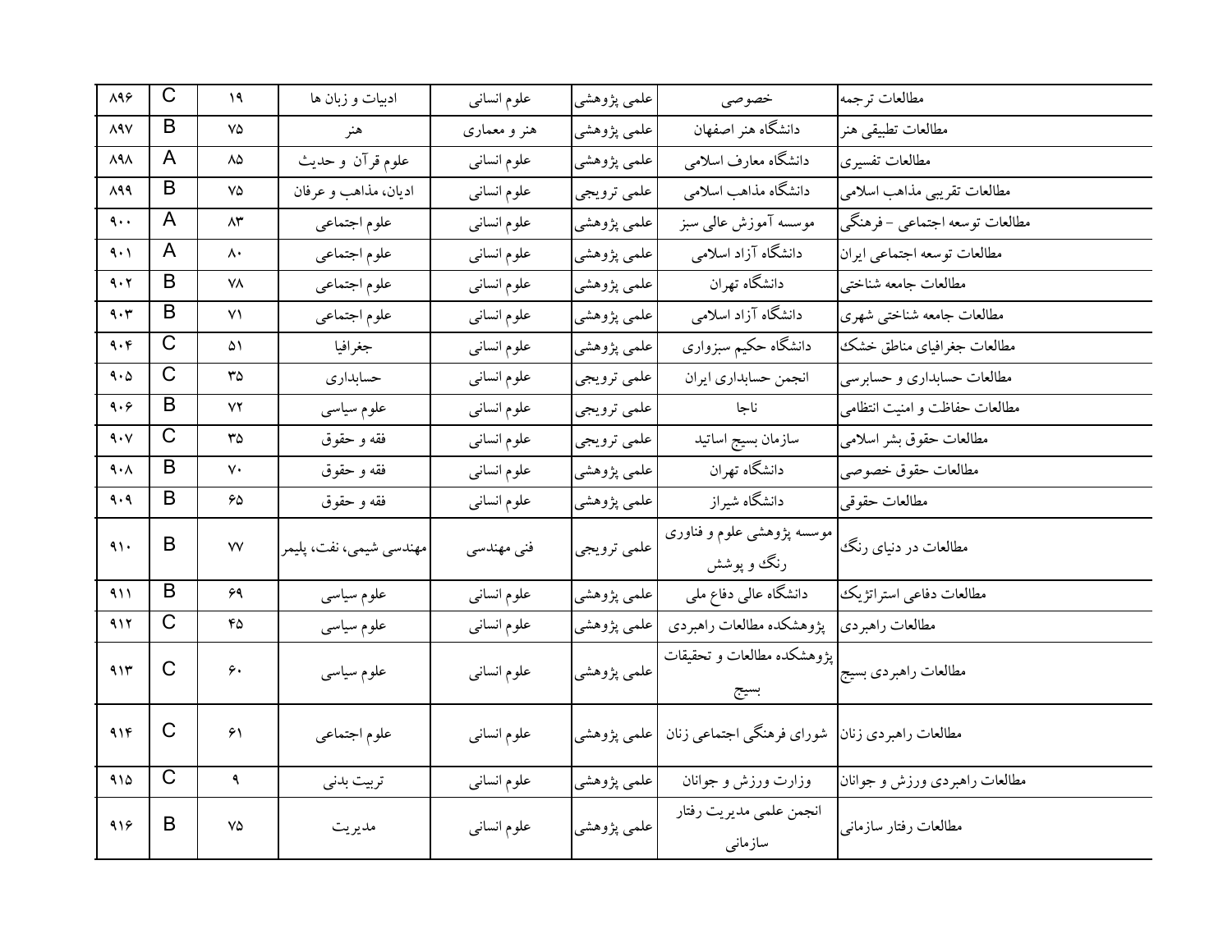| ۸۹۶ | C | ۱۹ | ادبیات و زبان ها | علوم انسانی | علمی پژوهشی | خصوصی | مطالعات ترجمه |
|---|---|---|---|---|---|---|---|
| ۸۹۷ | B | ۷۵ | هنر | هنر و معماری | علمی پژوهشی | دانشگاه هنر اصفهان | مطالعات تطبیقی هنر |
| ۸۹۸ | A | ۸۵ | علوم قرآن و حدیث | علوم انسانی | علمی پژوهشی | دانشگاه معارف اسلامی | مطالعات تفسیری |
| ۸۹۹ | B | ۷۵ | ادیان، مذاهب و عرفان | علوم انسانی | علمی ترویجی | دانشگاه مذاهب اسلامی | مطالعات تقریبی مذاهب اسلامی |
| ۹۰۰ | A | ۸۳ | علوم اجتماعی | علوم انسانی | علمی پژوهشی | موسسه آموزش عالی سبز | مطالعات توسعه اجتماعی - فرهنگی |
| ۹۰۱ | A | ۸۰ | علوم اجتماعی | علوم انسانی | علمی پژوهشی | دانشگاه آزاد اسلامی | مطالعات توسعه اجتماعی ایران |
| ۹۰۲ | B | ۷۸ | علوم اجتماعی | علوم انسانی | علمی پژوهشی | دانشگاه تهران | مطالعات جامعه شناختی |
| ۹۰۳ | B | ۷۱ | علوم اجتماعی | علوم انسانی | علمی پژوهشی | دانشگاه آزاد اسلامی | مطالعات جامعه شناختی شهری |
| ۹۰۴ | C | ۵۱ | جغرافیا | علوم انسانی | علمی پژوهشی | دانشگاه حکیم سبزواری | مطالعات جغرافیای مناطق خشک |
| ۹۰۵ | C | ۳۵ | حسابداری | علوم انسانی | علمی ترویجی | انجمن حسابداری ایران | مطالعات حسابداری و حسابرسی |
| ۹۰۶ | B | ۷۲ | علوم سیاسی | علوم انسانی | علمی ترویجی | ناجا | مطالعات حفاظت و امنیت انتظامی |
| ۹۰۷ | C | ۳۵ | فقه و حقوق | علوم انسانی | علمی ترویجی | سازمان بسیج اساتید | مطالعات حقوق بشر اسلامی |
| ۹۰۸ | B | ۷۰ | فقه و حقوق | علوم انسانی | علمی پژوهشی | دانشگاه تهران | مطالعات حقوق خصوصی |
| ۹۰۹ | B | ۶۵ | فقه و حقوق | علوم انسانی | علمی پژوهشی | دانشگاه شیراز | مطالعات حقوقی |
| ۹۱۰ | B | ۷۷ | مهندسی شیمی، نفت، پلیمر | فنی مهندسی | علمی ترویجی | موسسه پژوهشی علوم و فناوری رنگ و پوشش | مطالعات در دنیای رنگ |
| ۹۱۱ | B | ۶۹ | علوم سیاسی | علوم انسانی | علمی پژوهشی | دانشگاه عالی دفاع ملی | مطالعات دفاعی استراتژیک |
| ۹۱۲ | C | ۴۵ | علوم سیاسی | علوم انسانی | علمی پژوهشی | پژوهشکده مطالعات راهبردی | مطالعات راهبردی |
| ۹۱۳ | C | ۶۰ | علوم سیاسی | علوم انسانی | علمی پژوهشی | پژوهشکده مطالعات و تحقیقات بسیج | مطالعات راهبردی بسیج |
| ۹۱۴ | C | ۶۱ | علوم اجتماعی | علوم انسانی | علمی پژوهشی | شورای فرهنگی اجتماعی زنان | مطالعات راهبردی زنان |
| ۹۱۵ | C | ۹ | تربیت بدنی | علوم انسانی | علمی پژوهشی | وزارت ورزش و جوانان | مطالعات راهبردی ورزش و جوانان |
| ۹۱۶ | B | ۷۵ | مدیریت | علوم انسانی | علمی پژوهشی | انجمن علمی مدیریت رفتار سازمانی | مطالعات رفتار سازمانی |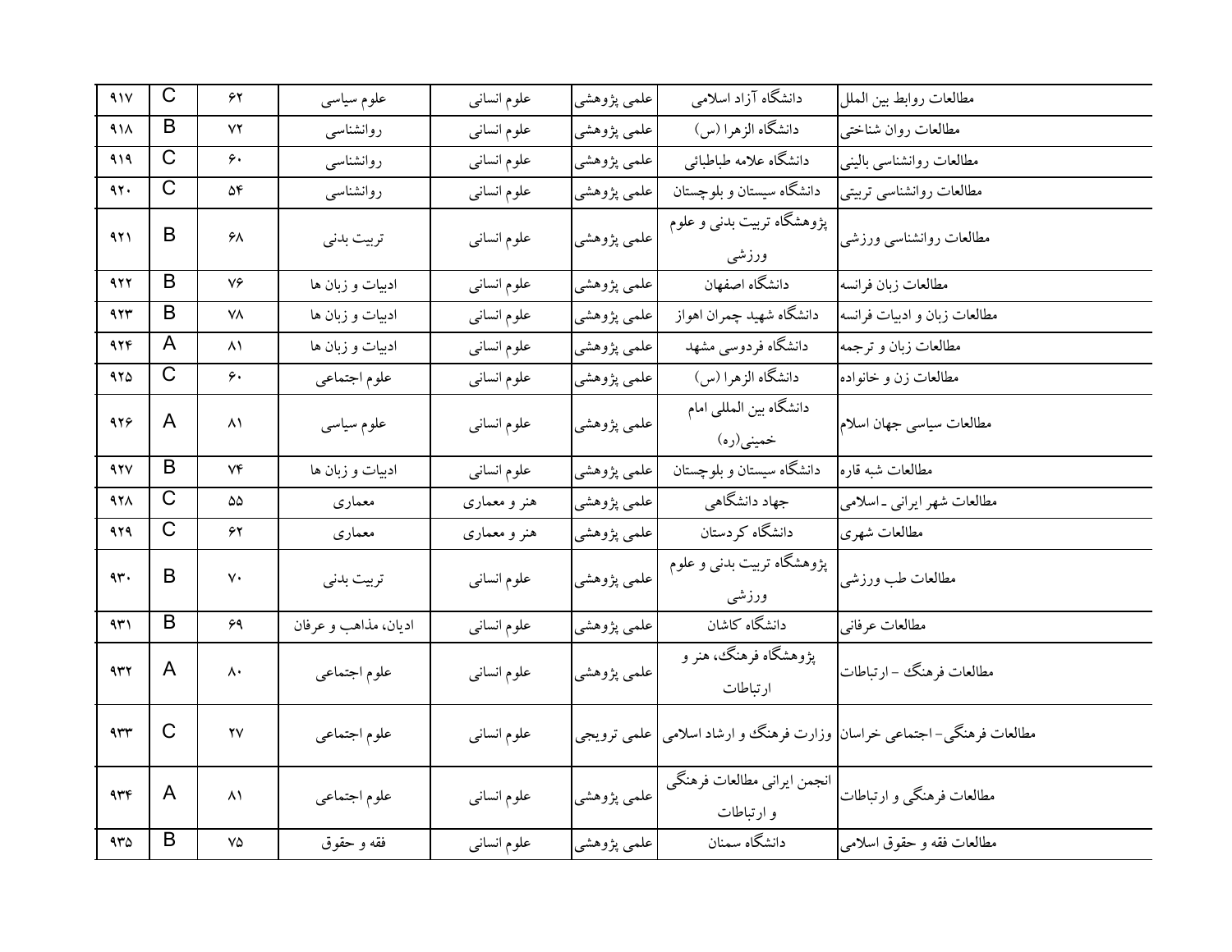| ۹۱۷ | C | ۶۲ | علوم سیاسی | علوم انسانی | علمی پژوهشی | دانشگاه آزاد اسلامی | مطالعات روابط بین الملل |
|---|---|---|---|---|---|---|---|
| ۹۱۸ | B | ۷۲ | روانشناسی | علوم انسانی | علمی پژوهشی | دانشگاه الزهرا (س) | مطالعات روان شناختی |
| ۹۱۹ | C | ۶۰ | روانشناسی | علوم انسانی | علمی پژوهشی | دانشگاه علامه طباطبائی | مطالعات روانشناسی بالینی |
| ۹۲۰ | C | ۵۴ | روانشناسی | علوم انسانی | علمی پژوهشی | دانشگاه سیستان و بلوچستان | مطالعات روانشناسی تربیتی |
| ۹۲۱ | B | ۶۸ | تربیت بدنی | علوم انسانی | علمی پژوهشی | پژوهشگاه تربیت بدنی و علوم ورزشی | مطالعات روانشناسی ورزشی |
| ۹۲۲ | B | ۷۶ | ادبیات و زبان ها | علوم انسانی | علمی پژوهشی | دانشگاه اصفهان | مطالعات زبان فرانسه |
| ۹۲۳ | B | ۷۸ | ادبیات و زبان ها | علوم انسانی | علمی پژوهشی | دانشگاه شهید چمران اهواز | مطالعات زبان و ادبیات فرانسه |
| ۹۲۴ | A | ۸۱ | ادبیات و زبان ها | علوم انسانی | علمی پژوهشی | دانشگاه فردوسی مشهد | مطالعات زبان و ترجمه |
| ۹۲۵ | C | ۶۰ | علوم اجتماعی | علوم انسانی | علمی پژوهشی | دانشگاه الزهرا (س) | مطالعات زن و خانواده |
| ۹۲۶ | A | ۸۱ | علوم سیاسی | علوم انسانی | علمی پژوهشی | دانشگاه بین المللی امام خمینی(ره) | مطالعات سیاسی جهان اسلام |
| ۹۲۷ | B | ۷۴ | ادبیات و زبان ها | علوم انسانی | علمی پژوهشی | دانشگاه سیستان و بلوچستان | مطالعات شبه قاره |
| ۹۲۸ | C | ۵۵ | معماری | هنر و معماری | علمی پژوهشی | جهاد دانشگاهی | مطالعات شهر ایرانی ـ اسلامی |
| ۹۲۹ | C | ۶۲ | معماری | هنر و معماری | علمی پژوهشی | دانشگاه کردستان | مطالعات شهری |
| ۹۳۰ | B | ۷۰ | تربیت بدنی | علوم انسانی | علمی پژوهشی | پژوهشگاه تربیت بدنی و علوم ورزشی | مطالعات طب ورزشی |
| ۹۳۱ | B | ۶۹ | ادیان، مذاهب و عرفان | علوم انسانی | علمی پژوهشی | دانشگاه کاشان | مطالعات عرفانی |
| ۹۳۲ | A | ۸۰ | علوم اجتماعی | علوم انسانی | علمی پژوهشی | پژوهشگاه فرهنگ، هنر و ارتباطات | مطالعات فرهنگ - ارتباطات |
| ۹۳۳ | C | ۲۷ | علوم اجتماعی | علوم انسانی | علمی ترویجی | وزارت فرهنگ و ارشاد اسلامی | مطالعات فرهنگی- اجتماعی خراسان |
| ۹۳۴ | A | ۸۱ | علوم اجتماعی | علوم انسانی | علمی پژوهشی | انجمن ایرانی مطالعات فرهنگی و ارتباطات | مطالعات فرهنگی و ارتباطات |
| ۹۳۵ | B | ۷۵ | فقه و حقوق | علوم انسانی | علمی پژوهشی | دانشگاه سمنان | مطالعات فقه و حقوق اسلامی |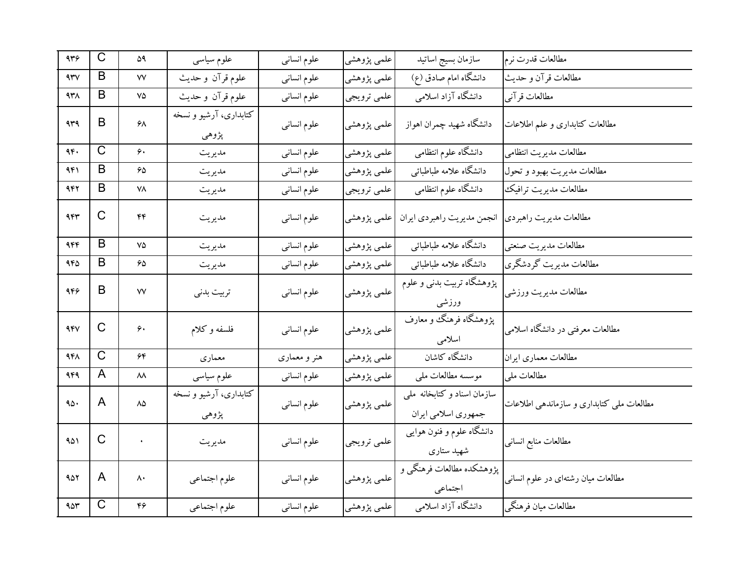| ۹۳۶ | C | ۵۹ | علوم سیاسی | علوم انسانی | علمی پژوهشی | سازمان بسیج اساتید | مطالعات قدرت نرم |
|---|---|---|---|---|---|---|---|
| ۹۳۷ | B | ۷۷ | علوم قرآن و حدیث | علوم انسانی | علمی پژوهشی | دانشگاه امام صادق (ع) | مطالعات قرآن و حدیث |
| ۹۳۸ | B | ۷۵ | علوم قرآن و حدیث | علوم انسانی | علمی ترویجی | دانشگاه آزاد اسلامی | مطالعات قرآنی |
| ۹۳۹ | B | ۶۸ | کتابداری، آرشیو و نسخه پژوهی | علوم انسانی | علمی پژوهشی | دانشگاه شهید چمران اهواز | مطالعات کتابداری و علم اطلاعات |
| ۹۴۰ | C | ۶۰ | مدیریت | علوم انسانی | علمی پژوهشی | دانشگاه علوم انتظامی | مطالعات مدیریت انتظامی |
| ۹۴۱ | B | ۶۵ | مدیریت | علوم انسانی | علمی پژوهشی | دانشگاه علامه طباطبائی | مطالعات مدیریت بهبود و تحول |
| ۹۴۲ | B | ۷۸ | مدیریت | علوم انسانی | علمی ترویجی | دانشگاه علوم انتظامی | مطالعات مدیریت ترافیک |
| ۹۴۳ | C | ۴۴ | مدیریت | علوم انسانی | علمی پژوهشی | انجمن مدیریت راهبردی ایران | مطالعات مدیریت راهبردی |
| ۹۴۴ | B | ۷۵ | مدیریت | علوم انسانی | علمی پژوهشی | دانشگاه علامه طباطبائی | مطالعات مدیریت صنعتی |
| ۹۴۵ | B | ۶۵ | مدیریت | علوم انسانی | علمی پژوهشی | دانشگاه علامه طباطبائی | مطالعات مدیریت گردشگری |
| ۹۴۶ | B | ۷۷ | تربیت بدنی | علوم انسانی | علمی پژوهشی | پژوهشگاه تربیت بدنی و علوم ورزشی | مطالعات مدیریت ورزشی |
| ۹۴۷ | C | ۶۰ | فلسفه و کلام | علوم انسانی | علمی پژوهشی | پژوهشگاه فرهنگ و معارف اسلامی | مطالعات معرفتی در دانشگاه اسلامی |
| ۹۴۸ | C | ۶۴ | معماری | هنر و معماری | علمی پژوهشی | دانشگاه کاشان | مطالعات معماری ایران |
| ۹۴۹ | A | ۸۸ | علوم سیاسی | علوم انسانی | علمی پژوهشی | موسسه مطالعات ملی | مطالعات ملی |
| ۹۵۰ | A | ۸۵ | کتابداری، آرشیو و نسخه پژوهی | علوم انسانی | علمی پژوهشی | سازمان اسناد و کتابخانه ملی جمهوری اسلامی ایران | مطالعات ملی کتابداری و سازماندهی اطلاعات |
| ۹۵۱ | C | ۰ | مدیریت | علوم انسانی | علمی ترویجی | دانشگاه علوم و فنون هوایی شهید ستاری | مطالعات منابع انسانی |
| ۹۵۲ | A | ۸۰ | علوم اجتماعی | علوم انسانی | علمی پژوهشی | پژوهشکده مطالعات فرهنگی و اجتماعی | مطالعات میان رشته‌ای در علوم انسانی |
| ۹۵۳ | C | ۴۶ | علوم اجتماعی | علوم انسانی | علمی پژوهشی | دانشگاه آزاد اسلامی | مطالعات میان فرهنگی |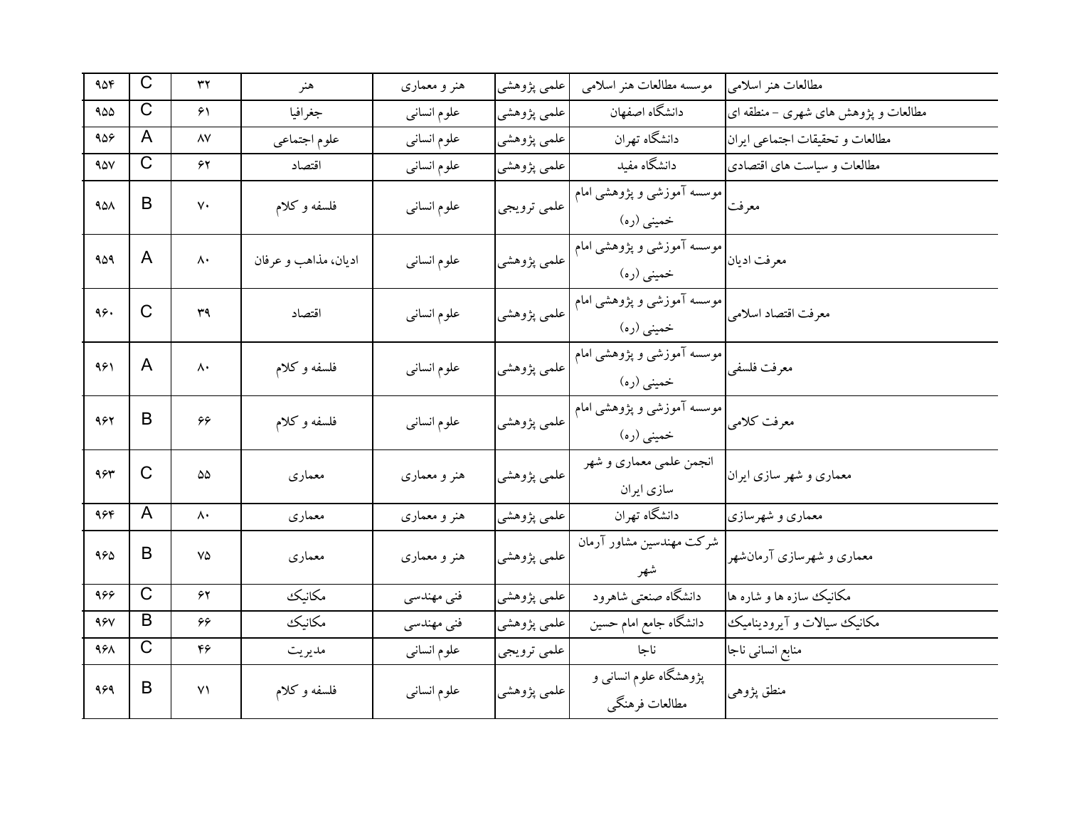| مطالعات هنر اسلامی | موسسه مطالعات هنر اسلامی | علمی پژوهشی | هنر و معماری | هنر | ۳۲ | C | ۹۵۴ |
|---|---|---|---|---|---|---|---|
| مطالعات و پژوهش های شهری - منطقه ای | دانشگاه اصفهان | علمی پژوهشی | علوم انسانی | جغرافیا | ۶۱ | C | ۹۵۵ |
| مطالعات و تحقیقات اجتماعی ایران | دانشگاه تهران | علمی پژوهشی | علوم انسانی | علوم اجتماعی | ۸۷ | A | ۹۵۶ |
| مطالعات و سیاست های اقتصادی | دانشگاه مفید | علمی پژوهشی | علوم انسانی | اقتصاد | ۶۲ | C | ۹۵۷ |
| معرفت | موسسه آموزشی و پژوهشی امام خمینی (ره) | علمی ترویجی | علوم انسانی | فلسفه و کلام | ۷۰ | B | ۹۵۸ |
| معرفت ادیان | موسسه آموزشی و پژوهشی امام خمینی (ره) | علمی پژوهشی | علوم انسانی | ادیان، مذاهب و عرفان | ۸۰ | A | ۹۵۹ |
| معرفت اقتصاد اسلامی | موسسه آموزشی و پژوهشی امام خمینی (ره) | علمی پژوهشی | علوم انسانی | اقتصاد | ۳۹ | C | ۹۶۰ |
| معرفت فلسفی | موسسه آموزشی و پژوهشی امام خمینی (ره) | علمی پژوهشی | علوم انسانی | فلسفه و کلام | ۸۰ | A | ۹۶۱ |
| معرفت کلامی | موسسه آموزشی و پژوهشی امام خمینی (ره) | علمی پژوهشی | علوم انسانی | فلسفه و کلام | ۶۶ | B | ۹۶۲ |
| معماری و شهر سازی ایران | انجمن علمی معماری و شهر سازی ایران | علمی پژوهشی | هنر و معماری | معماری | ۵۵ | C | ۹۶۳ |
| معماری و شهرسازی | دانشگاه تهران | علمی پژوهشی | هنر و معماری | معماری | ۸۰ | A | ۹۶۴ |
| معماری و شهرسازی آرمان‌شهر | شرکت مهندسین مشاور آرمان شهر | علمی پژوهشی | هنر و معماری | معماری | ۷۵ | B | ۹۶۵ |
| مکانیک سازه ها و شاره ها | دانشگاه صنعتی شاهرود | علمی پژوهشی | فنی مهندسی | مکانیک | ۶۲ | C | ۹۶۶ |
| مکانیک سیالات و آیرودینامیک | دانشگاه جامع امام حسین | علمی پژوهشی | فنی مهندسی | مکانیک | ۶۶ | B | ۹۶۷ |
| منابع انسانی ناجا | ناجا | علمی ترویجی | علوم انسانی | مدیریت | ۴۶ | C | ۹۶۸ |
| منطق پژوهی | پژوهشگاه علوم انسانی و مطالعات فرهنگی | علمی پژوهشی | علوم انسانی | فلسفه و کلام | ۷۱ | B | ۹۶۹ |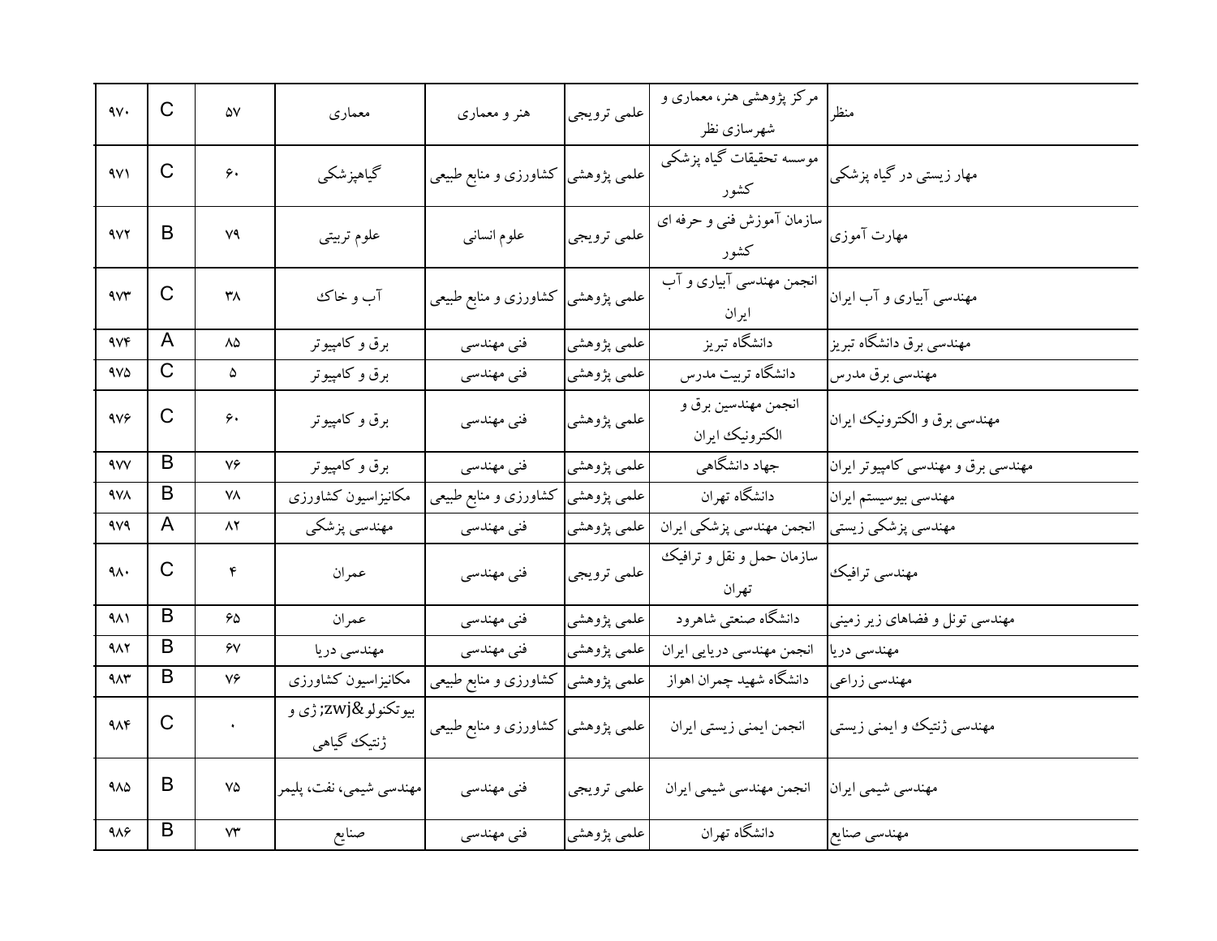| ۹۷۰ | C | ۵۷ | معماری | هنر و معماری | علمی ترویجی | مرکز پژوهشی هنر، معماری و شهرسازی نظر | منظر |
|---|---|---|---|---|---|---|---|
| ۹۷۱ | C | ۶۰ | گیاهپزشکی | کشاورزی و منابع طبیعی | علمی پژوهشی | موسسه تحقیقات گیاه پزشکی کشور | مهار زیستی در گیاه پزشکی |
| ۹۷۲ | B | ۷۹ | علوم تربیتی | علوم انسانی | علمی ترویجی | سازمان آموزش فنی و حرفه ای کشور | مهارت آموزی |
| ۹۷۳ | C | ۳۸ | آب و خاک | کشاورزی و منابع طبیعی | علمی پژوهشی | انجمن مهندسی آبیاری و آب ایران | مهندسی آبیاری و آب ایران |
| ۹۷۴ | A | ۸۵ | برق و کامپیوتر | فنی مهندسی | علمی پژوهشی | دانشگاه تبریز | مهندسی برق دانشگاه تبریز |
| ۹۷۵ | C | ۵ | برق و کامپیوتر | فنی مهندسی | علمی پژوهشی | دانشگاه تربیت مدرس | مهندسی برق مدرس |
| ۹۷۶ | C | ۶۰ | برق و کامپیوتر | فنی مهندسی | علمی پژوهشی | انجمن مهندسین برق و الکترونیک ایران | مهندسی برق و الکترونیک ایران |
| ۹۷۷ | B | ۷۶ | برق و کامپیوتر | فنی مهندسی | علمی پژوهشی | جهاد دانشگاهی | مهندسی برق و مهندسی کامپیوتر ایران |
| ۹۷۸ | B | ۷۸ | مکانیزاسیون کشاورزی | کشاورزی و منابع طبیعی | علمی پژوهشی | دانشگاه تهران | مهندسی بیوسیستم ایران |
| ۹۷۹ | A | ۸۲ | مهندسی پزشکی | فنی مهندسی | علمی پژوهشی | انجمن مهندسی پزشکی ایران | مهندسی پزشکی زیستی |
| ۹۸۰ | C | ۴ | عمران | فنی مهندسی | علمی ترویجی | سازمان حمل و نقل و ترافیک تهران | مهندسی ترافیک |
| ۹۸۱ | B | ۶۵ | عمران | فنی مهندسی | علمی پژوهشی | دانشگاه صنعتی شاهرود | مهندسی تونل و فضاهای زیر زمینی |
| ۹۸۲ | B | ۶۷ | مهندسی دریا | فنی مهندسی | علمی پژوهشی | انجمن مهندسی دریایی ایران | مهندسی دریا |
| ۹۸۳ | B | ۷۶ | مکانیزاسیون کشاورزی | کشاورزی و منابع طبیعی | علمی پژوهشی | دانشگاه شهید چمران اهواز | مهندسی زراعی |
| ۹۸۴ | C | ۰ | بیوتکنولو&zwj;ژی و ژنتیک گیاهی | کشاورزی و منابع طبیعی | علمی پژوهشی | انجمن ایمنی زیستی ایران | مهندسی ژنتیک و ایمنی زیستی |
| ۹۸۵ | B | ۷۵ | مهندسی شیمی، نفت، پلیمر | فنی مهندسی | علمی ترویجی | انجمن مهندسی شیمی ایران | مهندسی شیمی ایران |
| ۹۸۶ | B | ۷۳ | صنایع | فنی مهندسی | علمی پژوهشی | دانشگاه تهران | مهندسی صنایع |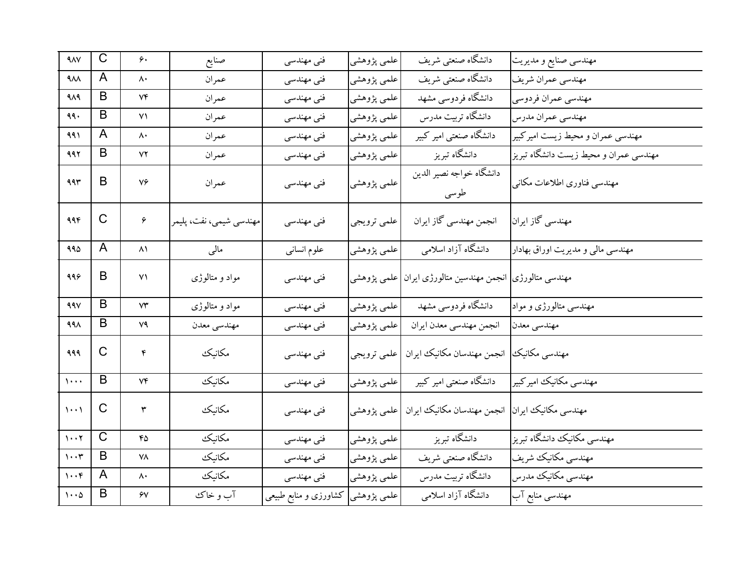| | | | | | | | |
|---|---|---|---|---|---|---|---|
| مهندسی صنایع و مدیریت | دانشگاه صنعتی شریف | علمی پژوهشی | فنی مهندسی | صنایع | ۶۰ | C | ۹۸۷ |
| مهندسی عمران شریف | دانشگاه صنعتی شریف | علمی پژوهشی | فنی مهندسی | عمران | ۸۰ | A | ۹۸۸ |
| مهندسی عمران فردوسی | دانشگاه فردوسی مشهد | علمی پژوهشی | فنی مهندسی | عمران | ۷۴ | B | ۹۸۹ |
| مهندسی عمران مدرس | دانشگاه تربیت مدرس | علمی پژوهشی | فنی مهندسی | عمران | ۷۱ | B | ۹۹۰ |
| مهندسی عمران و محیط زیست امیرکبیر | دانشگاه صنعتی امیر کبیر | علمی پژوهشی | فنی مهندسی | عمران | ۸۰ | A | ۹۹۱ |
| مهندسی عمران و محیط زیست دانشگاه تبریز | دانشگاه تبریز | علمی پژوهشی | فنی مهندسی | عمران | ۷۲ | B | ۹۹۲ |
| مهندسی فناوری اطلاعات مکانی | دانشگاه خواجه نصیر الدین طوسی | علمی پژوهشی | فنی مهندسی | عمران | ۷۶ | B | ۹۹۳ |
| مهندسی گاز ایران | انجمن مهندسی گاز ایران | علمی ترویجی | فنی مهندسی | مهندسی شیمی، نفت، پلیمر | ۶ | C | ۹۹۴ |
| مهندسی مالی و مدیریت اوراق بهادار | دانشگاه آزاد اسلامی | علمی پژوهشی | علوم انسانی | مالی | ۸۱ | A | ۹۹۵ |
| مهندسی متالورژی | انجمن مهندسین متالورژی ایران | علمی پژوهشی | فنی مهندسی | مواد و متالوژی | ۷۱ | B | ۹۹۶ |
| مهندسی متالورژی و مواد | دانشگاه فردوسی مشهد | علمی پژوهشی | فنی مهندسی | مواد و متالوژی | ۷۳ | B | ۹۹۷ |
| مهندسی معدن | انجمن مهندسی معدن ایران | علمی پژوهشی | فنی مهندسی | مهندسی معدن | ۷۹ | B | ۹۹۸ |
| مهندسی مکانیک | انجمن مهندسان مکانیک ایران | علمی ترویجی | فنی مهندسی | مکانیک | ۴ | C | ۹۹۹ |
| مهندسی مکانیک امیرکبیر | دانشگاه صنعتی امیر کبیر | علمی پژوهشی | فنی مهندسی | مکانیک | ۷۴ | B | ۱۰۰۰ |
| مهندسی مکانیک ایران | انجمن مهندسان مکانیک ایران | علمی پژوهشی | فنی مهندسی | مکانیک | ۳ | C | ۱۰۰۱ |
| مهندسی مکانیک دانشگاه تبریز | دانشگاه تبریز | علمی پژوهشی | فنی مهندسی | مکانیک | ۴۵ | C | ۱۰۰۲ |
| مهندسی مکانیک شریف | دانشگاه صنعتی شریف | علمی پژوهشی | فنی مهندسی | مکانیک | ۷۸ | B | ۱۰۰۳ |
| مهندسی مکانیک مدرس | دانشگاه تربیت مدرس | علمی پژوهشی | فنی مهندسی | مکانیک | ۸۰ | A | ۱۰۰۴ |
| مهندسی منابع آب | دانشگاه آزاد اسلامی | علمی پژوهشی | کشاورزی و منابع طبیعی | آب و خاک | ۶۷ | B | ۱۰۰۵ |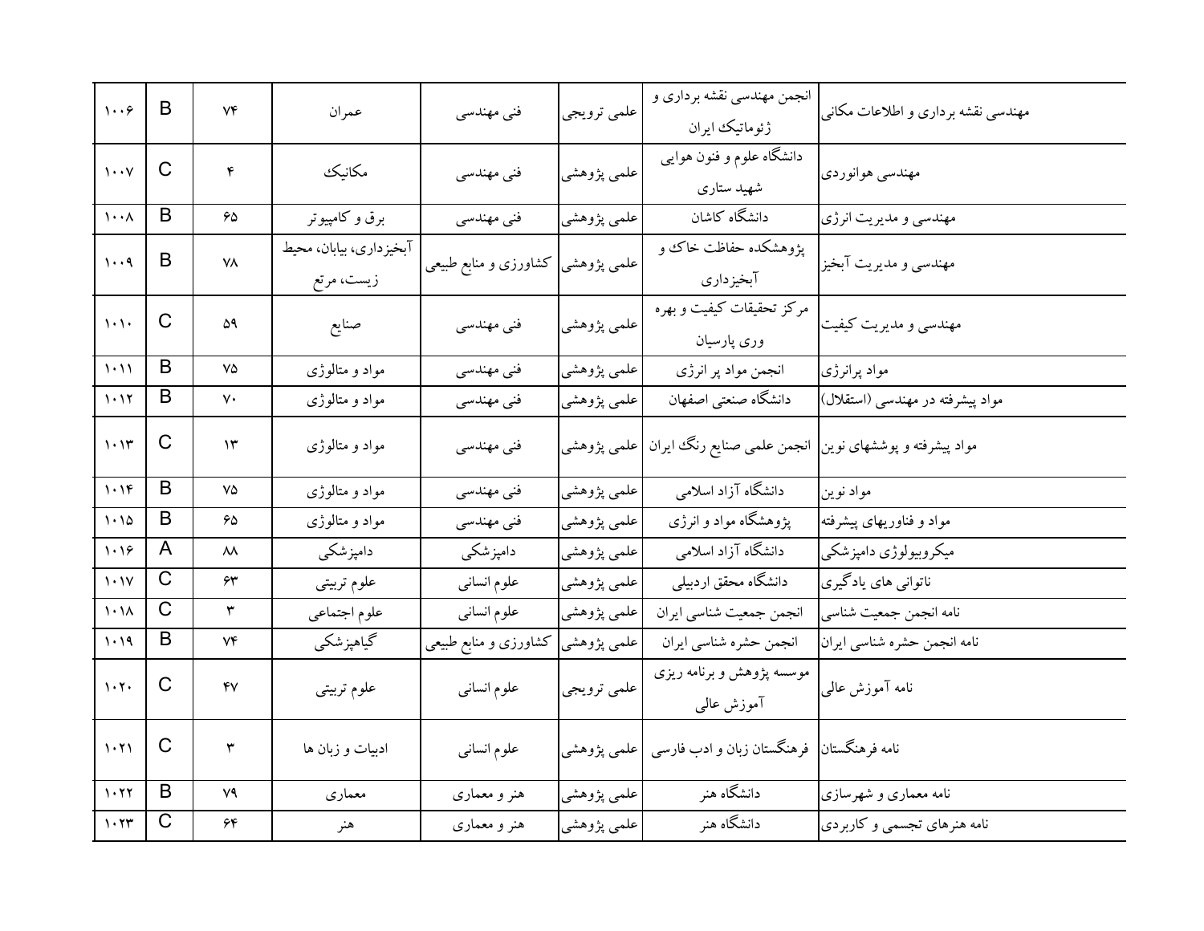| ۱۰۰۶ | B | ۷۴ | عمران | فنی مهندسی | علمی ترویجی | انجمن مهندسی نقشه برداری و ژئوماتیک ایران | مهندسی نقشه برداری و اطلاعات مکانی |
|---|---|---|---|---|---|---|---|
| ۱۰۰۷ | C | ۴ | مکانیک | فنی مهندسی | علمی پژوهشی | دانشگاه علوم و فنون هوایی شهید ستاری | مهندسی هوانوردی |
| ۱۰۰۸ | B | ۶۵ | برق و کامپیوتر | فنی مهندسی | علمی پژوهشی | دانشگاه کاشان | مهندسی و مدیریت انرژی |
| ۱۰۰۹ | B | ۷۸ | آبخیزداری، بیابان، محیط زیست، مرتع | کشاورزی و منابع طبیعی | علمی پژوهشی | پژوهشکده حفاظت خاک و آبخیزداری | مهندسی و مدیریت آبخیز |
| ۱۰۱۰ | C | ۵۹ | صنایع | فنی مهندسی | علمی پژوهشی | مرکز تحقیقات کیفیت و بهره وری پارسیان | مهندسی و مدیریت کیفیت |
| ۱۰۱۱ | B | ۷۵ | مواد و متالوژی | فنی مهندسی | علمی پژوهشی | انجمن مواد پر انرژی | مواد پرانرژی |
| ۱۰۱۲ | B | ۷۰ | مواد و متالوژی | فنی مهندسی | علمی پژوهشی | دانشگاه صنعتی اصفهان | مواد پیشرفته در مهندسی (استقلال) |
| ۱۰۱۳ | C | ۱۳ | مواد و متالوژی | فنی مهندسی | علمی پژوهشی | انجمن علمی صنایع رنگ ایران | مواد پیشرفته و پوششهای نوین |
| ۱۰۱۴ | B | ۷۵ | مواد و متالوژی | فنی مهندسی | علمی پژوهشی | دانشگاه آزاد اسلامی | مواد نوین |
| ۱۰۱۵ | B | ۶۵ | مواد و متالوژی | فنی مهندسی | علمی پژوهشی | پژوهشگاه مواد و انرژی | مواد و فناوریهای پیشرفته |
| ۱۰۱۶ | A | ۸۸ | دامپزشکی | دامپزشکی | علمی پژوهشی | دانشگاه آزاد اسلامی | میکروبیولوژی دامپزشکی |
| ۱۰۱۷ | C | ۶۳ | علوم تربیتی | علوم انسانی | علمی پژوهشی | دانشگاه محقق اردبیلی | ناتوانی های یادگیری |
| ۱۰۱۸ | C | ۳ | علوم اجتماعی | علوم انسانی | علمی پژوهشی | انجمن جمعیت شناسی ایران | نامه انجمن جمعیت شناسی |
| ۱۰۱۹ | B | ۷۴ | گیاهپزشکی | کشاورزی و منابع طبیعی | علمی پژوهشی | انجمن حشره شناسی ایران | نامه انجمن حشره شناسی ایران |
| ۱۰۲۰ | C | ۴۷ | علوم تربیتی | علوم انسانی | علمی ترویجی | موسسه پژوهش و برنامه ریزی آموزش عالی | نامه آموزش عالی |
| ۱۰۲۱ | C | ۳ | ادبیات و زبان ها | علوم انسانی | علمی پژوهشی | فرهنگستان زبان و ادب فارسی | نامه فرهنگستان |
| ۱۰۲۲ | B | ۷۹ | معماری | هنر و معماری | علمی پژوهشی | دانشگاه هنر | نامه معماری و شهرسازی |
| ۱۰۲۳ | C | ۶۴ | هنر | هنر و معماری | علمی پژوهشی | دانشگاه هنر | نامه هنرهای تجسمی و کاربردی |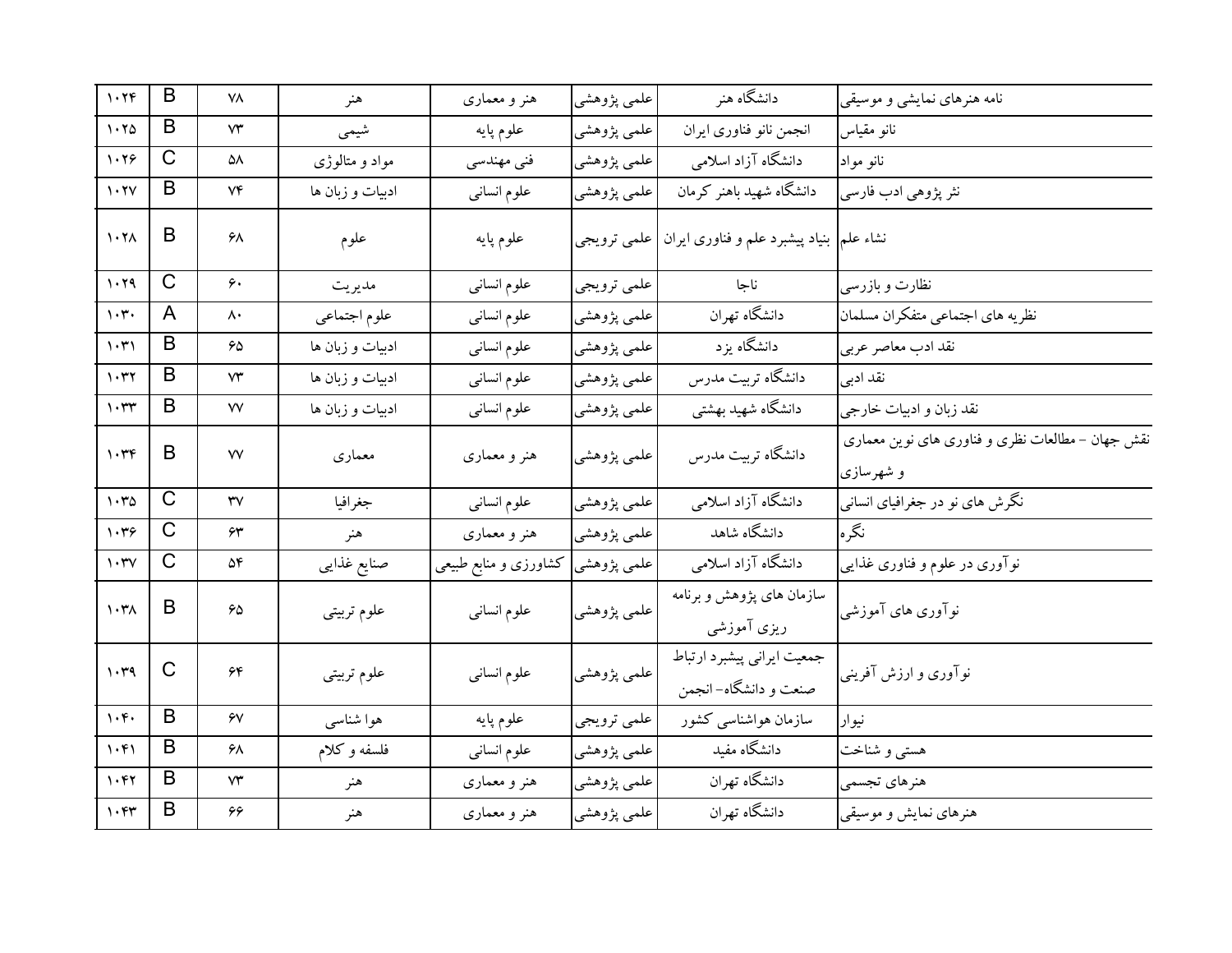| ۱۰۲۴ | B | ۷۸ | هنر | هنر و معماری | علمی پژوهشی | دانشگاه هنر | نامه هنرهای نمایشی و موسیقی |
|---|---|---|---|---|---|---|---|
| ۱۰۲۵ | B | ۷۳ | شیمی | علوم پایه | علمی پژوهشی | انجمن نانو فناوری ایران | نانو مقیاس |
| ۱۰۲۶ | C | ۵۸ | مواد و متالوژی | فنی مهندسی | علمی پژوهشی | دانشگاه آزاد اسلامی | نانو مواد |
| ۱۰۲۷ | B | ۷۴ | ادبیات و زبان ها | علوم انسانی | علمی پژوهشی | دانشگاه شهید باهنر کرمان | نثر پژوهی ادب فارسی |
| ۱۰۲۸ | B | ۶۸ | علوم | علوم پایه | علمی ترویجی | بنیاد پیشبرد علم و فناوری ایران | نشاء علم |
| ۱۰۲۹ | C | ۶۰ | مدیریت | علوم انسانی | علمی ترویجی | ناجا | نظارت و بازرسی |
| ۱۰۳۰ | A | ۸۰ | علوم اجتماعی | علوم انسانی | علمی پژوهشی | دانشگاه تهران | نظریه های اجتماعی متفکران مسلمان |
| ۱۰۳۱ | B | ۶۵ | ادبیات و زبان ها | علوم انسانی | علمی پژوهشی | دانشگاه یزد | نقد ادب معاصر عربی |
| ۱۰۳۲ | B | ۷۳ | ادبیات و زبان ها | علوم انسانی | علمی پژوهشی | دانشگاه تربیت مدرس | نقد ادبی |
| ۱۰۳۳ | B | ۷۷ | ادبیات و زبان ها | علوم انسانی | علمی پژوهشی | دانشگاه شهید بهشتی | نقد زبان و ادبیات خارجی |
| ۱۰۳۴ | B | ۷۷ | معماری | هنر و معماری | علمی پژوهشی | دانشگاه تربیت مدرس | نقش جهان - مطالعات نظری و فناوری های نوین معماری و شهرسازی |
| ۱۰۳۵ | C | ۳۷ | جغرافیا | علوم انسانی | علمی پژوهشی | دانشگاه آزاد اسلامی | نگرش های نو در جغرافیای انسانی |
| ۱۰۳۶ | C | ۶۳ | هنر | هنر و معماری | علمی پژوهشی | دانشگاه شاهد | نگره |
| ۱۰۳۷ | C | ۵۴ | صنایع غذایی | کشاورزی و منابع طبیعی | علمی پژوهشی | دانشگاه آزاد اسلامی | نوآوری در علوم و فناوری غذایی |
| ۱۰۳۸ | B | ۶۵ | علوم تربیتی | علوم انسانی | علمی پژوهشی | سازمان های پژوهش و برنامه ریزی آموزشی | نوآوری های آموزشی |
| ۱۰۳۹ | C | ۶۴ | علوم تربیتی | علوم انسانی | علمی پژوهشی | جمعیت ایرانی پیشبرد ارتباط صنعت و دانشگاه- انجمن | نوآوری و ارزش آفرینی |
| ۱۰۴۰ | B | ۶۷ | هوا شناسی | علوم پایه | علمی ترویجی | سازمان هواشناسی کشور | نیوار |
| ۱۰۴۱ | B | ۶۸ | فلسفه و کلام | علوم انسانی | علمی پژوهشی | دانشگاه مفید | هستی و شناخت |
| ۱۰۴۲ | B | ۷۳ | هنر | هنر و معماری | علمی پژوهشی | دانشگاه تهران | هنرهای تجسمی |
| ۱۰۴۳ | B | ۶۶ | هنر | هنر و معماری | علمی پژوهشی | دانشگاه تهران | هنرهای نمایش و موسیقی |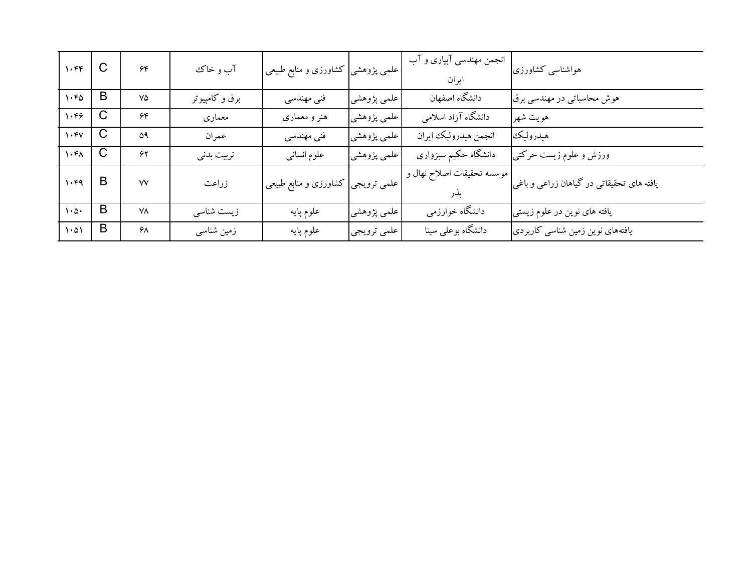| | | | | | | | |
|---|---|---|---|---|---|---|---|
| هواشناسی کشاورزی | انجمن مهندسی آبیاری و آب ایران | علمی پژوهشی | کشاورزی و منابع طبیعی | آب و خاک | ۶۴ | C | ۱۰۴۴ |
| هوش محاسباتی در مهندسی برق | دانشگاه اصفهان | علمی پژوهشی | فنی مهندسی | برق و کامپیوتر | ۷۵ | B | ۱۰۴۵ |
| هویت شهر | دانشگاه آزاد اسلامی | علمی پژوهشی | هنر و معماری | معماری | ۶۴ | C | ۱۰۴۶ |
| هیدرولیک | انجمن هیدرولیک ایران | علمی پژوهشی | فنی مهندسی | عمران | ۵۹ | C | ۱۰۴۷ |
| ورزش و علوم زیست حرکتی | دانشگاه حکیم سبزواری | علمی پژوهشی | علوم انسانی | تربیت بدنی | ۶۲ | C | ۱۰۴۸ |
| یافته های تحقیقاتی در گیاهان زراعی و باغی | موسسه تحقیقات اصلاح نهال و بذر | علمی ترویجی | کشاورزی و منابع طبیعی | زراعت | ۷۷ | B | ۱۰۴۹ |
| یافته های نوین در علوم زیستی | دانشگاه خوارزمی | علمی پژوهشی | علوم پایه | زیست شناسی | ۷۸ | B | ۱۰۵۰ |
| یافته‌های نوین زمین شناسی کاربردی | دانشگاه بوعلی سینا | علمی ترویجی | علوم پایه | زمین شناسی | ۶۸ | B | ۱۰۵۱ |